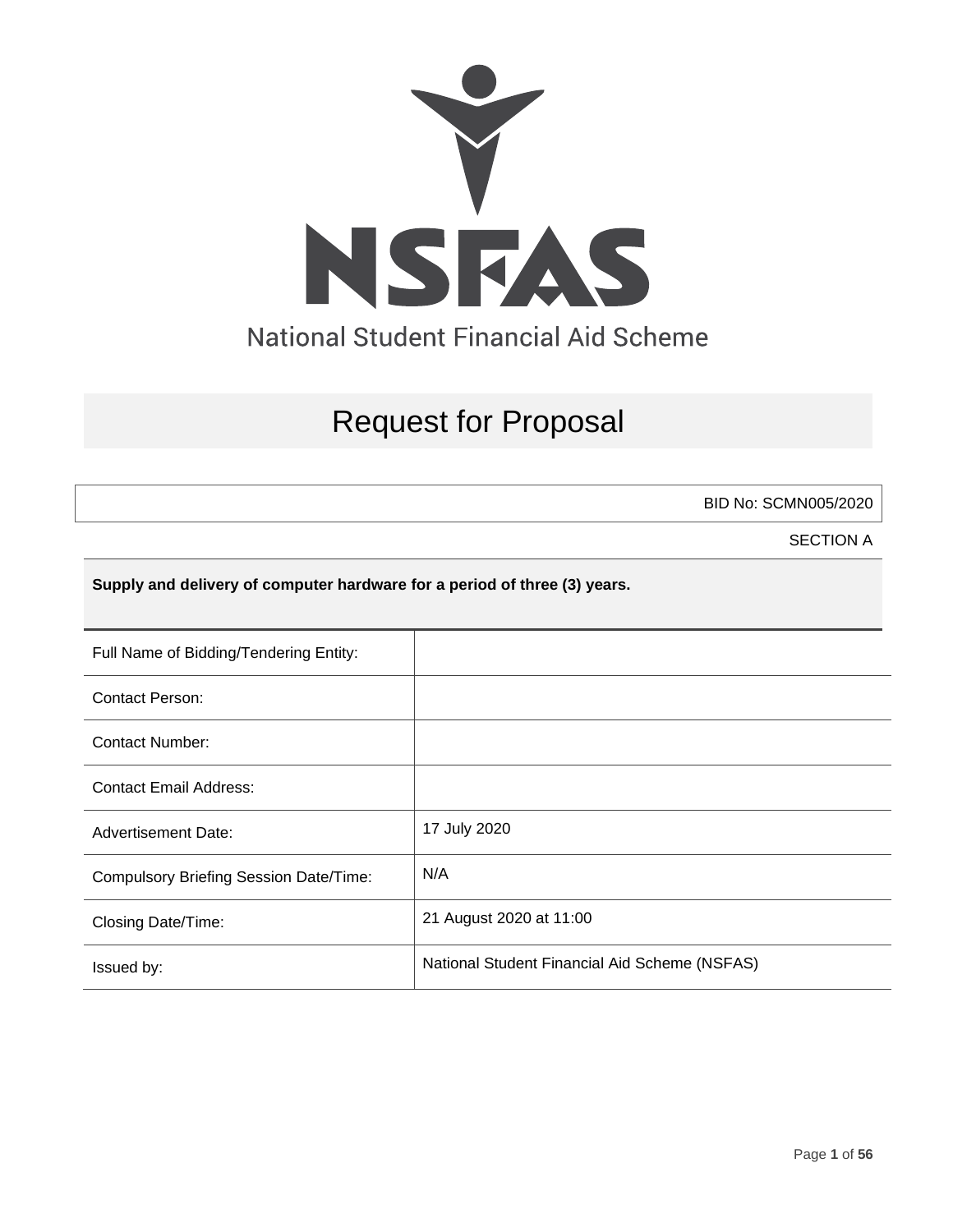# NSFAS

National Student Financial Aid Scheme

# Request for Proposal

BID No: SCMN005/2020

SECTION A

**Supply and delivery of computer hardware for a period of three (3) years.**

| | |
|---|---|
| Full Name of Bidding/Tendering Entity: | |
| Contact Person: | |
| Contact Number: | |
| Contact Email Address: | |
| Advertisement Date: | 17 July 2020 |
| Compulsory Briefing Session Date/Time: | N/A |
| Closing Date/Time: | 21 August 2020 at 11:00 |
| Issued by: | National Student Financial Aid Scheme (NSFAS) |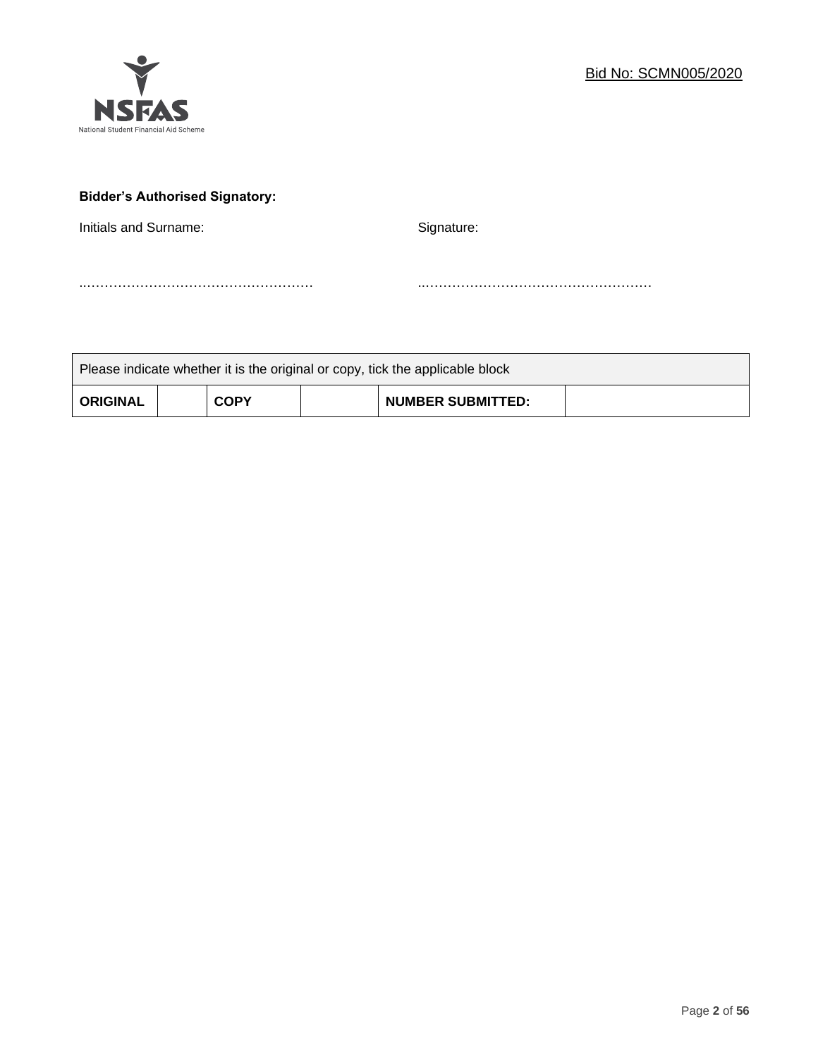Bid No: SCMN005/2020

**Bidder's Authorised Signatory:**

Initials and Surname: ……………………………………………

Signature: ……………………………………………

| Please indicate whether it is the original or copy, tick the applicable block | | | | | |
|---|---|---|---|---|---|
| **ORIGINAL** | | **COPY** | | **NUMBER SUBMITTED:** | |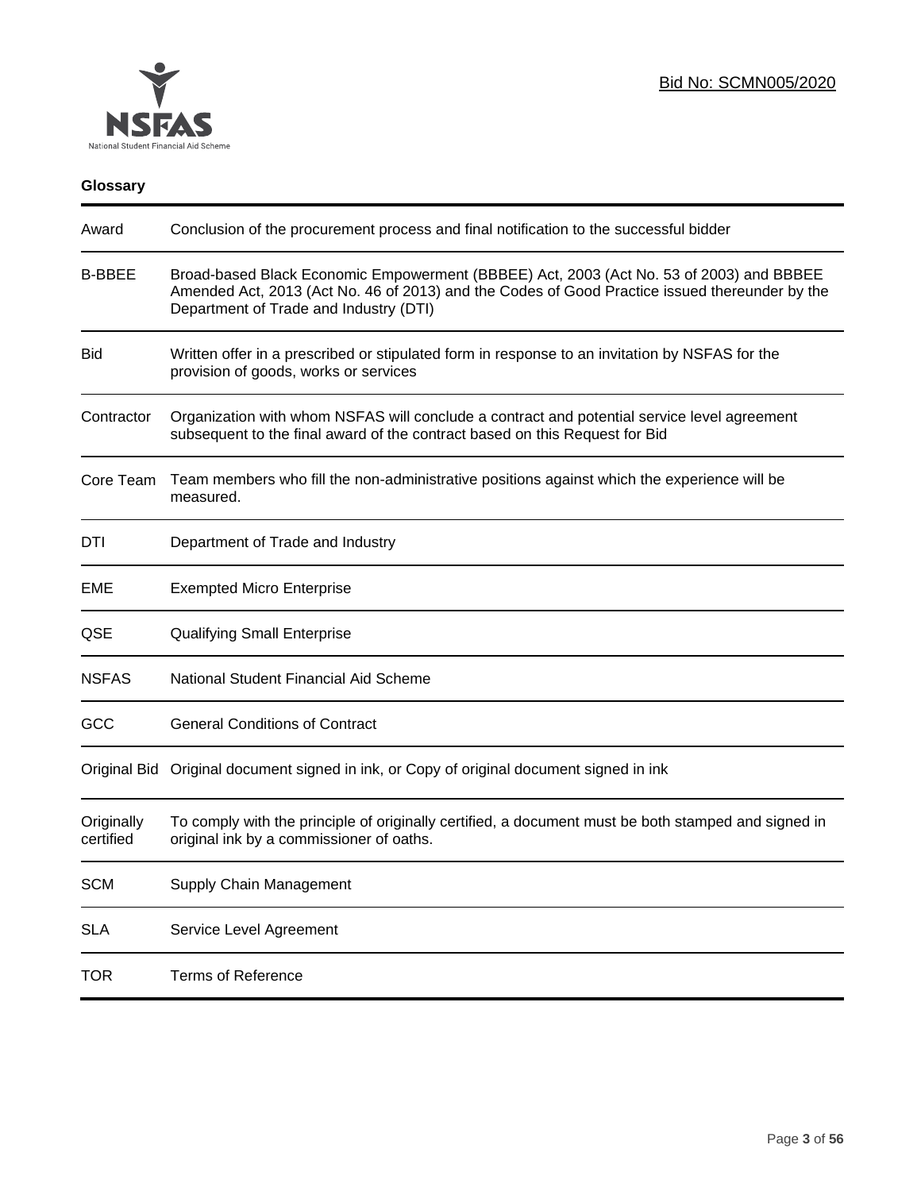Bid No: SCMN005/2020

**Glossary**

| | |
|---|---|
| Award | Conclusion of the procurement process and final notification to the successful bidder |
| B-BBEE | Broad-based Black Economic Empowerment (BBBEE) Act, 2003 (Act No. 53 of 2003) and BBBEE Amended Act, 2013 (Act No. 46 of 2013) and the Codes of Good Practice issued thereunder by the Department of Trade and Industry (DTI) |
| Bid | Written offer in a prescribed or stipulated form in response to an invitation by NSFAS for the provision of goods, works or services |
| Contractor | Organization with whom NSFAS will conclude a contract and potential service level agreement subsequent to the final award of the contract based on this Request for Bid |
| Core Team | Team members who fill the non-administrative positions against which the experience will be measured. |
| DTI | Department of Trade and Industry |
| EME | Exempted Micro Enterprise |
| QSE | Qualifying Small Enterprise |
| NSFAS | National Student Financial Aid Scheme |
| GCC | General Conditions of Contract |
| Original Bid | Original document signed in ink, or Copy of original document signed in ink |
| Originally certified | To comply with the principle of originally certified, a document must be both stamped and signed in original ink by a commissioner of oaths. |
| SCM | Supply Chain Management |
| SLA | Service Level Agreement |
| TOR | Terms of Reference |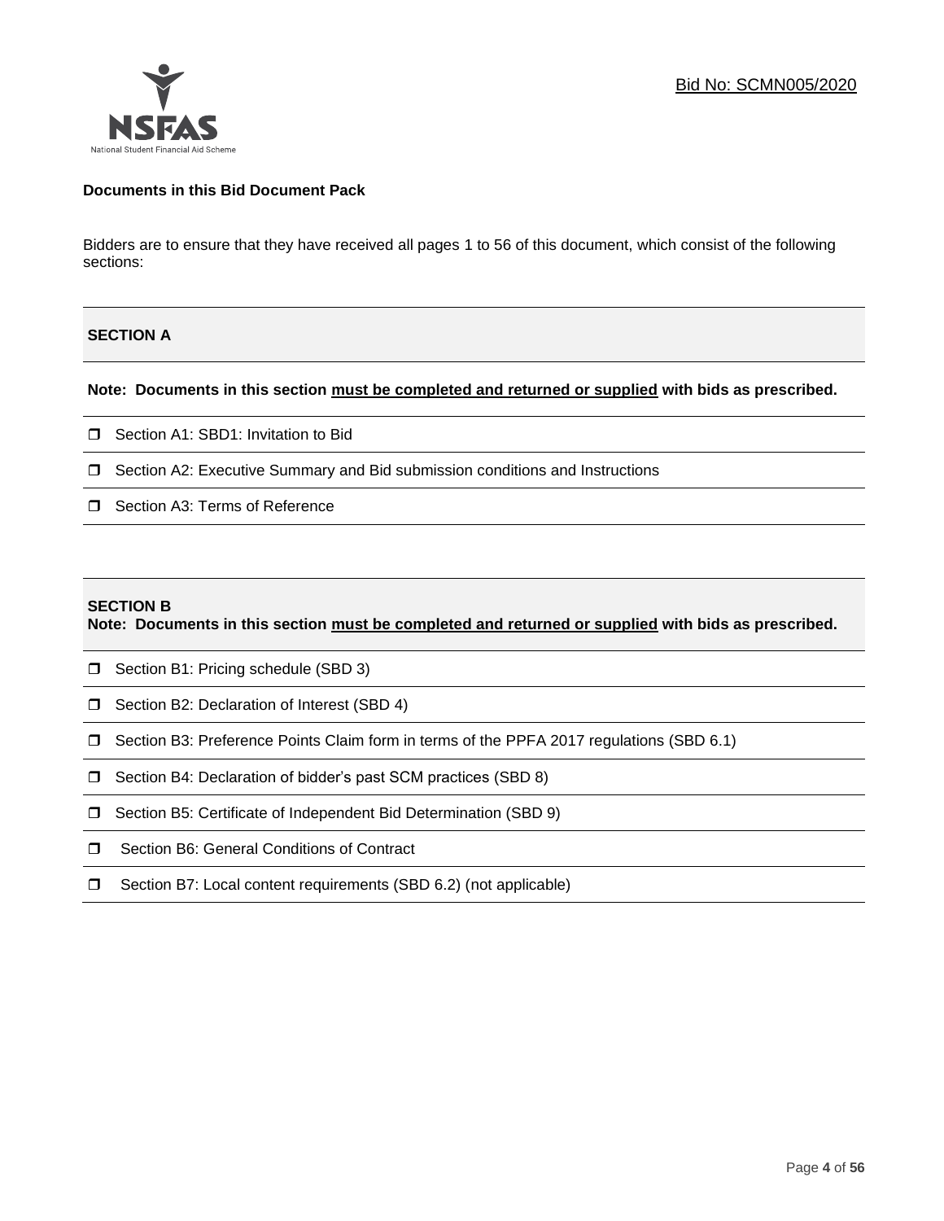Bid No: SCMN005/2020

**Documents in this Bid Document Pack**

Bidders are to ensure that they have received all pages 1 to 56 of this document, which consist of the following sections:

**SECTION A**

**Note: Documents in this section <u>must be completed and returned or supplied</u> with bids as prescribed.**

- ❒ Section A1: SBD1: Invitation to Bid
- ❒ Section A2: Executive Summary and Bid submission conditions and Instructions
- ❒ Section A3: Terms of Reference

**SECTION B**

**Note: Documents in this section <u>must be completed and returned or supplied</u> with bids as prescribed.**

- ❒ Section B1: Pricing schedule (SBD 3)
- ❒ Section B2: Declaration of Interest (SBD 4)
- ❒ Section B3: Preference Points Claim form in terms of the PPFA 2017 regulations (SBD 6.1)
- ❒ Section B4: Declaration of bidder's past SCM practices (SBD 8)
- ❒ Section B5: Certificate of Independent Bid Determination (SBD 9)
- ❒ Section B6: General Conditions of Contract
- ❒ Section B7: Local content requirements (SBD 6.2) (not applicable)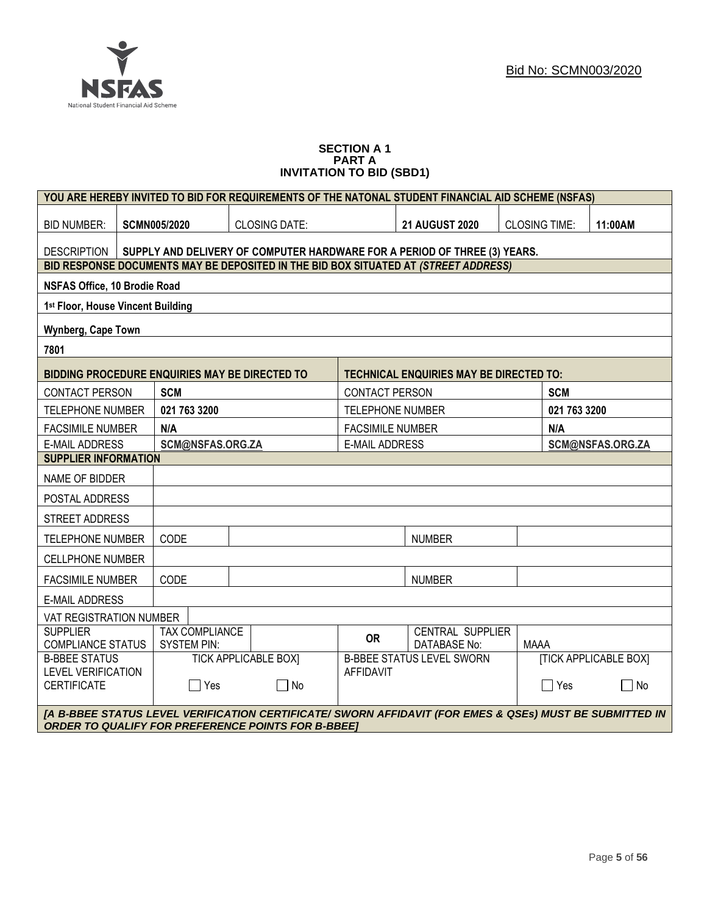Bid No: SCMN003/2020

**SECTION A 1**
**PART A**
**INVITATION TO BID (SBD1)**

| YOU ARE HEREBY INVITED TO BID FOR REQUIREMENTS OF THE NATONAL STUDENT FINANCIAL AID SCHEME (NSFAS) | | | | | | | |
|---|---|---|---|---|---|---|---|
| BID NUMBER: | **SCMN005/2020** | CLOSING DATE: | | **21 AUGUST 2020** | CLOSING TIME: | | **11:00AM** |
| DESCRIPTION | **SUPPLY AND DELIVERY OF COMPUTER HARDWARE FOR A PERIOD OF THREE (3) YEARS.** | | | | | | |
| **BID RESPONSE DOCUMENTS MAY BE DEPOSITED IN THE BID BOX SITUATED AT *(STREET ADDRESS)*** | | | | | | | |
| **NSFAS Office, 10 Brodie Road** | | | | | | | |
| **1st Floor, House Vincent Building** | | | | | | | |
| **Wynberg, Cape Town** | | | | | | | |
| **7801** | | | | | | | |
| **BIDDING PROCEDURE ENQUIRIES MAY BE DIRECTED TO** | | | **TECHNICAL ENQUIRIES MAY BE DIRECTED TO:** | | | | |
| CONTACT PERSON | **SCM** | | CONTACT PERSON | | | **SCM** | |
| TELEPHONE NUMBER | **021 763 3200** | | TELEPHONE NUMBER | | | **021 763 3200** | |
| FACSIMILE NUMBER | **N/A** | | FACSIMILE NUMBER | | | **N/A** | |
| E-MAIL ADDRESS | **SCM@NSFAS.ORG.ZA** | | E-MAIL ADDRESS | | | **SCM@NSFAS.ORG.ZA** | |
| **SUPPLIER INFORMATION** | | | | | | | |
| NAME OF BIDDER | | | | | | | |
| POSTAL ADDRESS | | | | | | | |
| STREET ADDRESS | | | | | | | |
| TELEPHONE NUMBER | CODE | | | NUMBER | | | |
| CELLPHONE NUMBER | | | | | | | |
| FACSIMILE NUMBER | CODE | | | NUMBER | | | |
| E-MAIL ADDRESS | | | | | | | |
| VAT REGISTRATION NUMBER | | | | | | | |
| SUPPLIER COMPLIANCE STATUS | TAX COMPLIANCE SYSTEM PIN: | | **OR** | CENTRAL SUPPLIER DATABASE No: | MAAA | | |
| B-BBEE STATUS LEVEL VERIFICATION CERTIFICATE | TICK APPLICABLE BOX] ☐ Yes | ☐ No | B-BBEE STATUS LEVEL SWORN AFFIDAVIT | | [TICK APPLICABLE BOX] ☐ Yes | | ☐ No |
| ***[A B-BBEE STATUS LEVEL VERIFICATION CERTIFICATE/ SWORN AFFIDAVIT (FOR EMES & QSEs) MUST BE SUBMITTED IN ORDER TO QUALIFY FOR PREFERENCE POINTS FOR B-BBEE]*** | | | | | | | |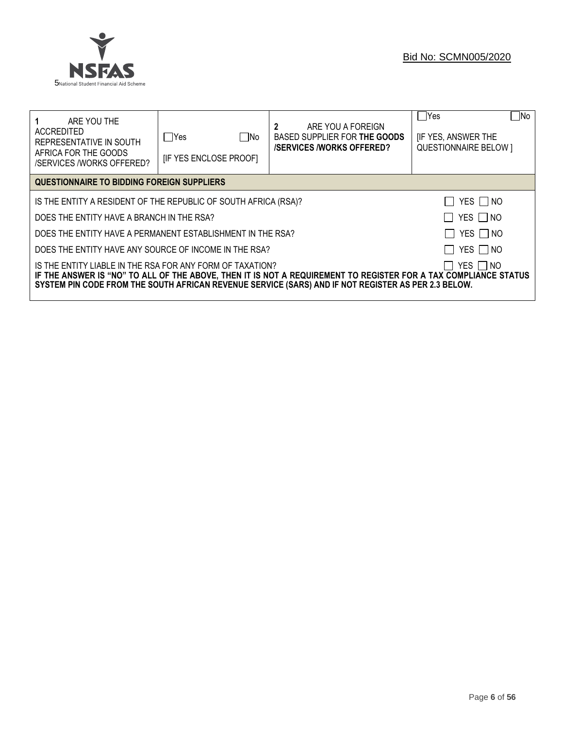Bid No: SCMN005/2020

| **1** ARE YOU THE ACCREDITED REPRESENTATIVE IN SOUTH AFRICA FOR THE GOODS /SERVICES /WORKS OFFERED? | ☐Yes ☐No [IF YES ENCLOSE PROOF] | **2** ARE YOU A FOREIGN BASED SUPPLIER FOR **THE GOODS /SERVICES /WORKS OFFERED?** | ☐Yes ☐No [IF YES, ANSWER THE QUESTIONNAIRE BELOW ] |
|---|---|---|---|

| **QUESTIONNAIRE TO BIDDING FOREIGN SUPPLIERS** | |
|---|---|
| IS THE ENTITY A RESIDENT OF THE REPUBLIC OF SOUTH AFRICA (RSA)? | ☐ YES ☐ NO |
| DOES THE ENTITY HAVE A BRANCH IN THE RSA? | ☐ YES ☐ NO |
| DOES THE ENTITY HAVE A PERMANENT ESTABLISHMENT IN THE RSA? | ☐ YES ☐ NO |
| DOES THE ENTITY HAVE ANY SOURCE OF INCOME IN THE RSA? | ☐ YES ☐ NO |
| IS THE ENTITY LIABLE IN THE RSA FOR ANY FORM OF TAXATION? | ☐ YES ☐ NO |

**IF THE ANSWER IS "NO" TO ALL OF THE ABOVE, THEN IT IS NOT A REQUIREMENT TO REGISTER FOR A TAX COMPLIANCE STATUS SYSTEM PIN CODE FROM THE SOUTH AFRICAN REVENUE SERVICE (SARS) AND IF NOT REGISTER AS PER 2.3 BELOW.**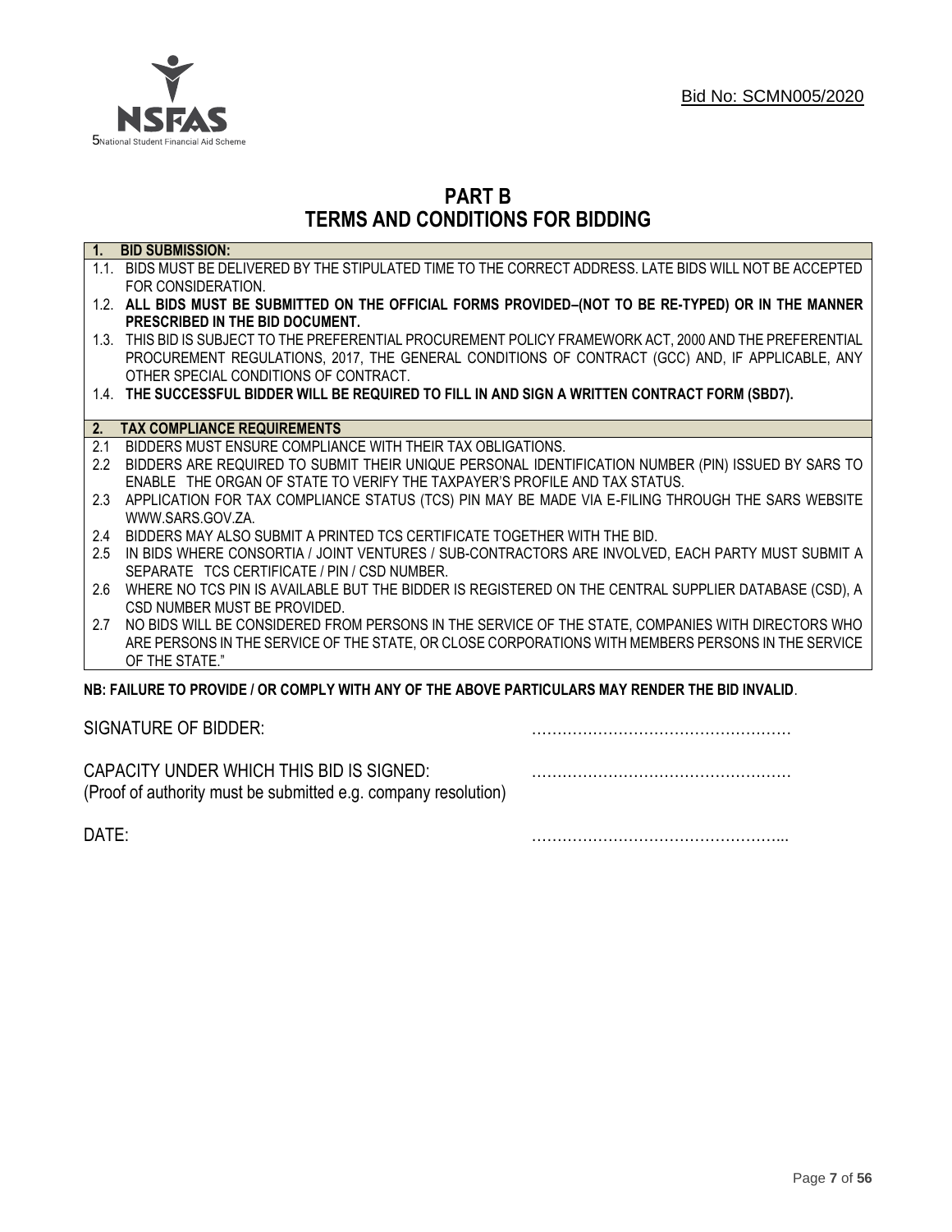Bid No: SCMN005/2020

# PART B
# TERMS AND CONDITIONS FOR BIDDING

**1. BID SUBMISSION:**

1.1. BIDS MUST BE DELIVERED BY THE STIPULATED TIME TO THE CORRECT ADDRESS. LATE BIDS WILL NOT BE ACCEPTED FOR CONSIDERATION.

1.2. **ALL BIDS MUST BE SUBMITTED ON THE OFFICIAL FORMS PROVIDED–(NOT TO BE RE-TYPED) OR IN THE MANNER PRESCRIBED IN THE BID DOCUMENT.**

1.3. THIS BID IS SUBJECT TO THE PREFERENTIAL PROCUREMENT POLICY FRAMEWORK ACT, 2000 AND THE PREFERENTIAL PROCUREMENT REGULATIONS, 2017, THE GENERAL CONDITIONS OF CONTRACT (GCC) AND, IF APPLICABLE, ANY OTHER SPECIAL CONDITIONS OF CONTRACT.

1.4. **THE SUCCESSFUL BIDDER WILL BE REQUIRED TO FILL IN AND SIGN A WRITTEN CONTRACT FORM (SBD7).**

**2. TAX COMPLIANCE REQUIREMENTS**

2.1 BIDDERS MUST ENSURE COMPLIANCE WITH THEIR TAX OBLIGATIONS.

2.2 BIDDERS ARE REQUIRED TO SUBMIT THEIR UNIQUE PERSONAL IDENTIFICATION NUMBER (PIN) ISSUED BY SARS TO ENABLE THE ORGAN OF STATE TO VERIFY THE TAXPAYER'S PROFILE AND TAX STATUS.

2.3 APPLICATION FOR TAX COMPLIANCE STATUS (TCS) PIN MAY BE MADE VIA E-FILING THROUGH THE SARS WEBSITE WWW.SARS.GOV.ZA.

2.4 BIDDERS MAY ALSO SUBMIT A PRINTED TCS CERTIFICATE TOGETHER WITH THE BID.

2.5 IN BIDS WHERE CONSORTIA / JOINT VENTURES / SUB-CONTRACTORS ARE INVOLVED, EACH PARTY MUST SUBMIT A SEPARATE TCS CERTIFICATE / PIN / CSD NUMBER.

2.6 WHERE NO TCS PIN IS AVAILABLE BUT THE BIDDER IS REGISTERED ON THE CENTRAL SUPPLIER DATABASE (CSD), A CSD NUMBER MUST BE PROVIDED.

2.7 NO BIDS WILL BE CONSIDERED FROM PERSONS IN THE SERVICE OF THE STATE, COMPANIES WITH DIRECTORS WHO ARE PERSONS IN THE SERVICE OF THE STATE, OR CLOSE CORPORATIONS WITH MEMBERS PERSONS IN THE SERVICE OF THE STATE."

**NB: FAILURE TO PROVIDE / OR COMPLY WITH ANY OF THE ABOVE PARTICULARS MAY RENDER THE BID INVALID**.

SIGNATURE OF BIDDER: ……………………………………………

CAPACITY UNDER WHICH THIS BID IS SIGNED: ……………………………………………
(Proof of authority must be submitted e.g. company resolution)

DATE: …………………………………………...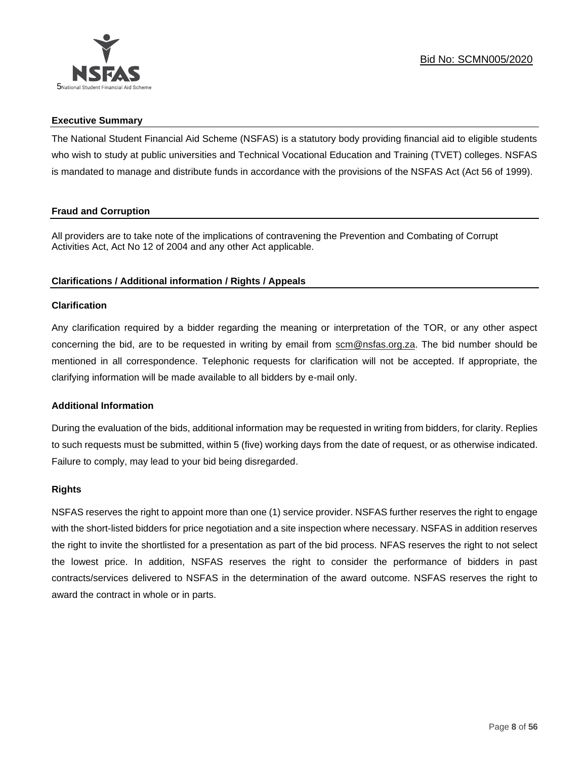## Executive Summary

The National Student Financial Aid Scheme (NSFAS) is a statutory body providing financial aid to eligible students who wish to study at public universities and Technical Vocational Education and Training (TVET) colleges. NSFAS is mandated to manage and distribute funds in accordance with the provisions of the NSFAS Act (Act 56 of 1999).

## Fraud and Corruption

All providers are to take note of the implications of contravening the Prevention and Combating of Corrupt Activities Act, Act No 12 of 2004 and any other Act applicable.

## Clarifications / Additional information / Rights / Appeals

### Clarification

Any clarification required by a bidder regarding the meaning or interpretation of the TOR, or any other aspect concerning the bid, are to be requested in writing by email from scm@nsfas.org.za. The bid number should be mentioned in all correspondence. Telephonic requests for clarification will not be accepted. If appropriate, the clarifying information will be made available to all bidders by e-mail only.

### Additional Information

During the evaluation of the bids, additional information may be requested in writing from bidders, for clarity. Replies to such requests must be submitted, within 5 (five) working days from the date of request, or as otherwise indicated. Failure to comply, may lead to your bid being disregarded.

### Rights

NSFAS reserves the right to appoint more than one (1) service provider. NSFAS further reserves the right to engage with the short-listed bidders for price negotiation and a site inspection where necessary. NSFAS in addition reserves the right to invite the shortlisted for a presentation as part of the bid process. NFAS reserves the right to not select the lowest price. In addition, NSFAS reserves the right to consider the performance of bidders in past contracts/services delivered to NSFAS in the determination of the award outcome. NSFAS reserves the right to award the contract in whole or in parts.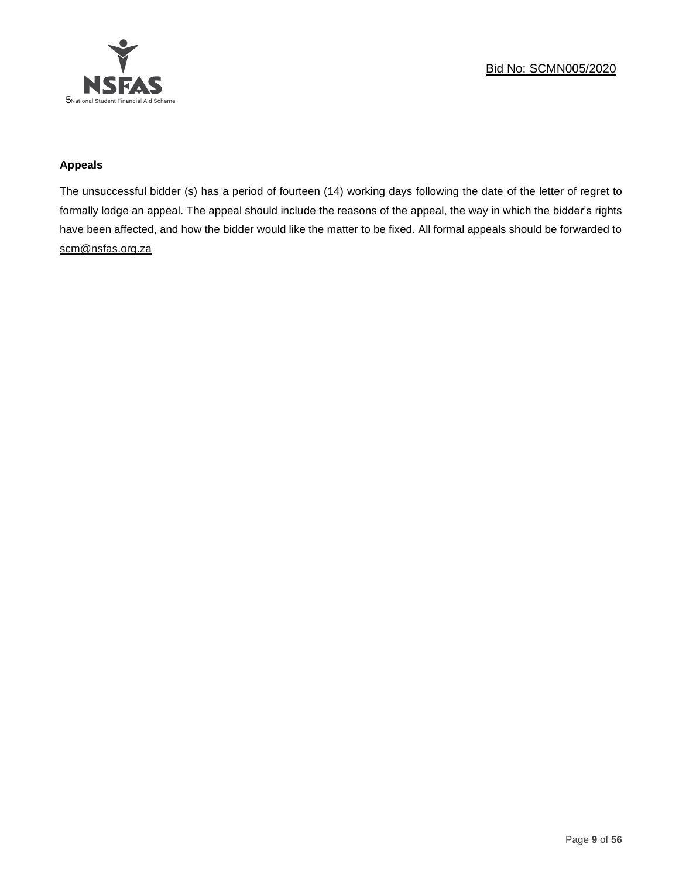**Appeals**

The unsuccessful bidder (s) has a period of fourteen (14) working days following the date of the letter of regret to formally lodge an appeal. The appeal should include the reasons of the appeal, the way in which the bidder's rights have been affected, and how the bidder would like the matter to be fixed. All formal appeals should be forwarded to scm@nsfas.org.za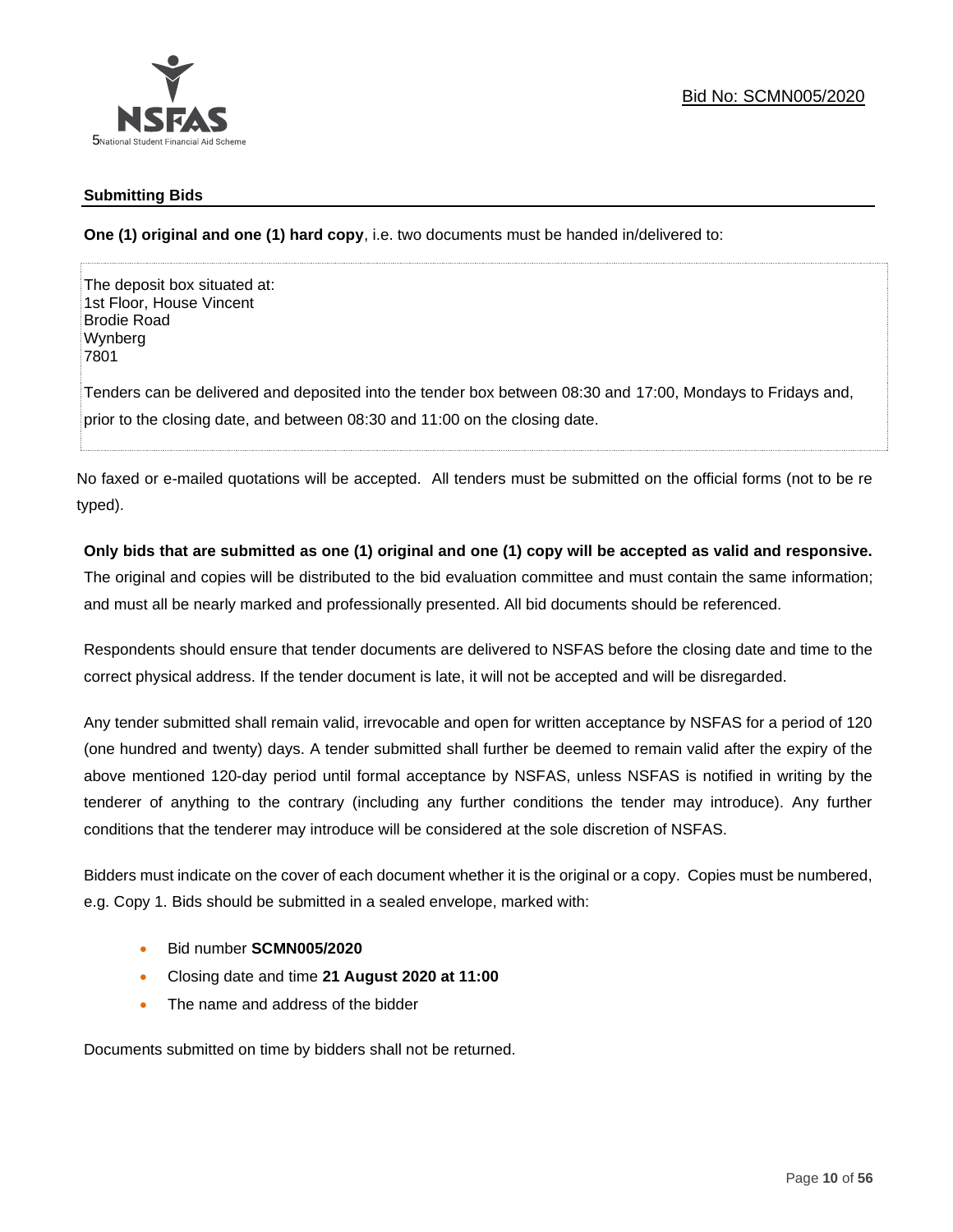Bid No: SCMN005/2020

## Submitting Bids

**One (1) original and one (1) hard copy**, i.e. two documents must be handed in/delivered to:

The deposit box situated at:
1st Floor, House Vincent
Brodie Road
Wynberg
7801

Tenders can be delivered and deposited into the tender box between 08:30 and 17:00, Mondays to Fridays and, prior to the closing date, and between 08:30 and 11:00 on the closing date.

No faxed or e-mailed quotations will be accepted. All tenders must be submitted on the official forms (not to be re typed).

**Only bids that are submitted as one (1) original and one (1) copy will be accepted as valid and responsive.** The original and copies will be distributed to the bid evaluation committee and must contain the same information; and must all be nearly marked and professionally presented. All bid documents should be referenced.

Respondents should ensure that tender documents are delivered to NSFAS before the closing date and time to the correct physical address. If the tender document is late, it will not be accepted and will be disregarded.

Any tender submitted shall remain valid, irrevocable and open for written acceptance by NSFAS for a period of 120 (one hundred and twenty) days. A tender submitted shall further be deemed to remain valid after the expiry of the above mentioned 120-day period until formal acceptance by NSFAS, unless NSFAS is notified in writing by the tenderer of anything to the contrary (including any further conditions the tender may introduce). Any further conditions that the tenderer may introduce will be considered at the sole discretion of NSFAS.

Bidders must indicate on the cover of each document whether it is the original or a copy. Copies must be numbered, e.g. Copy 1. Bids should be submitted in a sealed envelope, marked with:

- Bid number **SCMN005/2020**
- Closing date and time **21 August 2020 at 11:00**
- The name and address of the bidder

Documents submitted on time by bidders shall not be returned.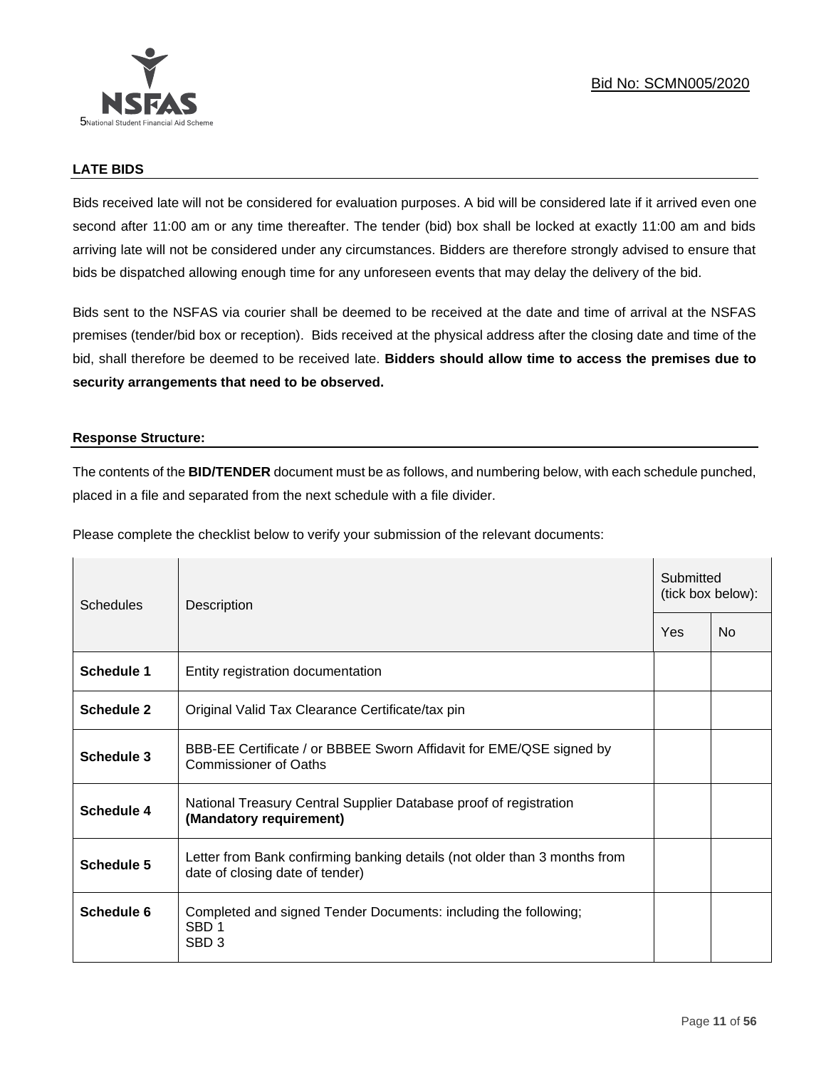## LATE BIDS

Bids received late will not be considered for evaluation purposes. A bid will be considered late if it arrived even one second after 11:00 am or any time thereafter. The tender (bid) box shall be locked at exactly 11:00 am and bids arriving late will not be considered under any circumstances. Bidders are therefore strongly advised to ensure that bids be dispatched allowing enough time for any unforeseen events that may delay the delivery of the bid.

Bids sent to the NSFAS via courier shall be deemed to be received at the date and time of arrival at the NSFAS premises (tender/bid box or reception). Bids received at the physical address after the closing date and time of the bid, shall therefore be deemed to be received late. **Bidders should allow time to access the premises due to security arrangements that need to be observed.**

## Response Structure:

The contents of the **BID/TENDER** document must be as follows, and numbering below, with each schedule punched, placed in a file and separated from the next schedule with a file divider.

Please complete the checklist below to verify your submission of the relevant documents:

| Schedules | Description | Submitted (tick box below): | |
|---|---|---|---|
| | | Yes | No |
| **Schedule 1** | Entity registration documentation | | |
| **Schedule 2** | Original Valid Tax Clearance Certificate/tax pin | | |
| **Schedule 3** | BBB-EE Certificate / or BBBEE Sworn Affidavit for EME/QSE signed by Commissioner of Oaths | | |
| **Schedule 4** | National Treasury Central Supplier Database proof of registration **(Mandatory requirement)** | | |
| **Schedule 5** | Letter from Bank confirming banking details (not older than 3 months from date of closing date of tender) | | |
| **Schedule 6** | Completed and signed Tender Documents: including the following;<br>SBD 1<br>SBD 3 | | |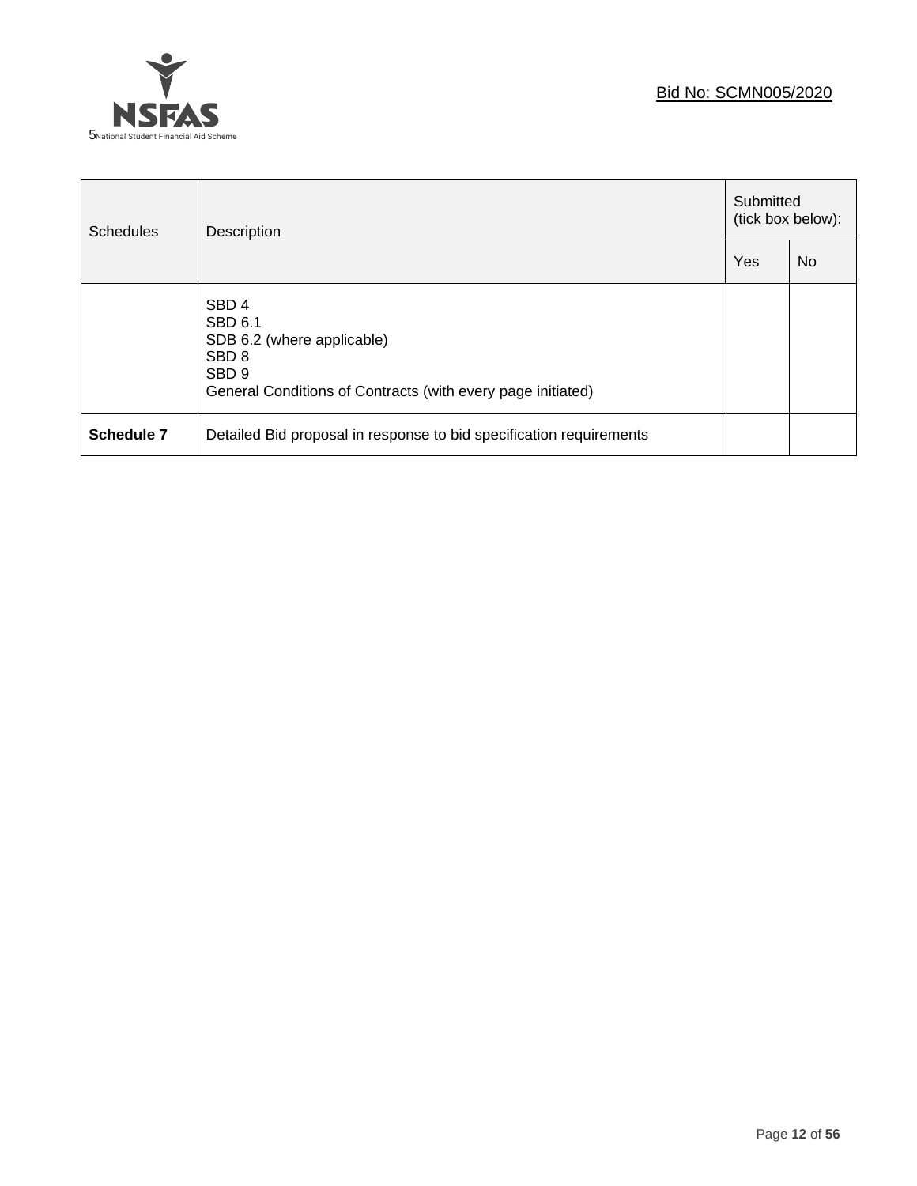| Schedules | Description | Submitted (tick box below): | |
|---|---|---|---|
| | | Yes | No |
| | SBD 4<br>SBD 6.1<br>SDB 6.2 (where applicable)<br>SBD 8<br>SBD 9<br>General Conditions of Contracts (with every page initiated) | | |
| **Schedule 7** | Detailed Bid proposal in response to bid specification requirements | | |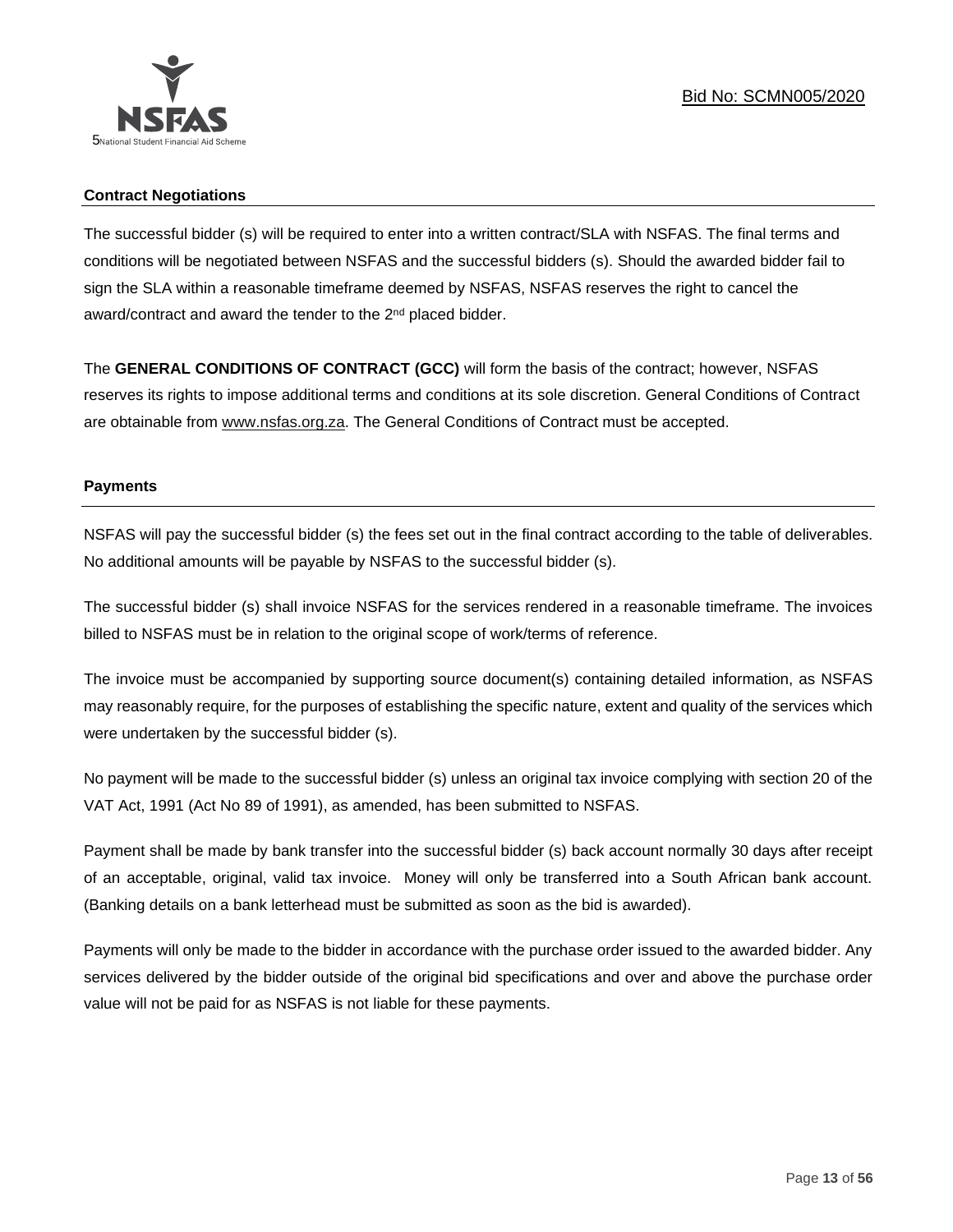**Contract Negotiations**

The successful bidder (s) will be required to enter into a written contract/SLA with NSFAS. The final terms and conditions will be negotiated between NSFAS and the successful bidders (s). Should the awarded bidder fail to sign the SLA within a reasonable timeframe deemed by NSFAS, NSFAS reserves the right to cancel the award/contract and award the tender to the 2nd placed bidder.

The **GENERAL CONDITIONS OF CONTRACT (GCC)** will form the basis of the contract; however, NSFAS reserves its rights to impose additional terms and conditions at its sole discretion. General Conditions of Contract are obtainable from www.nsfas.org.za. The General Conditions of Contract must be accepted.

**Payments**

NSFAS will pay the successful bidder (s) the fees set out in the final contract according to the table of deliverables. No additional amounts will be payable by NSFAS to the successful bidder (s).

The successful bidder (s) shall invoice NSFAS for the services rendered in a reasonable timeframe. The invoices billed to NSFAS must be in relation to the original scope of work/terms of reference.

The invoice must be accompanied by supporting source document(s) containing detailed information, as NSFAS may reasonably require, for the purposes of establishing the specific nature, extent and quality of the services which were undertaken by the successful bidder (s).

No payment will be made to the successful bidder (s) unless an original tax invoice complying with section 20 of the VAT Act, 1991 (Act No 89 of 1991), as amended, has been submitted to NSFAS.

Payment shall be made by bank transfer into the successful bidder (s) back account normally 30 days after receipt of an acceptable, original, valid tax invoice. Money will only be transferred into a South African bank account. (Banking details on a bank letterhead must be submitted as soon as the bid is awarded).

Payments will only be made to the bidder in accordance with the purchase order issued to the awarded bidder. Any services delivered by the bidder outside of the original bid specifications and over and above the purchase order value will not be paid for as NSFAS is not liable for these payments.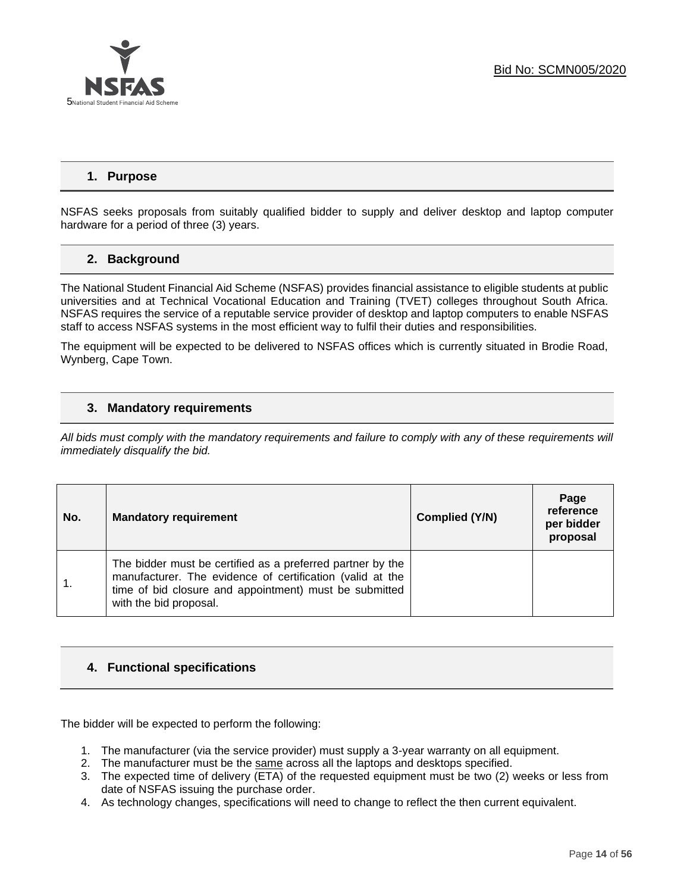## 1. Purpose

NSFAS seeks proposals from suitably qualified bidder to supply and deliver desktop and laptop computer hardware for a period of three (3) years.

## 2. Background

The National Student Financial Aid Scheme (NSFAS) provides financial assistance to eligible students at public universities and at Technical Vocational Education and Training (TVET) colleges throughout South Africa. NSFAS requires the service of a reputable service provider of desktop and laptop computers to enable NSFAS staff to access NSFAS systems in the most efficient way to fulfil their duties and responsibilities.

The equipment will be expected to be delivered to NSFAS offices which is currently situated in Brodie Road, Wynberg, Cape Town.

## 3. Mandatory requirements

*All bids must comply with the mandatory requirements and failure to comply with any of these requirements will immediately disqualify the bid.*

| No. | Mandatory requirement | Complied (Y/N) | Page reference per bidder proposal |
|---|---|---|---|
| 1. | The bidder must be certified as a preferred partner by the manufacturer. The evidence of certification (valid at the time of bid closure and appointment) must be submitted with the bid proposal. | | |

## 4. Functional specifications

The bidder will be expected to perform the following:

1. The manufacturer (via the service provider) must supply a 3-year warranty on all equipment.
2. The manufacturer must be the same across all the laptops and desktops specified.
3. The expected time of delivery (ETA) of the requested equipment must be two (2) weeks or less from date of NSFAS issuing the purchase order.
4. As technology changes, specifications will need to change to reflect the then current equivalent.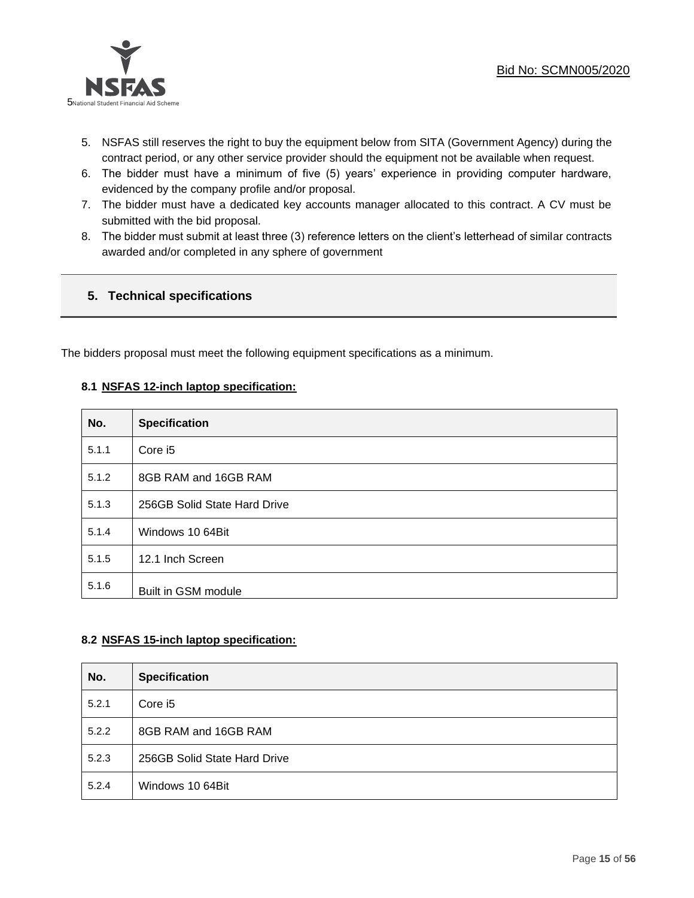5. NSFAS still reserves the right to buy the equipment below from SITA (Government Agency) during the contract period, or any other service provider should the equipment not be available when request.
6. The bidder must have a minimum of five (5) years' experience in providing computer hardware, evidenced by the company profile and/or proposal.
7. The bidder must have a dedicated key accounts manager allocated to this contract. A CV must be submitted with the bid proposal.
8. The bidder must submit at least three (3) reference letters on the client's letterhead of similar contracts awarded and/or completed in any sphere of government

## 5. Technical specifications

The bidders proposal must meet the following equipment specifications as a minimum.

### 8.1 NSFAS 12-inch laptop specification:

| No. | Specification |
|---|---|
| 5.1.1 | Core i5 |
| 5.1.2 | 8GB RAM and 16GB RAM |
| 5.1.3 | 256GB Solid State Hard Drive |
| 5.1.4 | Windows 10 64Bit |
| 5.1.5 | 12.1 Inch Screen |
| 5.1.6 | Built in GSM module |

### 8.2 NSFAS 15-inch laptop specification:

| No. | Specification |
|---|---|
| 5.2.1 | Core i5 |
| 5.2.2 | 8GB RAM and 16GB RAM |
| 5.2.3 | 256GB Solid State Hard Drive |
| 5.2.4 | Windows 10 64Bit |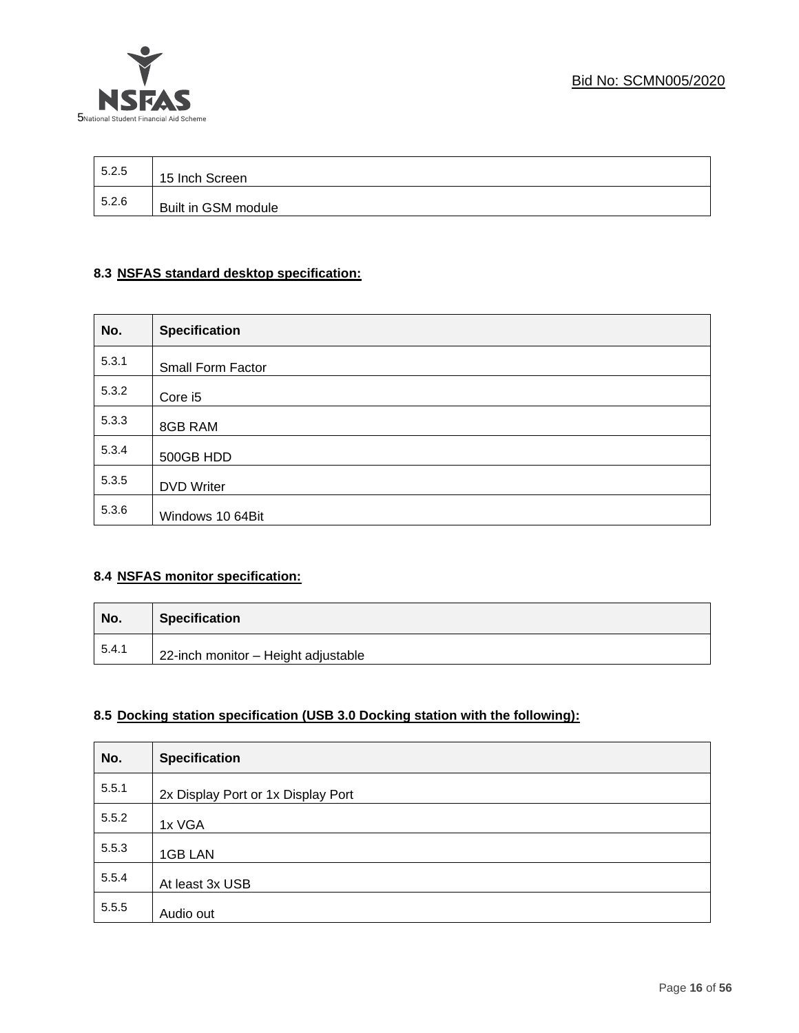| | |
|---|---|
| 5.2.5 | 15 Inch Screen |
| 5.2.6 | Built in GSM module |

**8.3 NSFAS standard desktop specification:**

| No. | Specification |
|---|---|
| 5.3.1 | Small Form Factor |
| 5.3.2 | Core i5 |
| 5.3.3 | 8GB RAM |
| 5.3.4 | 500GB HDD |
| 5.3.5 | DVD Writer |
| 5.3.6 | Windows 10 64Bit |

**8.4 NSFAS monitor specification:**

| No. | Specification |
|---|---|
| 5.4.1 | 22-inch monitor – Height adjustable |

**8.5 Docking station specification (USB 3.0 Docking station with the following):**

| No. | Specification |
|---|---|
| 5.5.1 | 2x Display Port or 1x Display Port |
| 5.5.2 | 1x VGA |
| 5.5.3 | 1GB LAN |
| 5.5.4 | At least 3x USB |
| 5.5.5 | Audio out |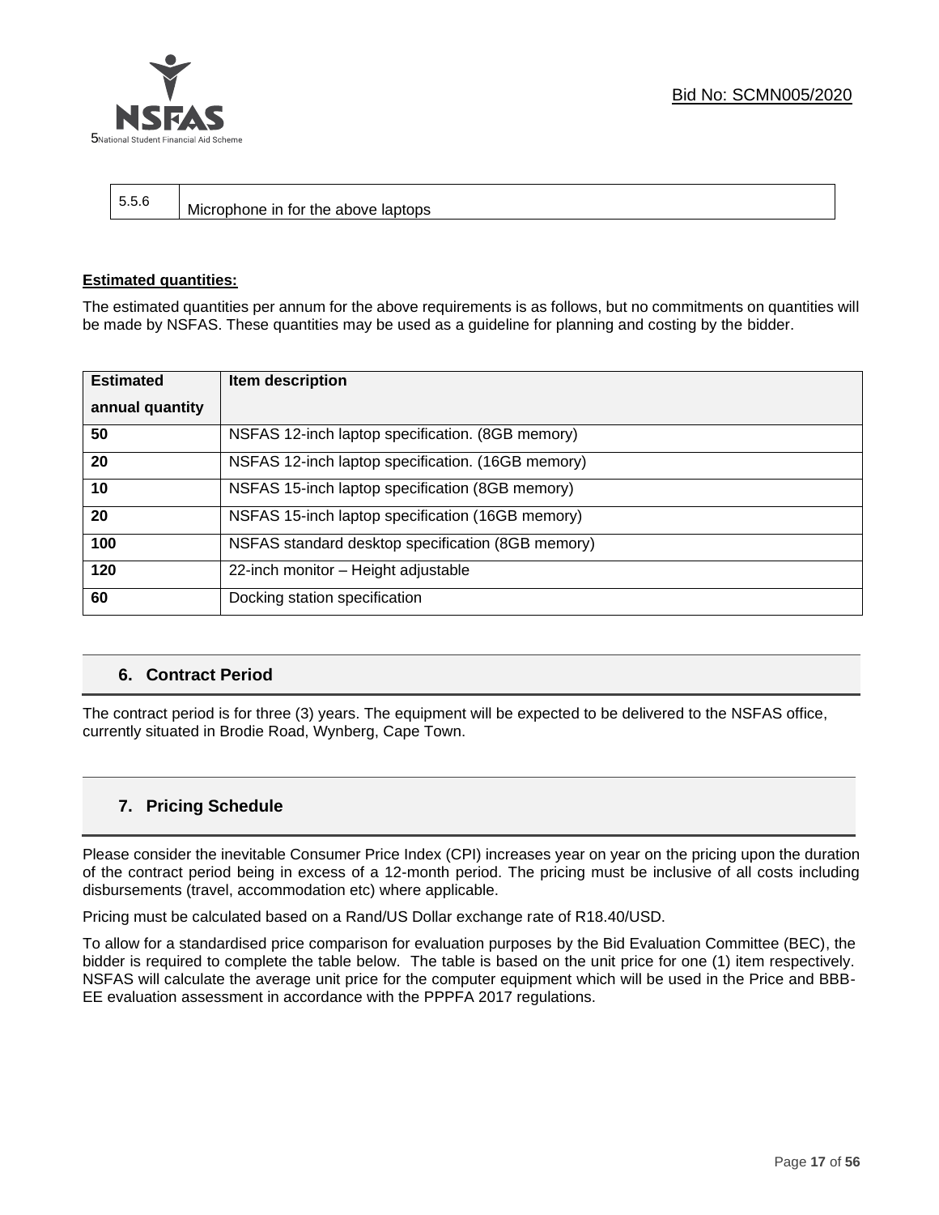| 5.5.6 | Microphone in for the above laptops |
|---|---|

**Estimated quantities:**

The estimated quantities per annum for the above requirements is as follows, but no commitments on quantities will be made by NSFAS. These quantities may be used as a guideline for planning and costing by the bidder.

| Estimated annual quantity | Item description |
|---|---|
| **50** | NSFAS 12-inch laptop specification. (8GB memory) |
| **20** | NSFAS 12-inch laptop specification. (16GB memory) |
| **10** | NSFAS 15-inch laptop specification (8GB memory) |
| **20** | NSFAS 15-inch laptop specification (16GB memory) |
| **100** | NSFAS standard desktop specification (8GB memory) |
| **120** | 22-inch monitor – Height adjustable |
| **60** | Docking station specification |

## 6. Contract Period

The contract period is for three (3) years. The equipment will be expected to be delivered to the NSFAS office, currently situated in Brodie Road, Wynberg, Cape Town.

## 7. Pricing Schedule

Please consider the inevitable Consumer Price Index (CPI) increases year on year on the pricing upon the duration of the contract period being in excess of a 12-month period. The pricing must be inclusive of all costs including disbursements (travel, accommodation etc) where applicable.

Pricing must be calculated based on a Rand/US Dollar exchange rate of R18.40/USD.

To allow for a standardised price comparison for evaluation purposes by the Bid Evaluation Committee (BEC), the bidder is required to complete the table below. The table is based on the unit price for one (1) item respectively. NSFAS will calculate the average unit price for the computer equipment which will be used in the Price and BBB-EE evaluation assessment in accordance with the PPPFA 2017 regulations.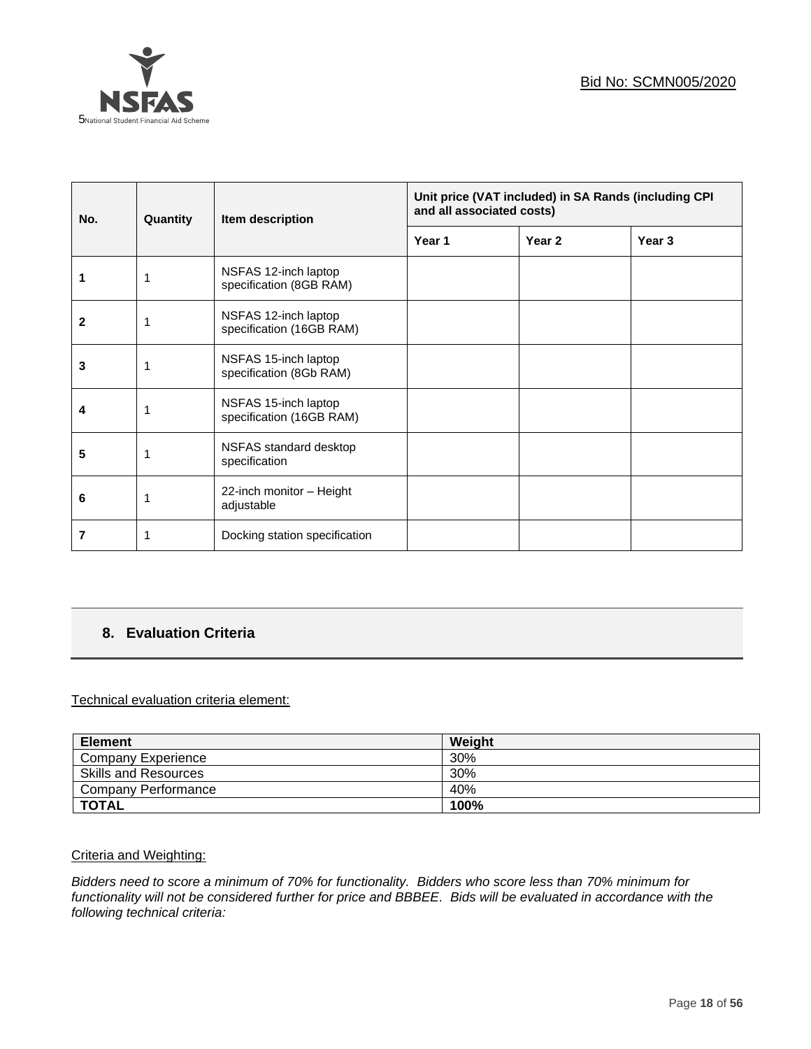| No. | Quantity | Item description | Unit price (VAT included) in SA Rands (including CPI and all associated costs) | | |
|---|---|---|---|---|---|
| | | | Year 1 | Year 2 | Year 3 |
| 1 | 1 | NSFAS 12-inch laptop specification (8GB RAM) | | | |
| 2 | 1 | NSFAS 12-inch laptop specification (16GB RAM) | | | |
| 3 | 1 | NSFAS 15-inch laptop specification (8Gb RAM) | | | |
| 4 | 1 | NSFAS 15-inch laptop specification (16GB RAM) | | | |
| 5 | 1 | NSFAS standard desktop specification | | | |
| 6 | 1 | 22-inch monitor – Height adjustable | | | |
| 7 | 1 | Docking station specification | | | |

## 8. Evaluation Criteria

Technical evaluation criteria element:

| Element | Weight |
|---|---|
| Company Experience | 30% |
| Skills and Resources | 30% |
| Company Performance | 40% |
| **TOTAL** | **100%** |

Criteria and Weighting:

*Bidders need to score a minimum of 70% for functionality. Bidders who score less than 70% minimum for functionality will not be considered further for price and BBBEE. Bids will be evaluated in accordance with the following technical criteria:*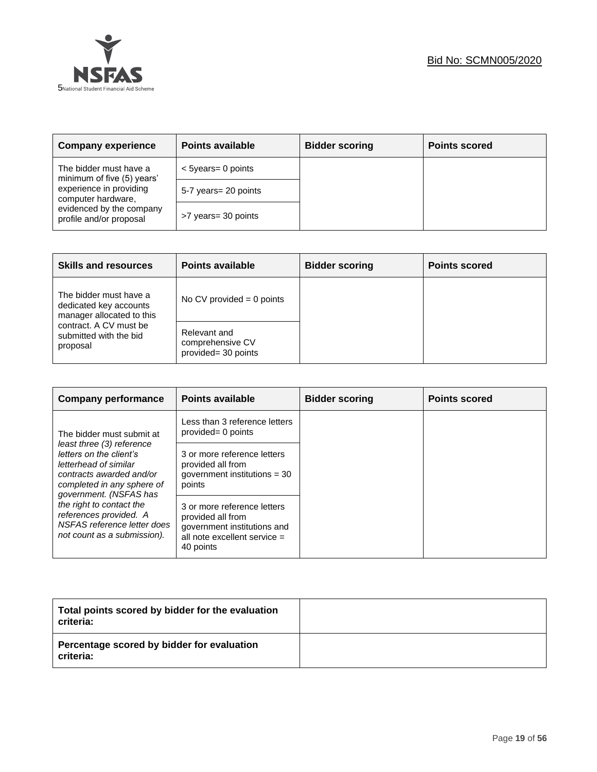| Company experience | Points available | Bidder scoring | Points scored |
|---|---|---|---|
| The bidder must have a minimum of five (5) years' experience in providing computer hardware, evidenced by the company profile and/or proposal | < 5years= 0 points | | |
| | 5-7 years= 20 points | | |
| | >7 years= 30 points | | |

| Skills and resources | Points available | Bidder scoring | Points scored |
|---|---|---|---|
| The bidder must have a dedicated key accounts manager allocated to this contract. A CV must be submitted with the bid proposal | No CV provided = 0 points | | |
| | Relevant and comprehensive CV provided= 30 points | | |

| Company performance | Points available | Bidder scoring | Points scored |
|---|---|---|---|
| The bidder must submit at *least three (3) reference letters on the client's letterhead of similar contracts awarded and/or completed in any sphere of government. (NSFAS has the right to contact the references provided. A NSFAS reference letter does not count as a submission).* | Less than 3 reference letters provided= 0 points | | |
| | 3 or more reference letters provided all from government institutions = 30 points | | |
| | 3 or more reference letters provided all from government institutions and all note excellent service = 40 points | | |

| Total points scored by bidder for the evaluation criteria: | |
|---|---|
| **Percentage scored by bidder for evaluation criteria:** | |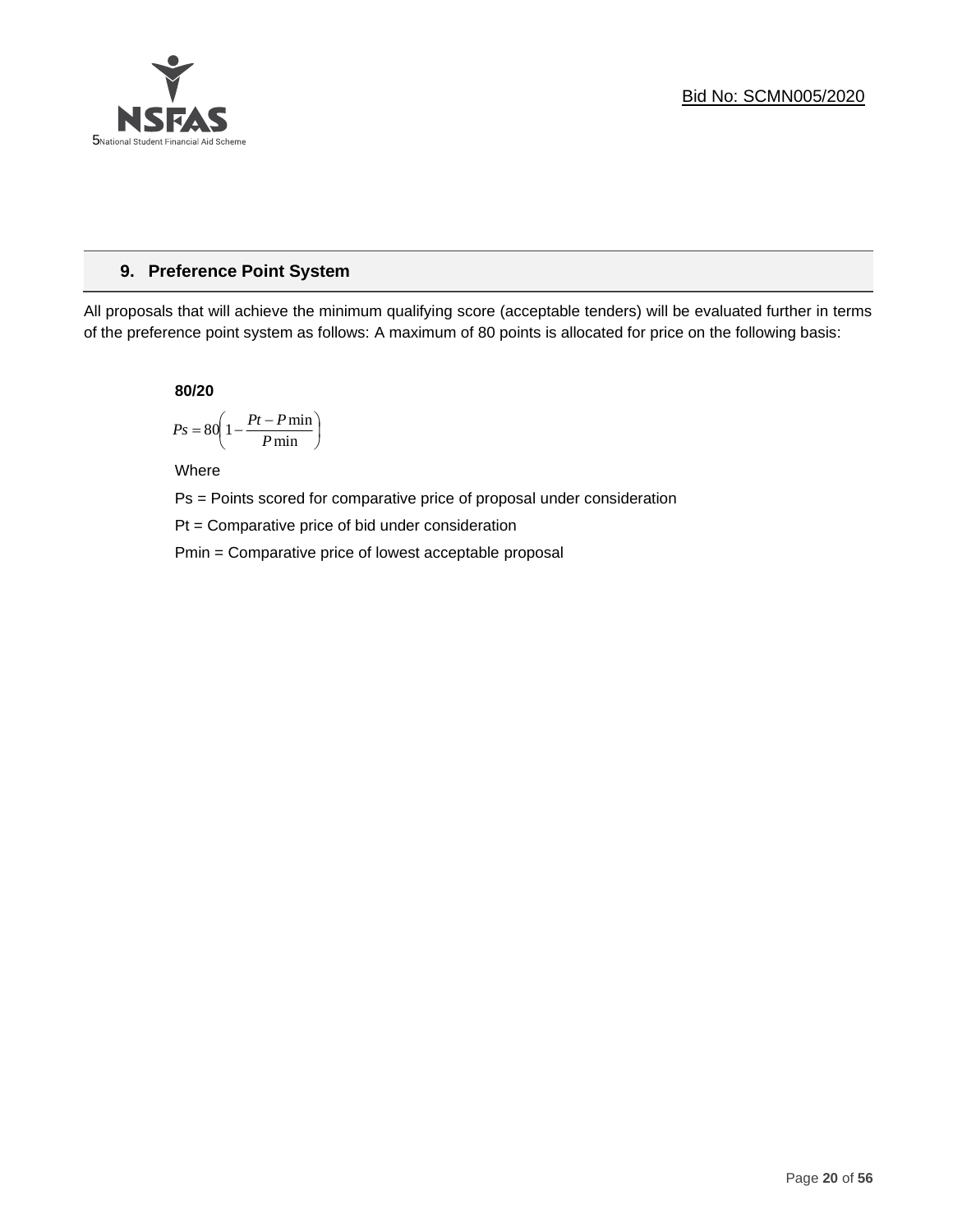## 9. Preference Point System

All proposals that will achieve the minimum qualifying score (acceptable tenders) will be evaluated further in terms of the preference point system as follows: A maximum of 80 points is allocated for price on the following basis:

**80/20**

$$Ps = 80\left(1 - \frac{Pt - P\min}{P\min}\right)$$

Where

Ps = Points scored for comparative price of proposal under consideration

Pt = Comparative price of bid under consideration

Pmin = Comparative price of lowest acceptable proposal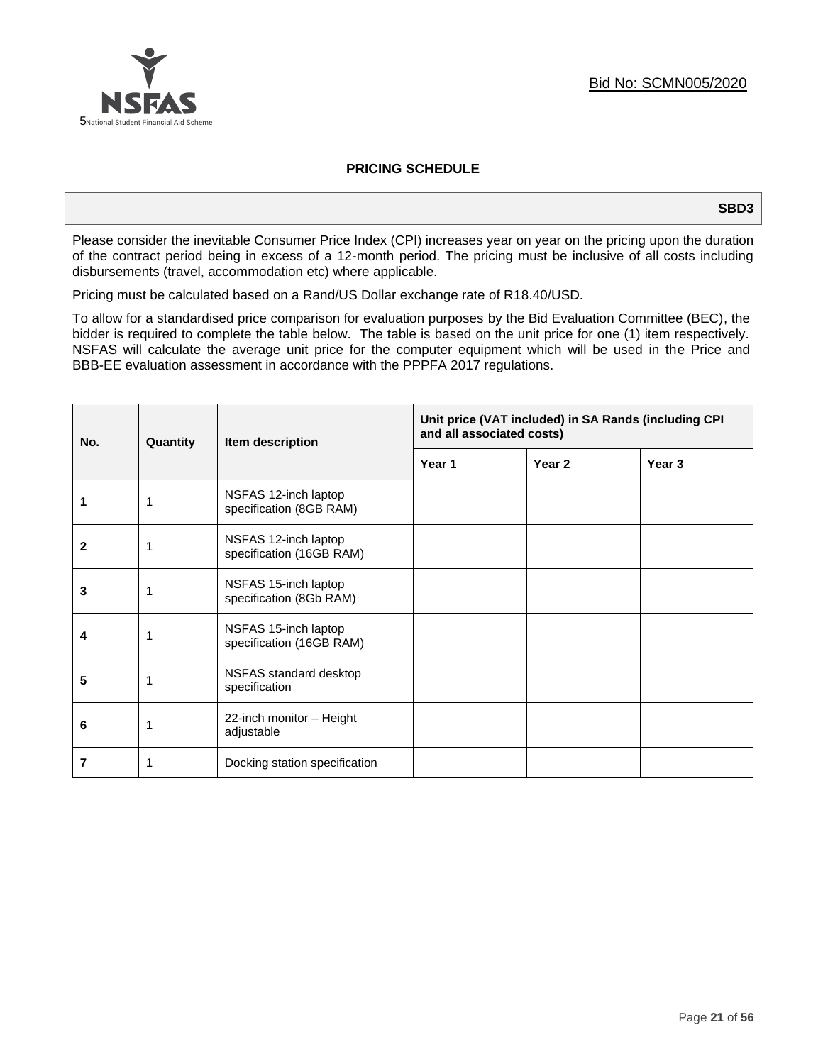Bid No: SCMN005/2020

## PRICING SCHEDULE

**SBD3**

Please consider the inevitable Consumer Price Index (CPI) increases year on year on the pricing upon the duration of the contract period being in excess of a 12-month period. The pricing must be inclusive of all costs including disbursements (travel, accommodation etc) where applicable.

Pricing must be calculated based on a Rand/US Dollar exchange rate of R18.40/USD.

To allow for a standardised price comparison for evaluation purposes by the Bid Evaluation Committee (BEC), the bidder is required to complete the table below. The table is based on the unit price for one (1) item respectively. NSFAS will calculate the average unit price for the computer equipment which will be used in the Price and BBB-EE evaluation assessment in accordance with the PPPFA 2017 regulations.

| No. | Quantity | Item description | Unit price (VAT included) in SA Rands (including CPI and all associated costs) | | |
|---|---|---|---|---|---|
| | | | Year 1 | Year 2 | Year 3 |
| 1 | 1 | NSFAS 12-inch laptop specification (8GB RAM) | | | |
| 2 | 1 | NSFAS 12-inch laptop specification (16GB RAM) | | | |
| 3 | 1 | NSFAS 15-inch laptop specification (8Gb RAM) | | | |
| 4 | 1 | NSFAS 15-inch laptop specification (16GB RAM) | | | |
| 5 | 1 | NSFAS standard desktop specification | | | |
| 6 | 1 | 22-inch monitor – Height adjustable | | | |
| 7 | 1 | Docking station specification | | | |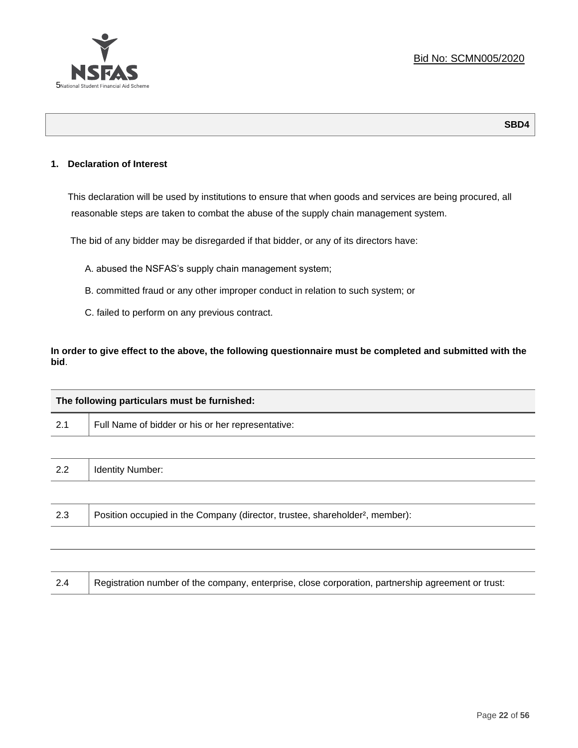**SBD4**

## 1. Declaration of Interest

This declaration will be used by institutions to ensure that when goods and services are being procured, all reasonable steps are taken to combat the abuse of the supply chain management system.

The bid of any bidder may be disregarded if that bidder, or any of its directors have:

A. abused the NSFAS's supply chain management system;

B. committed fraud or any other improper conduct in relation to such system; or

C. failed to perform on any previous contract.

**In order to give effect to the above, the following questionnaire must be completed and submitted with the bid**.

| The following particulars must be furnished: | |
|---|---|
| 2.1 | Full Name of bidder or his or her representative: |
| | |
| 2.2 | Identity Number: |
| | |
| 2.3 | Position occupied in the Company (director, trustee, shareholder[2], member): |
| | |
| | |
| 2.4 | Registration number of the company, enterprise, close corporation, partnership agreement or trust: |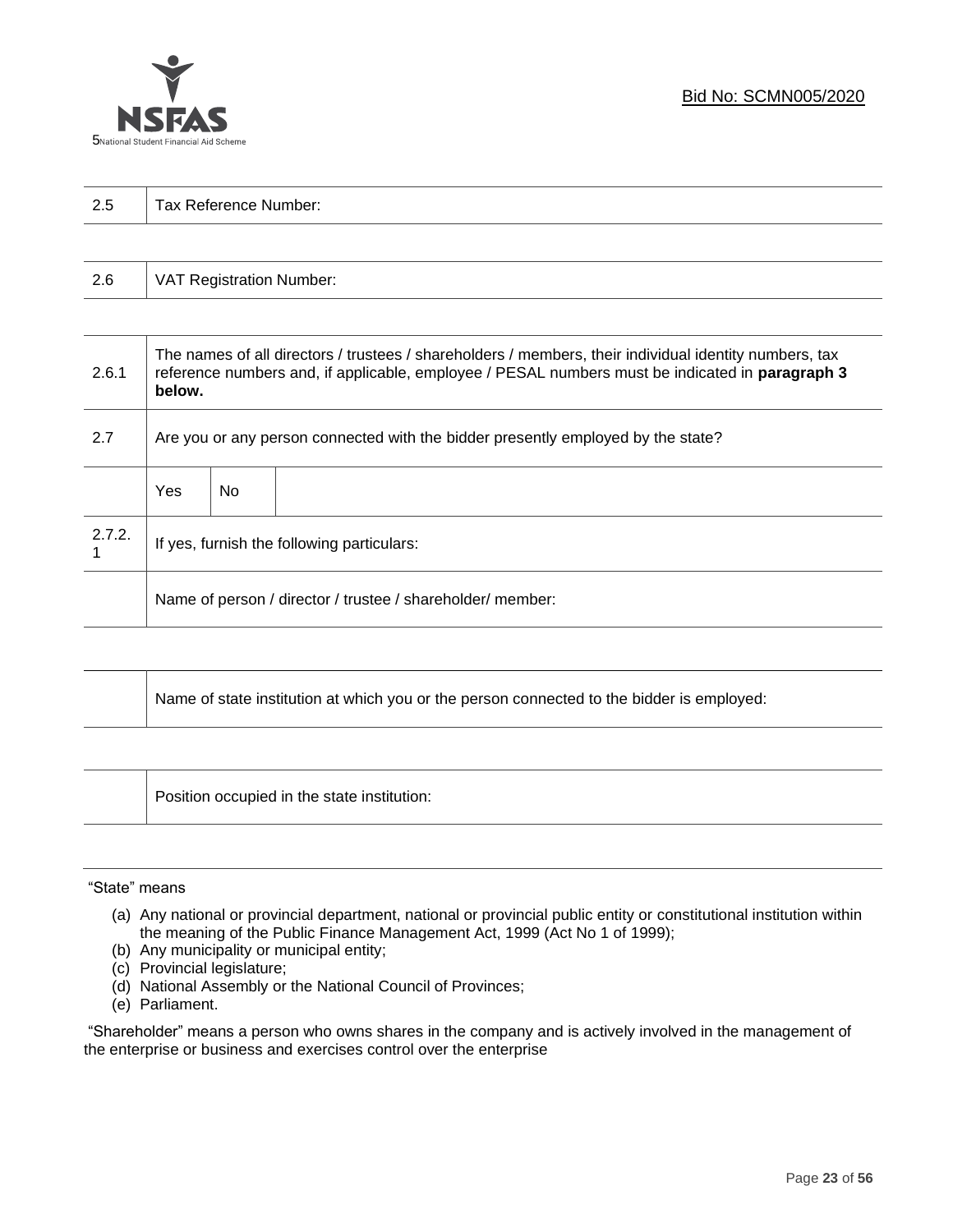| 2.5 | Tax Reference Number: |
|---|---|

| 2.6 | VAT Registration Number: |
|---|---|

| | | | |
|---|---|---|---|
| 2.6.1 | The names of all directors / trustees / shareholders / members, their individual identity numbers, tax reference numbers and, if applicable, employee / PESAL numbers must be indicated in **paragraph 3 below.** | | |
| 2.7 | Are you or any person connected with the bidder presently employed by the state? | | |
| | Yes | No | |
| 2.7.2.1 | If yes, furnish the following particulars: | | |
| | Name of person / director / trustee / shareholder/ member: | | |

| | |
|---|---|
| | Name of state institution at which you or the person connected to the bidder is employed: |

| | |
|---|---|
| | Position occupied in the state institution: |

"State" means

(a) Any national or provincial department, national or provincial public entity or constitutional institution within the meaning of the Public Finance Management Act, 1999 (Act No 1 of 1999);
(b) Any municipality or municipal entity;
(c) Provincial legislature;
(d) National Assembly or the National Council of Provinces;
(e) Parliament.

"Shareholder" means a person who owns shares in the company and is actively involved in the management of the enterprise or business and exercises control over the enterprise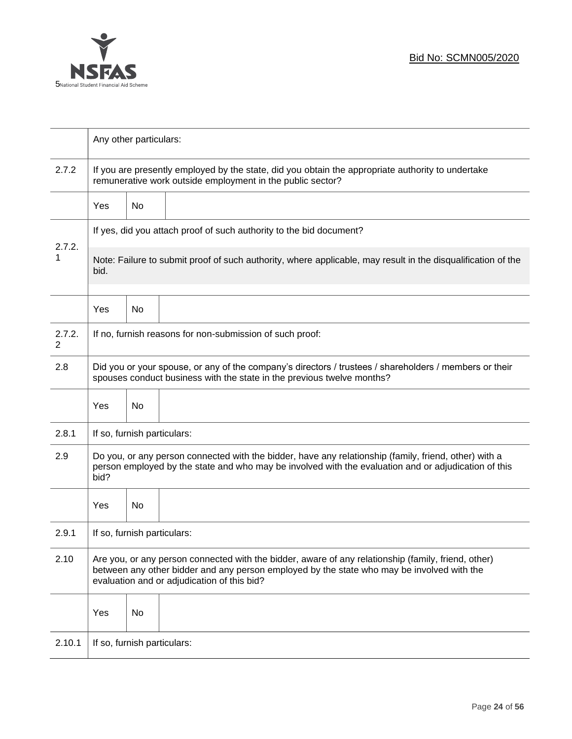| | | | |
|---|---|---|---|
| | Any other particulars: | | |
| 2.7.2 | If you are presently employed by the state, did you obtain the appropriate authority to undertake remunerative work outside employment in the public sector? | | |
| | Yes | No | |
| 2.7.2.1 | If yes, did you attach proof of such authority to the bid document?<br><br>Note: Failure to submit proof of such authority, where applicable, may result in the disqualification of the bid. | | |
| | Yes | No | |
| 2.7.2.2 | If no, furnish reasons for non-submission of such proof: | | |
| 2.8 | Did you or your spouse, or any of the company's directors / trustees / shareholders / members or their spouses conduct business with the state in the previous twelve months? | | |
| | Yes | No | |
| 2.8.1 | If so, furnish particulars: | | |
| 2.9 | Do you, or any person connected with the bidder, have any relationship (family, friend, other) with a person employed by the state and who may be involved with the evaluation and or adjudication of this bid? | | |
| | Yes | No | |
| 2.9.1 | If so, furnish particulars: | | |
| 2.10 | Are you, or any person connected with the bidder, aware of any relationship (family, friend, other) between any other bidder and any person employed by the state who may be involved with the evaluation and or adjudication of this bid? | | |
| | Yes | No | |
| 2.10.1 | If so, furnish particulars: | | |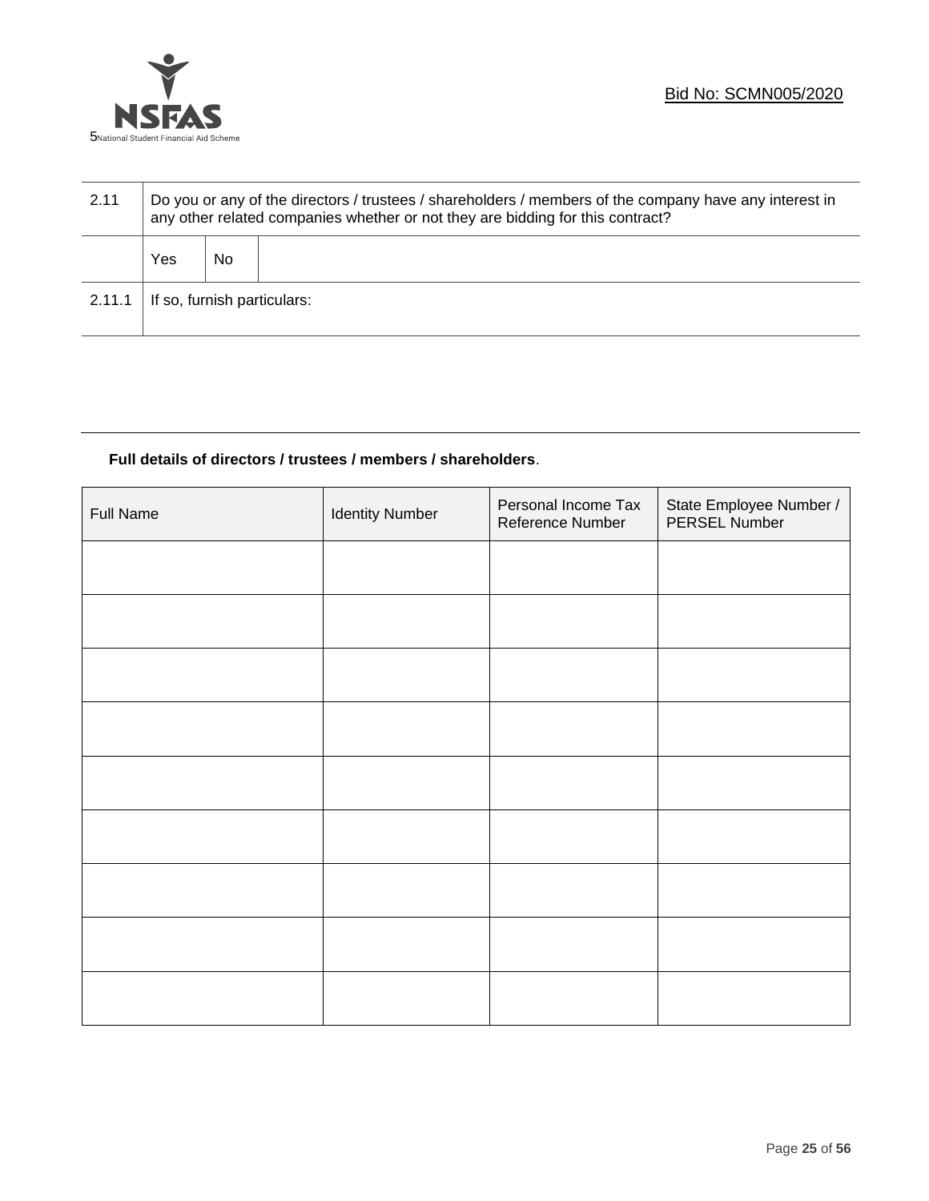| 2.11 | Do you or any of the directors / trustees / shareholders / members of the company have any interest in any other related companies whether or not they are bidding for this contract? | | |
|---|---|---|---|
| | Yes | No | |
| 2.11.1 | If so, furnish particulars: | | |

**Full details of directors / trustees / members / shareholders**.

| Full Name | Identity Number | Personal Income Tax Reference Number | State Employee Number / PERSEL Number |
|---|---|---|---|
| | | | |
| | | | |
| | | | |
| | | | |
| | | | |
| | | | |
| | | | |
| | | | |
| | | | |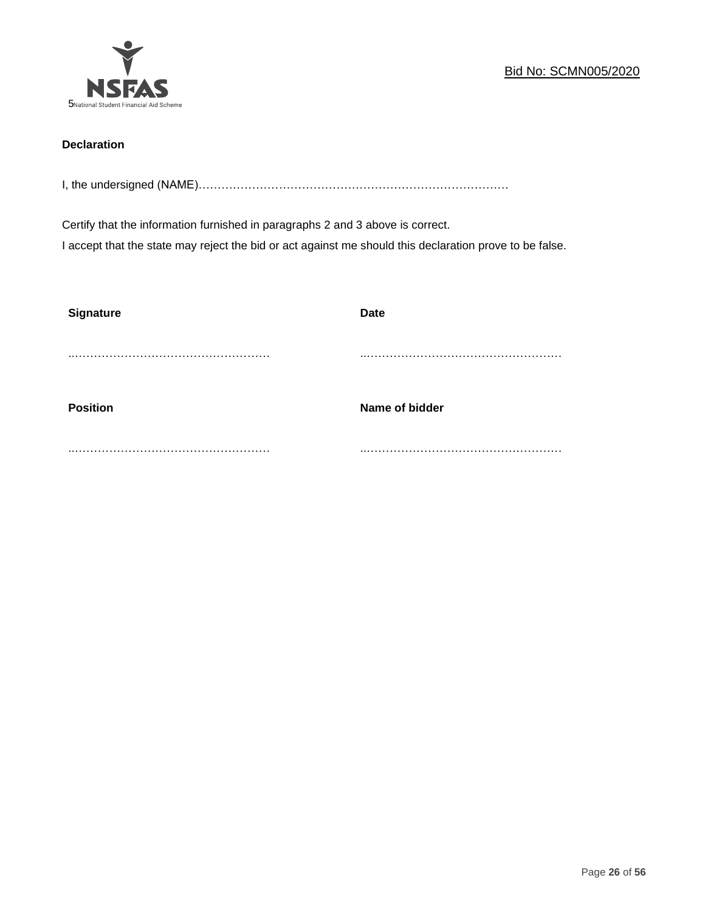**Declaration**

I, the undersigned (NAME)…………………………………………………………………………

Certify that the information furnished in paragraphs 2 and 3 above is correct.
I accept that the state may reject the bid or act against me should this declaration prove to be false.

| **Signature** | **Date** |
|---|---|
| ..……………………………………………… | ..……………………………………………… |
| **Position** | **Name of bidder** |
| ..……………………………………………… | ..……………………………………………… |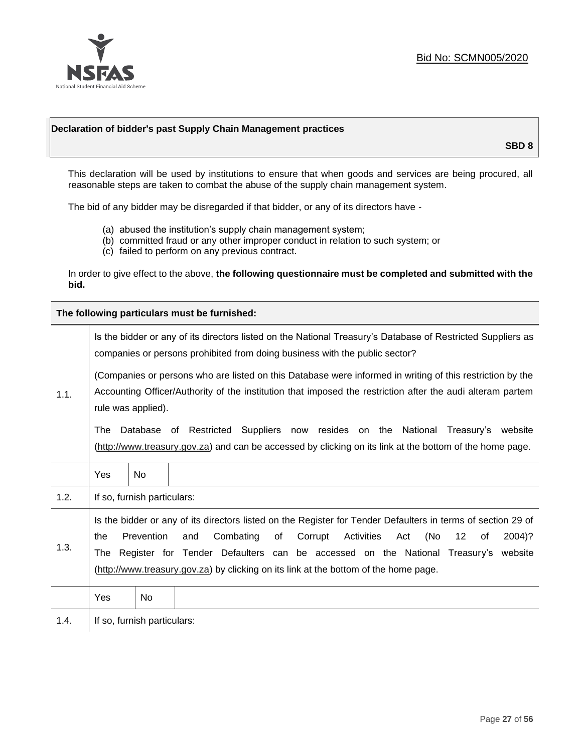Bid No: SCMN005/2020

**Declaration of bidder's past Supply Chain Management practices**

**SBD 8**

This declaration will be used by institutions to ensure that when goods and services are being procured, all reasonable steps are taken to combat the abuse of the supply chain management system.

The bid of any bidder may be disregarded if that bidder, or any of its directors have -

(a) abused the institution's supply chain management system;
(b) committed fraud or any other improper conduct in relation to such system; or
(c) failed to perform on any previous contract.

In order to give effect to the above, **the following questionnaire must be completed and submitted with the bid.**

| **The following particulars must be furnished:** | | | |
|---|---|---|---|
| 1.1. | Is the bidder or any of its directors listed on the National Treasury's Database of Restricted Suppliers as companies or persons prohibited from doing business with the public sector?<br><br>(Companies or persons who are listed on this Database were informed in writing of this restriction by the Accounting Officer/Authority of the institution that imposed the restriction after the audi alteram partem rule was applied).<br><br>The Database of Restricted Suppliers now resides on the National Treasury's website (http://www.treasury.gov.za) and can be accessed by clicking on its link at the bottom of the home page. | | |
| | Yes | No | |
| 1.2. | If so, furnish particulars: | | |
| 1.3. | Is the bidder or any of its directors listed on the Register for Tender Defaulters in terms of section 29 of the Prevention and Combating of Corrupt Activities Act (No 12 of 2004)? The Register for Tender Defaulters can be accessed on the National Treasury's website (http://www.treasury.gov.za) by clicking on its link at the bottom of the home page. | | |
| | Yes | No | |
| 1.4. | If so, furnish particulars: | | |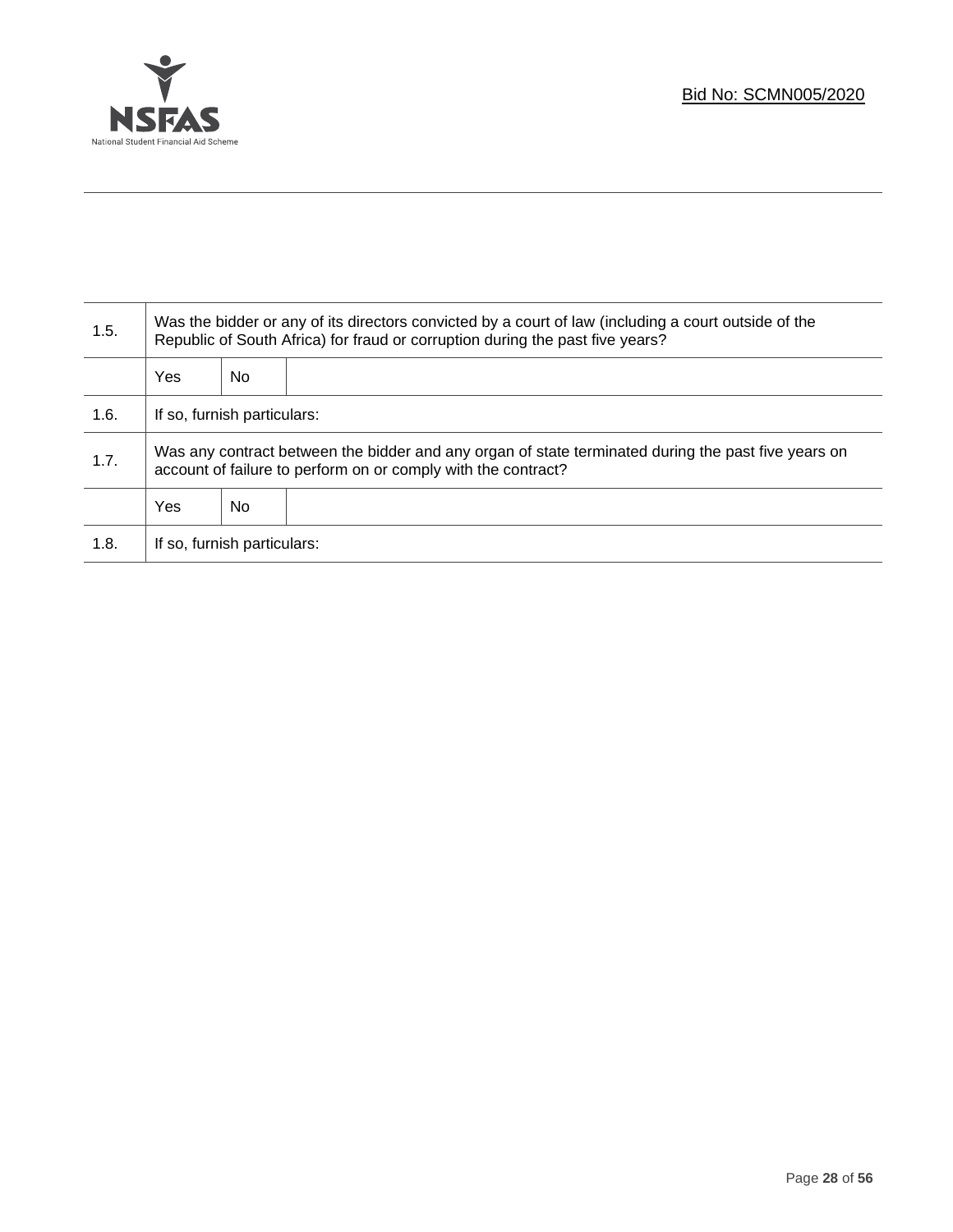| | | | |
|---|---|---|---|
| 1.5. | Was the bidder or any of its directors convicted by a court of law (including a court outside of the Republic of South Africa) for fraud or corruption during the past five years? | | |
| | Yes | No | |
| 1.6. | If so, furnish particulars: | | |
| 1.7. | Was any contract between the bidder and any organ of state terminated during the past five years on account of failure to perform on or comply with the contract? | | |
| | Yes | No | |
| 1.8. | If so, furnish particulars: | | |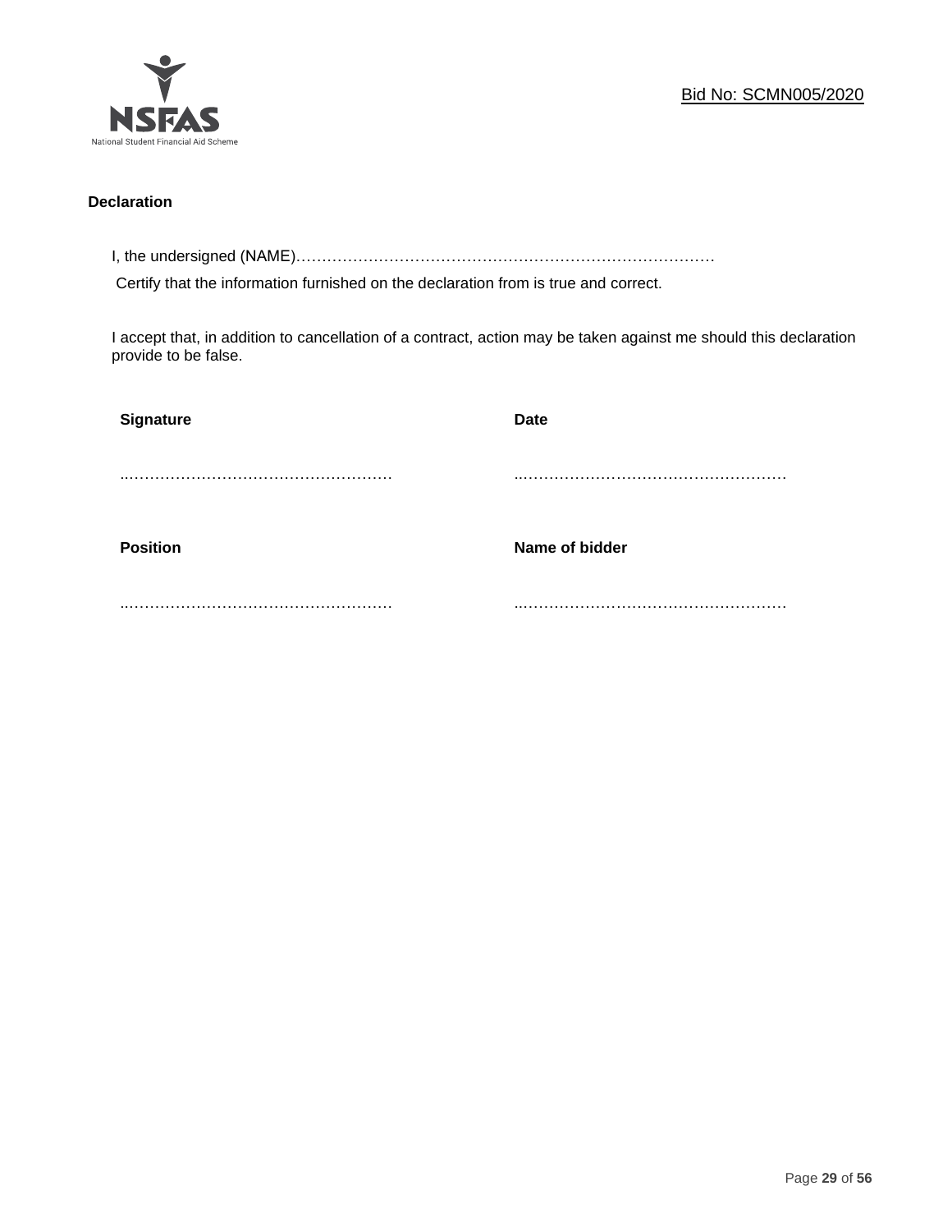Bid No: SCMN005/2020

**Declaration**

I, the undersigned (NAME)………………………………………………………………………

Certify that the information furnished on the declaration from is true and correct.

I accept that, in addition to cancellation of a contract, action may be taken against me should this declaration provide to be false.

| **Signature** | **Date** |
|---|---|
| ……………………………………………… | ……………………………………………… |
| **Position** | **Name of bidder** |
| ……………………………………………… | ……………………………………………… |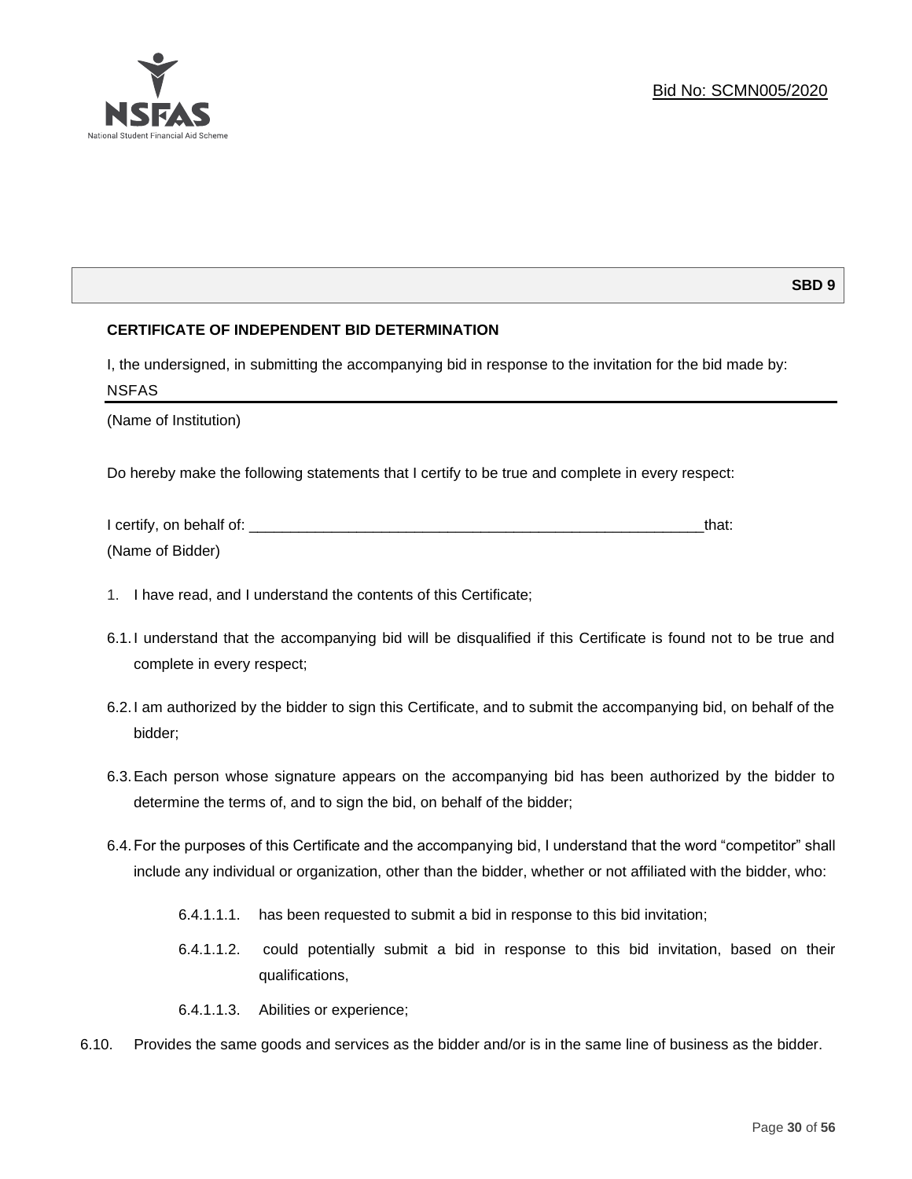**SBD 9**

**CERTIFICATE OF INDEPENDENT BID DETERMINATION**

I, the undersigned, in submitting the accompanying bid in response to the invitation for the bid made by:

NSFAS

(Name of Institution)

Do hereby make the following statements that I certify to be true and complete in every respect:

I certify, on behalf of: ___________________________________________________________that:

(Name of Bidder)

1. I have read, and I understand the contents of this Certificate;

6.1. I understand that the accompanying bid will be disqualified if this Certificate is found not to be true and complete in every respect;

6.2. I am authorized by the bidder to sign this Certificate, and to submit the accompanying bid, on behalf of the bidder;

6.3. Each person whose signature appears on the accompanying bid has been authorized by the bidder to determine the terms of, and to sign the bid, on behalf of the bidder;

6.4. For the purposes of this Certificate and the accompanying bid, I understand that the word "competitor" shall include any individual or organization, other than the bidder, whether or not affiliated with the bidder, who:

6.4.1.1.1. has been requested to submit a bid in response to this bid invitation;

6.4.1.1.2. could potentially submit a bid in response to this bid invitation, based on their qualifications,

6.4.1.1.3. Abilities or experience;

6.10. Provides the same goods and services as the bidder and/or is in the same line of business as the bidder.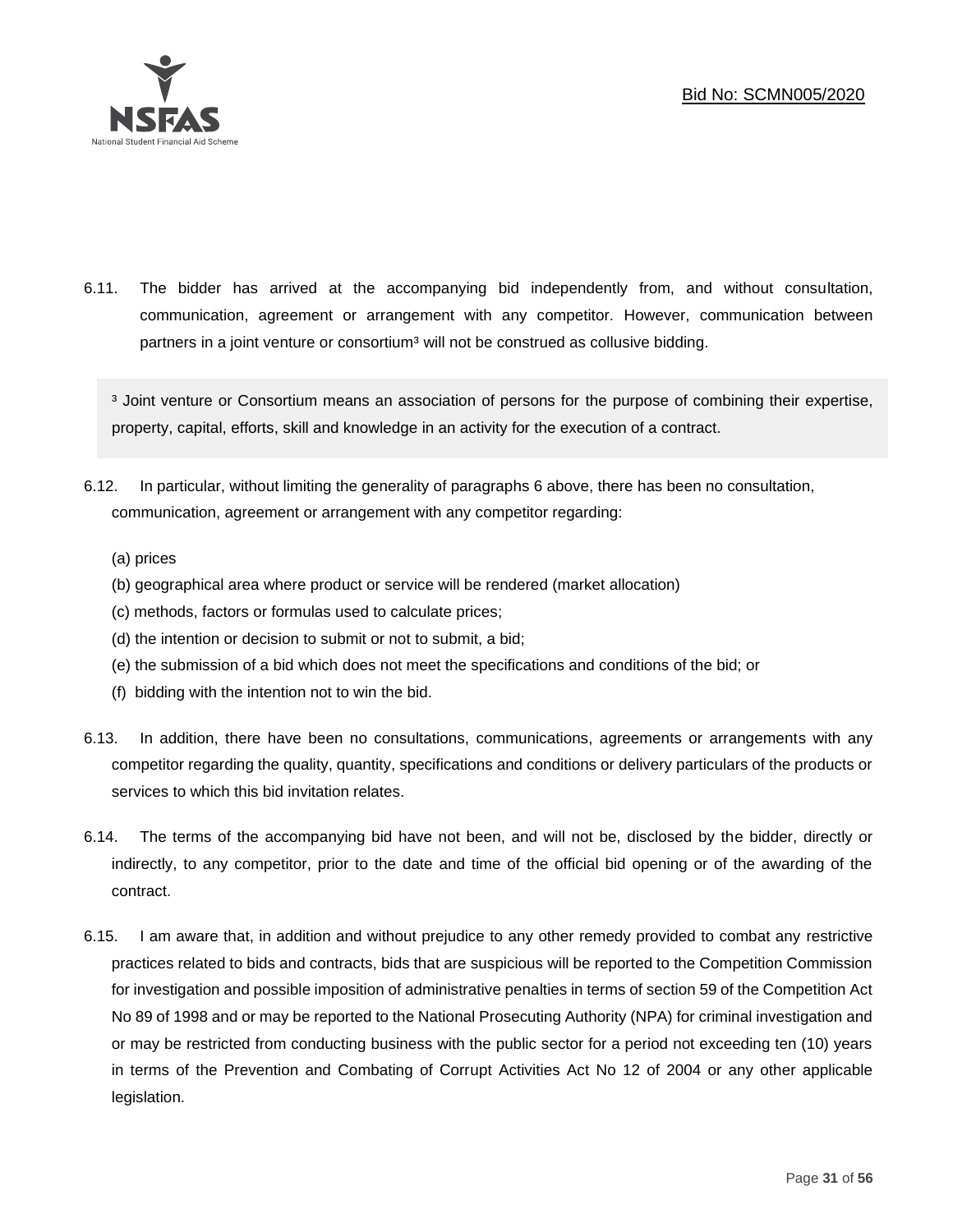6.11. The bidder has arrived at the accompanying bid independently from, and without consultation, communication, agreement or arrangement with any competitor. However, communication between partners in a joint venture or consortium[3] will not be construed as collusive bidding.

> [3] Joint venture or Consortium means an association of persons for the purpose of combining their expertise, property, capital, efforts, skill and knowledge in an activity for the execution of a contract.

6.12. In particular, without limiting the generality of paragraphs 6 above, there has been no consultation, communication, agreement or arrangement with any competitor regarding:

(a) prices
(b) geographical area where product or service will be rendered (market allocation)
(c) methods, factors or formulas used to calculate prices;
(d) the intention or decision to submit or not to submit, a bid;
(e) the submission of a bid which does not meet the specifications and conditions of the bid; or
(f) bidding with the intention not to win the bid.

6.13. In addition, there have been no consultations, communications, agreements or arrangements with any competitor regarding the quality, quantity, specifications and conditions or delivery particulars of the products or services to which this bid invitation relates.

6.14. The terms of the accompanying bid have not been, and will not be, disclosed by the bidder, directly or indirectly, to any competitor, prior to the date and time of the official bid opening or of the awarding of the contract.

6.15. I am aware that, in addition and without prejudice to any other remedy provided to combat any restrictive practices related to bids and contracts, bids that are suspicious will be reported to the Competition Commission for investigation and possible imposition of administrative penalties in terms of section 59 of the Competition Act No 89 of 1998 and or may be reported to the National Prosecuting Authority (NPA) for criminal investigation and or may be restricted from conducting business with the public sector for a period not exceeding ten (10) years in terms of the Prevention and Combating of Corrupt Activities Act No 12 of 2004 or any other applicable legislation.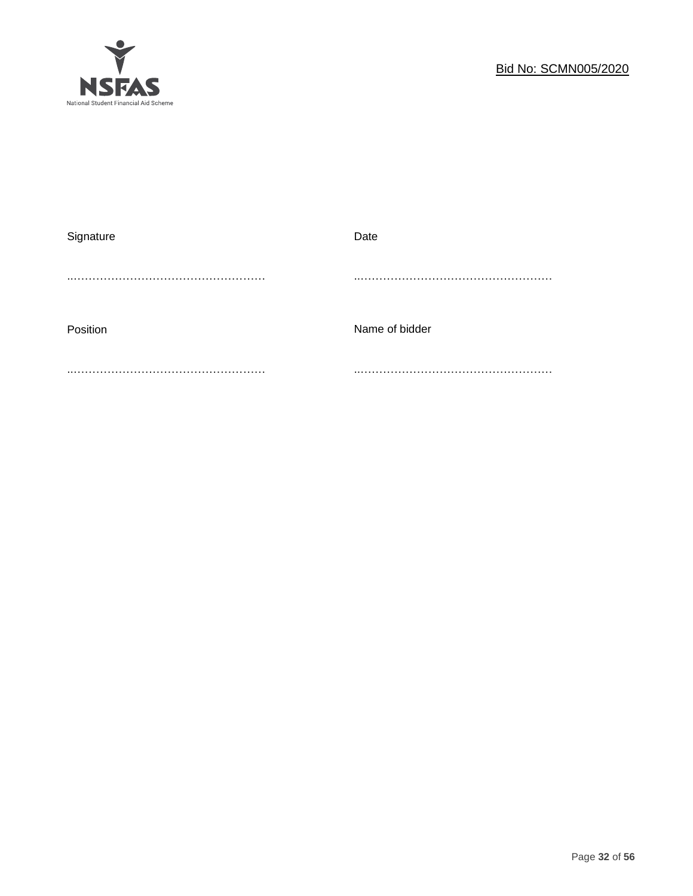| Signature | Date |
| --- | --- |
| ……………………………………………… | ……………………………………………… |
| Position | Name of bidder |
| ……………………………………………… | ……………………………………………… |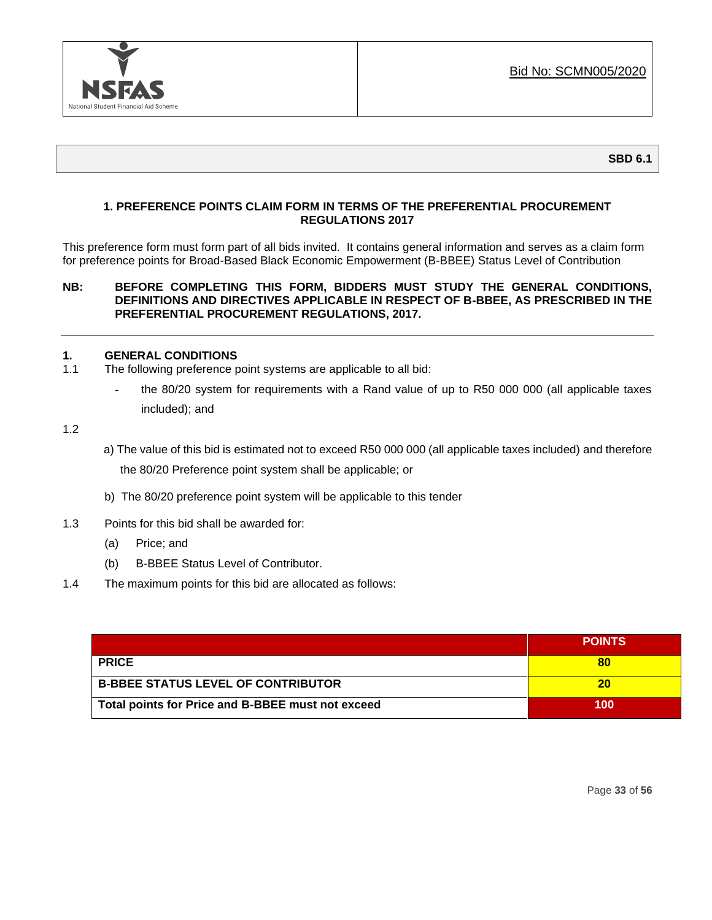Bid No: SCMN005/2020

**SBD 6.1**

## 1. PREFERENCE POINTS CLAIM FORM IN TERMS OF THE PREFERENTIAL PROCUREMENT REGULATIONS 2017

This preference form must form part of all bids invited. It contains general information and serves as a claim form for preference points for Broad-Based Black Economic Empowerment (B-BBEE) Status Level of Contribution

**NB: BEFORE COMPLETING THIS FORM, BIDDERS MUST STUDY THE GENERAL CONDITIONS, DEFINITIONS AND DIRECTIVES APPLICABLE IN RESPECT OF B-BBEE, AS PRESCRIBED IN THE PREFERENTIAL PROCUREMENT REGULATIONS, 2017.**

---

### 1. GENERAL CONDITIONS

1.1 The following preference point systems are applicable to all bid:

- the 80/20 system for requirements with a Rand value of up to R50 000 000 (all applicable taxes included); and

1.2

a) The value of this bid is estimated not to exceed R50 000 000 (all applicable taxes included) and therefore the 80/20 Preference point system shall be applicable; or

b) The 80/20 preference point system will be applicable to this tender

1.3 Points for this bid shall be awarded for:

(a) Price; and

(b) B-BBEE Status Level of Contributor.

1.4 The maximum points for this bid are allocated as follows:

| | POINTS |
|---|---|
| **PRICE** | **80** |
| **B-BBEE STATUS LEVEL OF CONTRIBUTOR** | **20** |
| **Total points for Price and B-BBEE must not exceed** | **100** |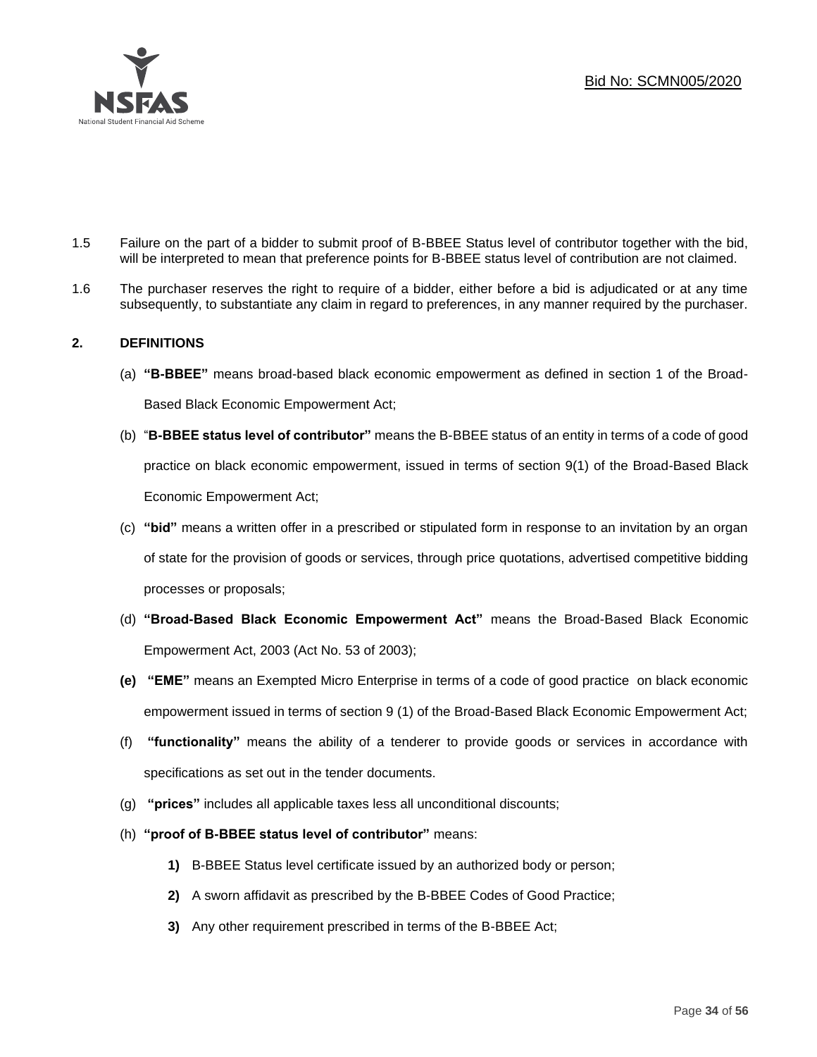1.5 Failure on the part of a bidder to submit proof of B-BBEE Status level of contributor together with the bid, will be interpreted to mean that preference points for B-BBEE status level of contribution are not claimed.

1.6 The purchaser reserves the right to require of a bidder, either before a bid is adjudicated or at any time subsequently, to substantiate any claim in regard to preferences, in any manner required by the purchaser.

## 2. DEFINITIONS

(a) **"B-BBEE"** means broad-based black economic empowerment as defined in section 1 of the Broad-Based Black Economic Empowerment Act;

(b) "**B-BBEE status level of contributor"** means the B-BBEE status of an entity in terms of a code of good practice on black economic empowerment, issued in terms of section 9(1) of the Broad-Based Black Economic Empowerment Act;

(c) **"bid"** means a written offer in a prescribed or stipulated form in response to an invitation by an organ of state for the provision of goods or services, through price quotations, advertised competitive bidding processes or proposals;

(d) **"Broad-Based Black Economic Empowerment Act"** means the Broad-Based Black Economic Empowerment Act, 2003 (Act No. 53 of 2003);

**(e)** **"EME"** means an Exempted Micro Enterprise in terms of a code of good practice on black economic empowerment issued in terms of section 9 (1) of the Broad-Based Black Economic Empowerment Act;

(f) **"functionality"** means the ability of a tenderer to provide goods or services in accordance with specifications as set out in the tender documents.

(g) **"prices"** includes all applicable taxes less all unconditional discounts;

(h) **"proof of B-BBEE status level of contributor"** means:

**1)** B-BBEE Status level certificate issued by an authorized body or person;

**2)** A sworn affidavit as prescribed by the B-BBEE Codes of Good Practice;

**3)** Any other requirement prescribed in terms of the B-BBEE Act;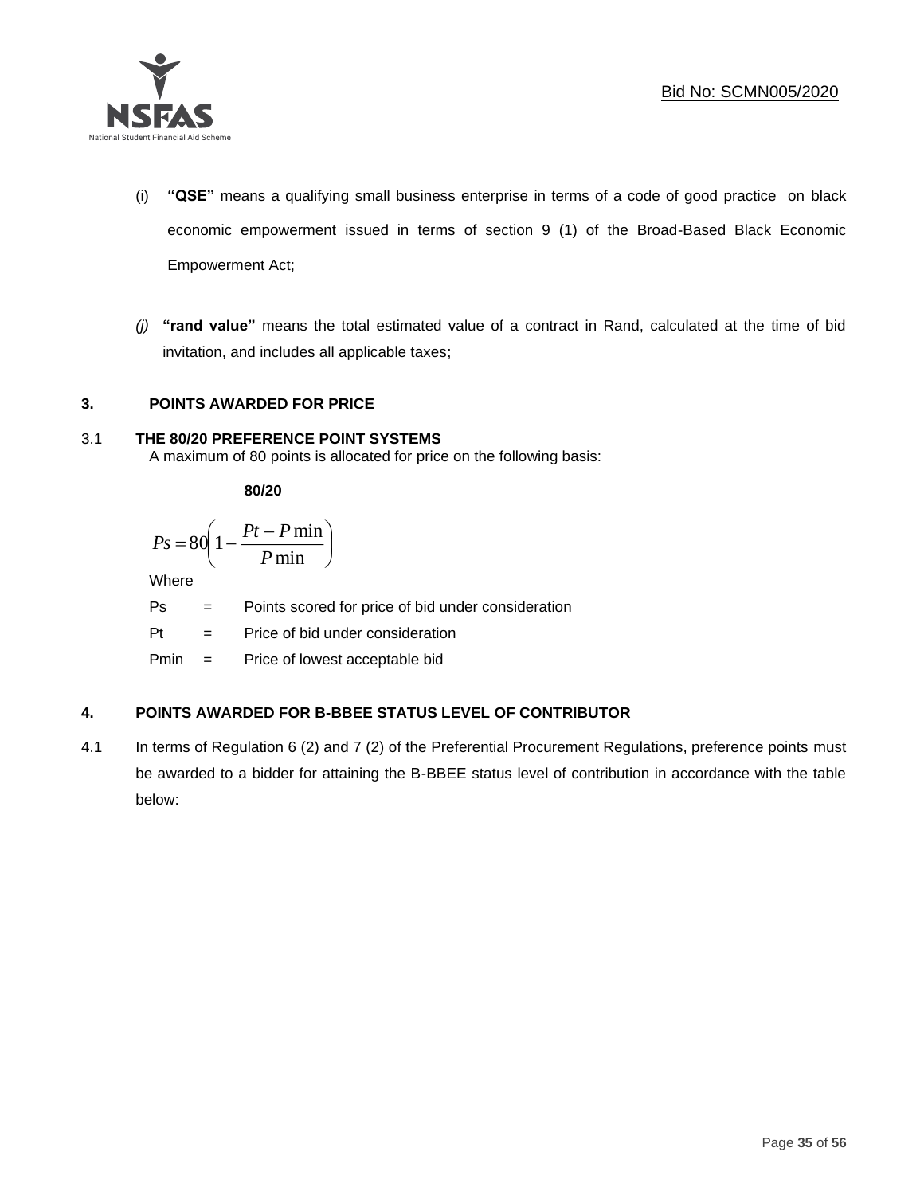(i) **"QSE"** means a qualifying small business enterprise in terms of a code of good practice on black economic empowerment issued in terms of section 9 (1) of the Broad-Based Black Economic Empowerment Act;

*(j)* **"rand value"** means the total estimated value of a contract in Rand, calculated at the time of bid invitation, and includes all applicable taxes;

## 3. POINTS AWARDED FOR PRICE

### 3.1 THE 80/20 PREFERENCE POINT SYSTEMS

A maximum of 80 points is allocated for price on the following basis:

**80/20**

$$Ps = 80\left(1 - \frac{Pt - P\min}{P\min}\right)$$

Where

Ps = Points scored for price of bid under consideration

Pt = Price of bid under consideration

Pmin = Price of lowest acceptable bid

## 4. POINTS AWARDED FOR B-BBEE STATUS LEVEL OF CONTRIBUTOR

4.1 In terms of Regulation 6 (2) and 7 (2) of the Preferential Procurement Regulations, preference points must be awarded to a bidder for attaining the B-BBEE status level of contribution in accordance with the table below: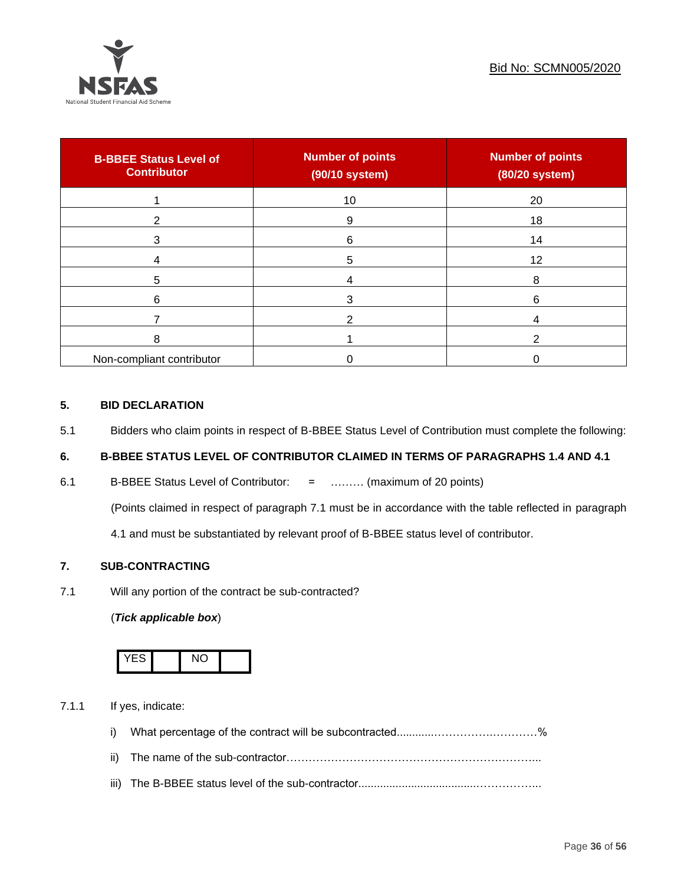| B-BBEE Status Level of Contributor | Number of points (90/10 system) | Number of points (80/20 system) |
|---|---|---|
| 1 | 10 | 20 |
| 2 | 9 | 18 |
| 3 | 6 | 14 |
| 4 | 5 | 12 |
| 5 | 4 | 8 |
| 6 | 3 | 6 |
| 7 | 2 | 4 |
| 8 | 1 | 2 |
| Non-compliant contributor | 0 | 0 |

## 5. BID DECLARATION

5.1 Bidders who claim points in respect of B-BBEE Status Level of Contribution must complete the following:

## 6. B-BBEE STATUS LEVEL OF CONTRIBUTOR CLAIMED IN TERMS OF PARAGRAPHS 1.4 AND 4.1

6.1 B-BBEE Status Level of Contributor: = ……… (maximum of 20 points)

(Points claimed in respect of paragraph 7.1 must be in accordance with the table reflected in paragraph 4.1 and must be substantiated by relevant proof of B-BBEE status level of contributor.

## 7. SUB-CONTRACTING

7.1 Will any portion of the contract be sub-contracted?

(***Tick applicable box***)

| YES | | NO | |
|---|---|---|---|

7.1.1 If yes, indicate:

i) What percentage of the contract will be subcontracted............…………….………%

ii) The name of the sub-contractor…………………………………………………………..

iii) The B-BBEE status level of the sub-contractor......................................……………..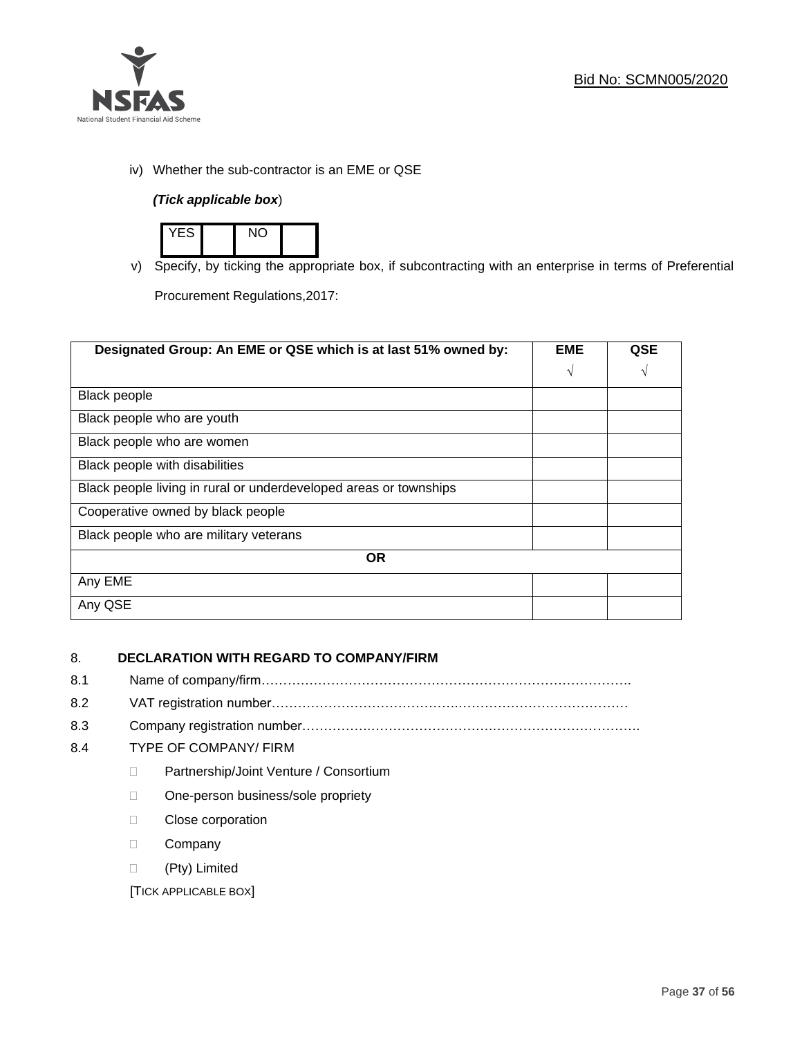iv) Whether the sub-contractor is an EME or QSE

***(Tick applicable box)***

| YES | | NO | |
|---|---|---|---|

v) Specify, by ticking the appropriate box, if subcontracting with an enterprise in terms of Preferential Procurement Regulations,2017:

| Designated Group: An EME or QSE which is at last 51% owned by: | EME √ | QSE √ |
|---|---|---|
| Black people | | |
| Black people who are youth | | |
| Black people who are women | | |
| Black people with disabilities | | |
| Black people living in rural or underdeveloped areas or townships | | |
| Cooperative owned by black people | | |
| Black people who are military veterans | | |
| **OR** | | |
| Any EME | | |
| Any QSE | | |

## 8. DECLARATION WITH REGARD TO COMPANY/FIRM

8.1 Name of company/firm…………………………………………………………………………….

8.2 VAT registration number……………………………………………………………………….

8.3 Company registration number…………………………………………………………………….

8.4 TYPE OF COMPANY/ FIRM

- ☐ Partnership/Joint Venture / Consortium
- ☐ One-person business/sole propriety
- ☐ Close corporation
- ☐ Company
- ☐ (Pty) Limited

[TICK APPLICABLE BOX]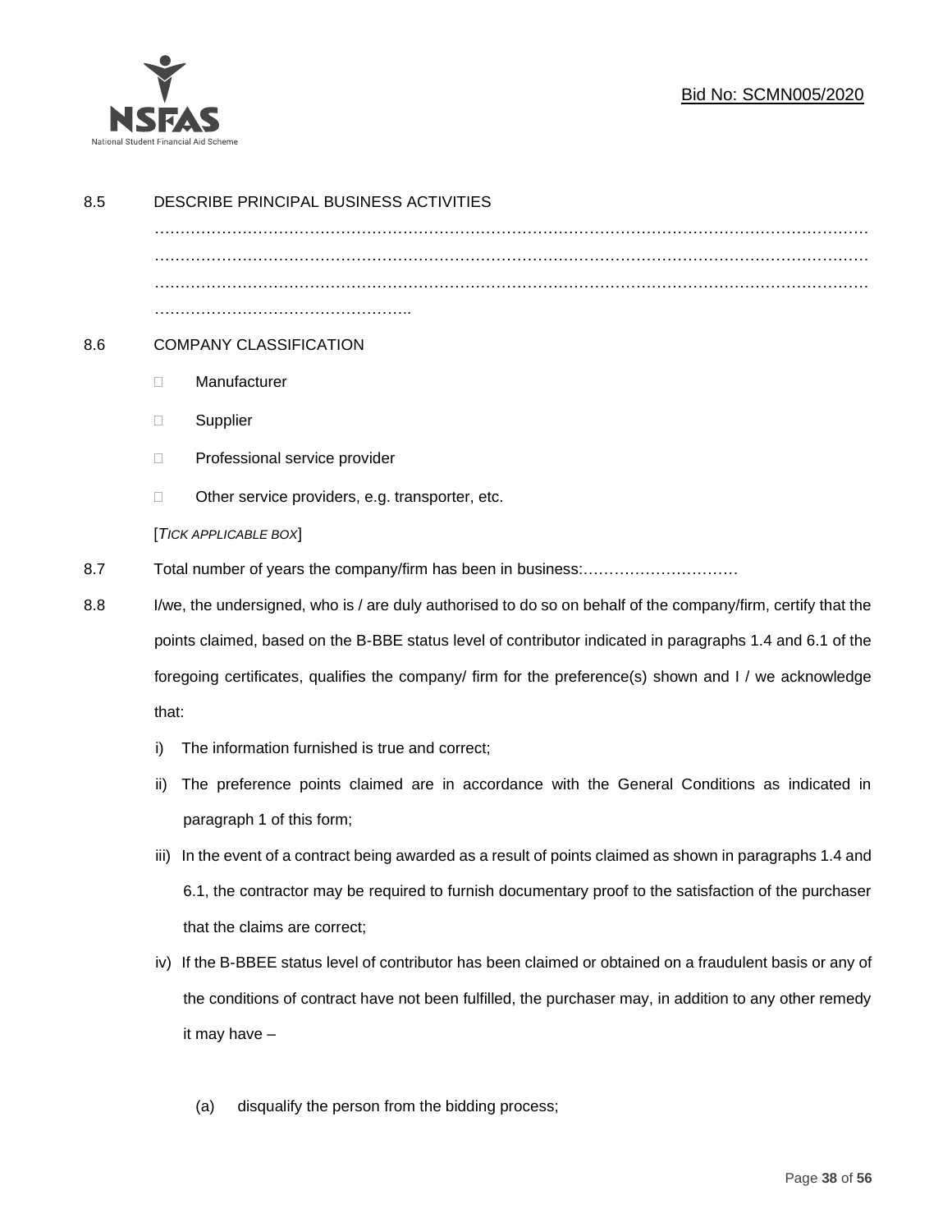8.5 DESCRIBE PRINCIPAL BUSINESS ACTIVITIES

……………………………………………………………………………………………………………………
……………………………………………………………………………………………………………………
……………………………………………………………………………………………………………………
…………………………………………..

8.6 COMPANY CLASSIFICATION

- Manufacturer
- Supplier
- Professional service provider
- Other service providers, e.g. transporter, etc.

[*TICK APPLICABLE BOX*]

8.7 Total number of years the company/firm has been in business:…………………………

8.8 I/we, the undersigned, who is / are duly authorised to do so on behalf of the company/firm, certify that the points claimed, based on the B-BBE status level of contributor indicated in paragraphs 1.4 and 6.1 of the foregoing certificates, qualifies the company/ firm for the preference(s) shown and I / we acknowledge that:

i) The information furnished is true and correct;

ii) The preference points claimed are in accordance with the General Conditions as indicated in paragraph 1 of this form;

iii) In the event of a contract being awarded as a result of points claimed as shown in paragraphs 1.4 and 6.1, the contractor may be required to furnish documentary proof to the satisfaction of the purchaser that the claims are correct;

iv) If the B-BBEE status level of contributor has been claimed or obtained on a fraudulent basis or any of the conditions of contract have not been fulfilled, the purchaser may, in addition to any other remedy it may have –

(a) disqualify the person from the bidding process;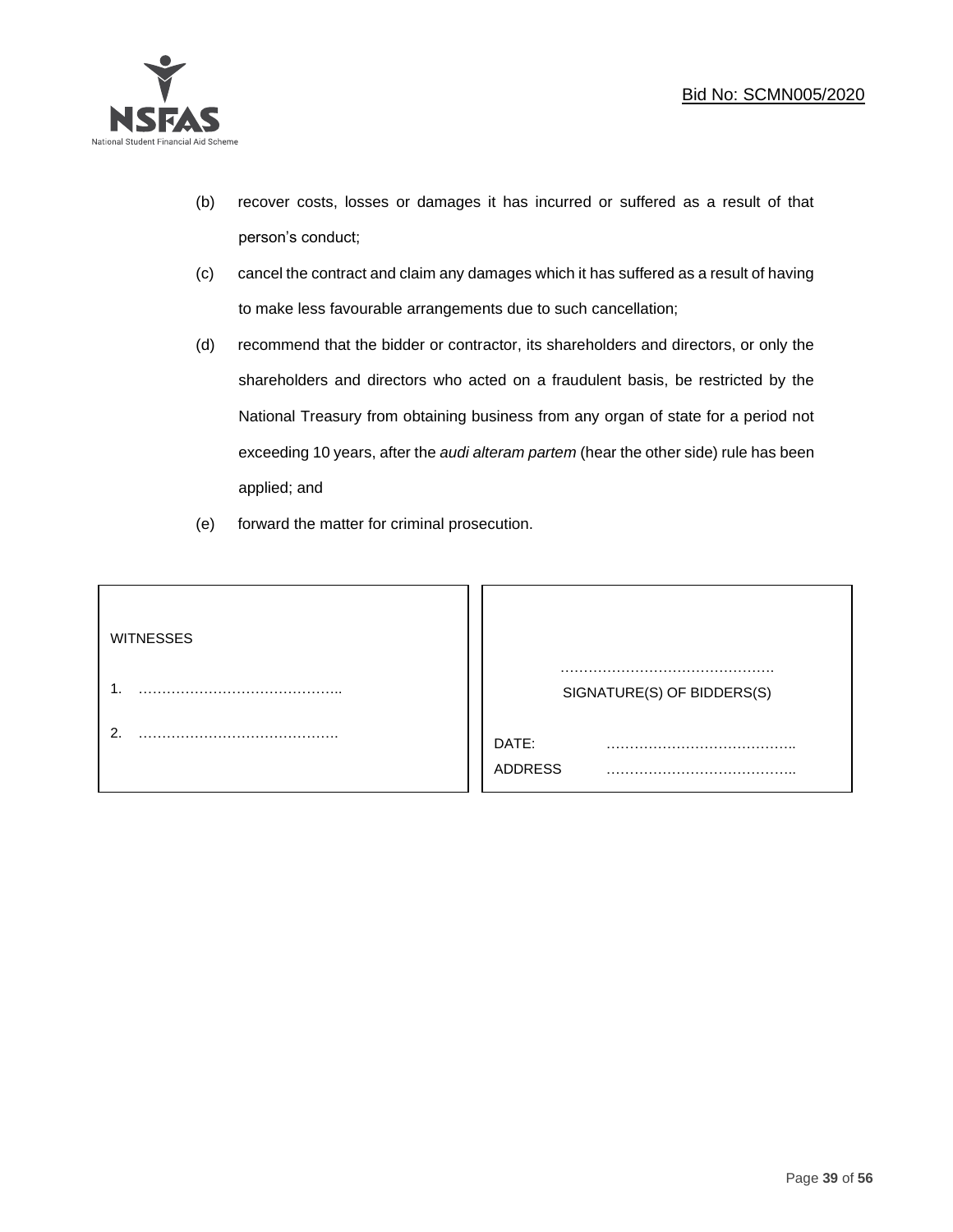(b) recover costs, losses or damages it has incurred or suffered as a result of that person's conduct;

(c) cancel the contract and claim any damages which it has suffered as a result of having to make less favourable arrangements due to such cancellation;

(d) recommend that the bidder or contractor, its shareholders and directors, or only the shareholders and directors who acted on a fraudulent basis, be restricted by the National Treasury from obtaining business from any organ of state for a period not exceeding 10 years, after the *audi alteram partem* (hear the other side) rule has been applied; and

(e) forward the matter for criminal prosecution.

| WITNESSES | |
|---|---|
| 1. …………………………………….. | ………………………………………. |
| | SIGNATURE(S) OF BIDDERS(S) |
| 2. ……………………………………. | DATE: ………………………………….. |
| | ADDRESS ………………………………….. |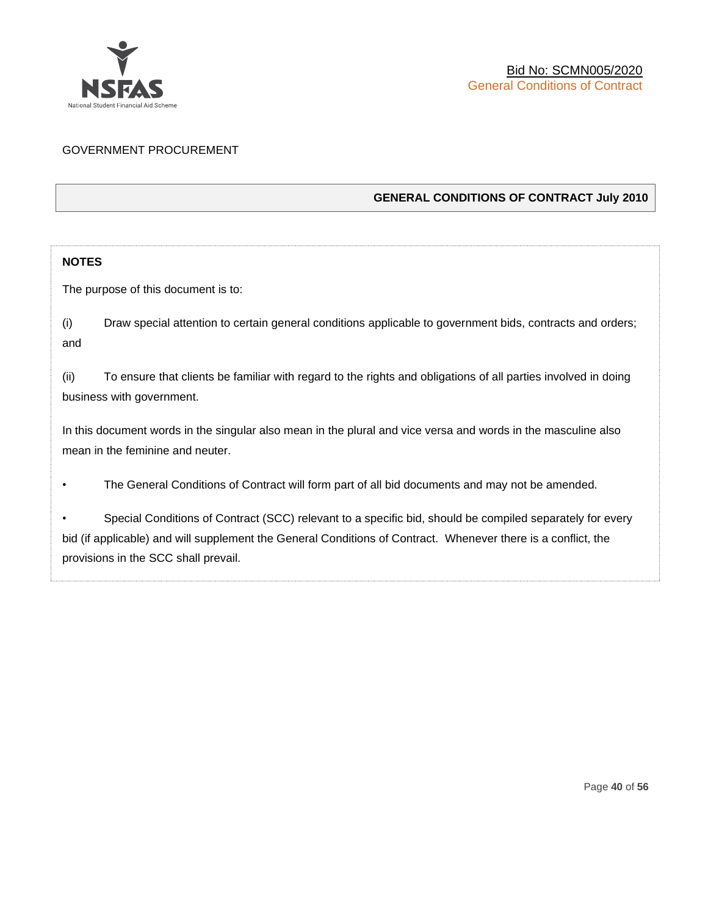GOVERNMENT PROCUREMENT

## GENERAL CONDITIONS OF CONTRACT July 2010

**NOTES**

The purpose of this document is to:

(i) Draw special attention to certain general conditions applicable to government bids, contracts and orders; and

(ii) To ensure that clients be familiar with regard to the rights and obligations of all parties involved in doing business with government.

In this document words in the singular also mean in the plural and vice versa and words in the masculine also mean in the feminine and neuter.

- The General Conditions of Contract will form part of all bid documents and may not be amended.
- Special Conditions of Contract (SCC) relevant to a specific bid, should be compiled separately for every bid (if applicable) and will supplement the General Conditions of Contract. Whenever there is a conflict, the provisions in the SCC shall prevail.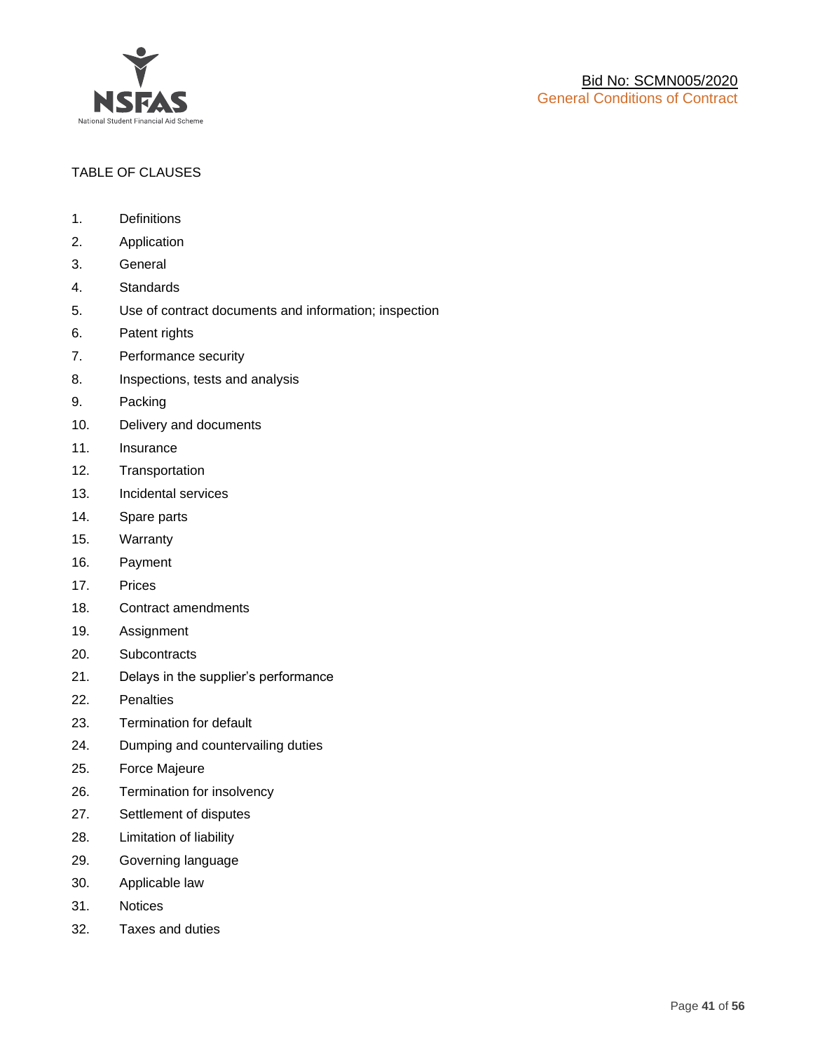TABLE OF CLAUSES

1. Definitions
2. Application
3. General
4. Standards
5. Use of contract documents and information; inspection
6. Patent rights
7. Performance security
8. Inspections, tests and analysis
9. Packing
10. Delivery and documents
11. Insurance
12. Transportation
13. Incidental services
14. Spare parts
15. Warranty
16. Payment
17. Prices
18. Contract amendments
19. Assignment
20. Subcontracts
21. Delays in the supplier's performance
22. Penalties
23. Termination for default
24. Dumping and countervailing duties
25. Force Majeure
26. Termination for insolvency
27. Settlement of disputes
28. Limitation of liability
29. Governing language
30. Applicable law
31. Notices
32. Taxes and duties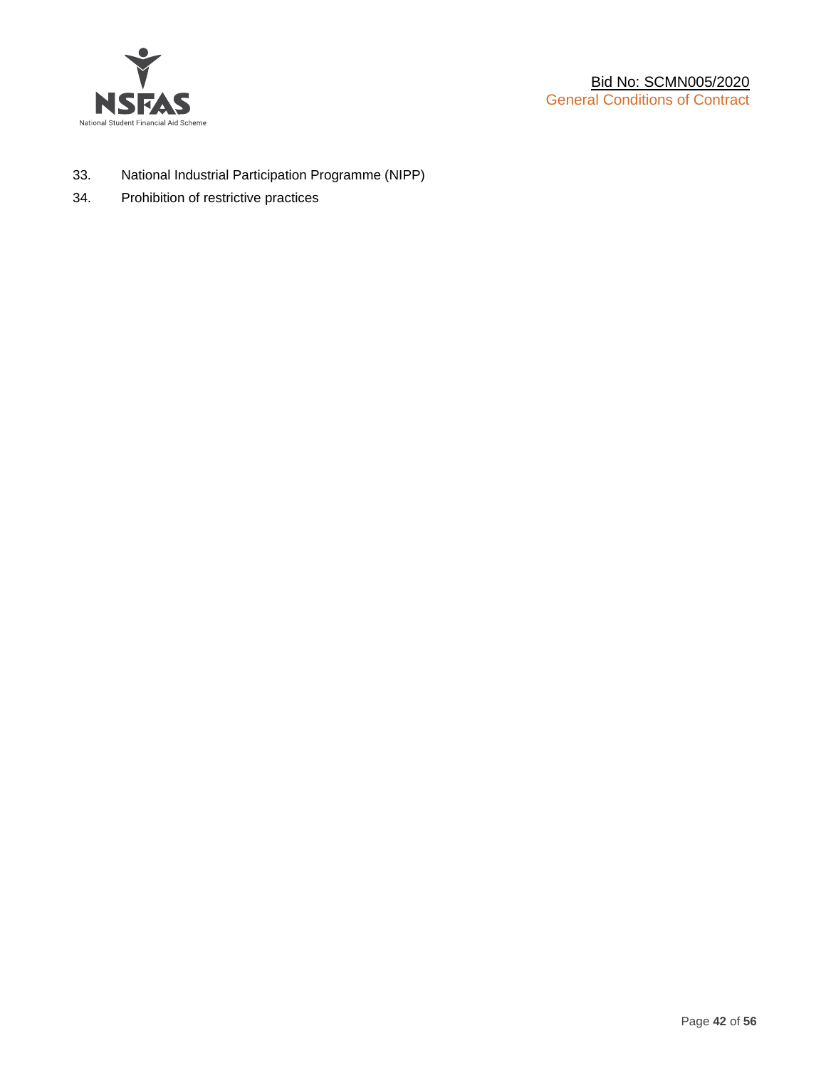33. National Industrial Participation Programme (NIPP)
34. Prohibition of restrictive practices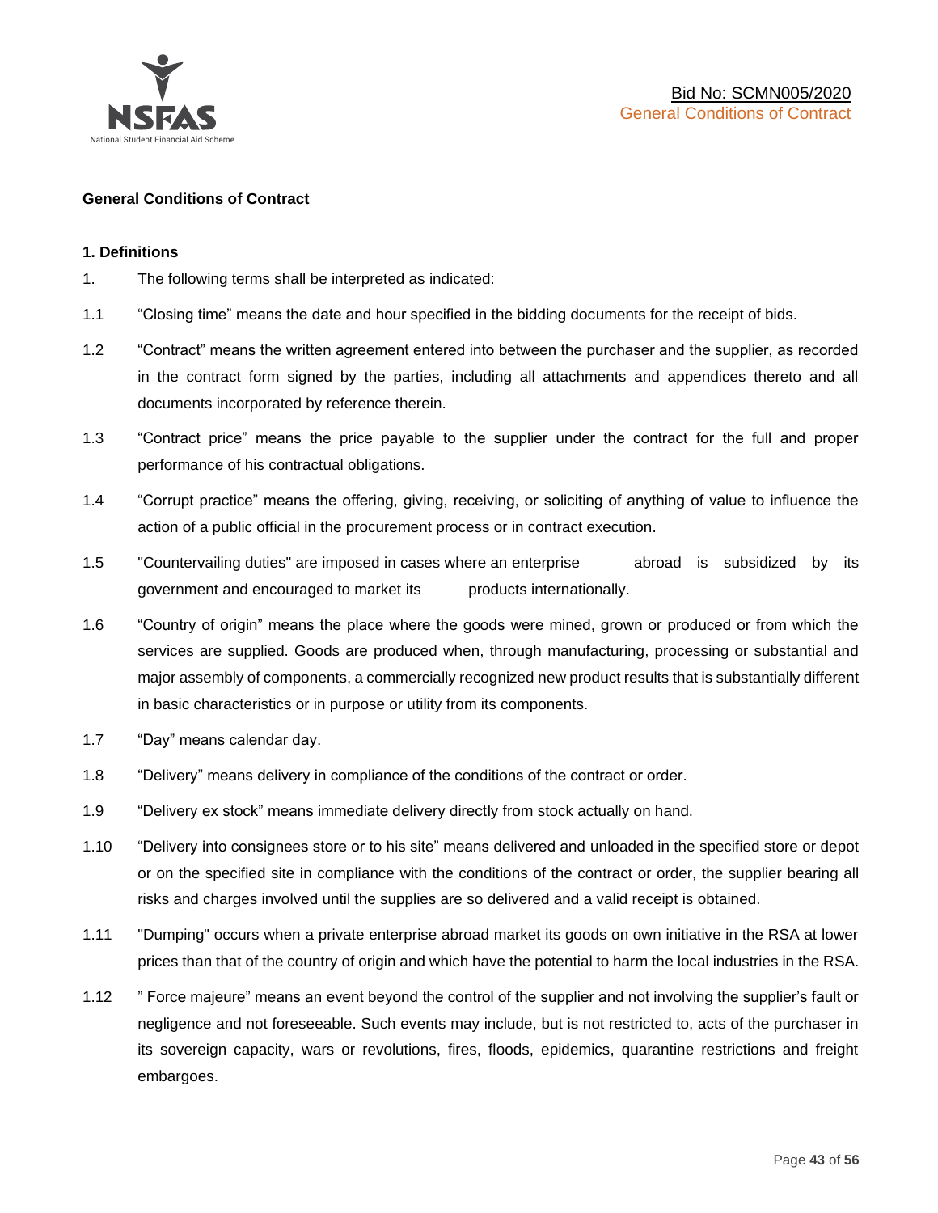**General Conditions of Contract**

**1. Definitions**

1. The following terms shall be interpreted as indicated:

1.1 “Closing time” means the date and hour specified in the bidding documents for the receipt of bids.

1.2 “Contract” means the written agreement entered into between the purchaser and the supplier, as recorded in the contract form signed by the parties, including all attachments and appendices thereto and all documents incorporated by reference therein.

1.3 “Contract price” means the price payable to the supplier under the contract for the full and proper performance of his contractual obligations.

1.4 “Corrupt practice” means the offering, giving, receiving, or soliciting of anything of value to influence the action of a public official in the procurement process or in contract execution.

1.5 "Countervailing duties" are imposed in cases where an enterprise abroad is subsidized by its government and encouraged to market its products internationally.

1.6 “Country of origin” means the place where the goods were mined, grown or produced or from which the services are supplied. Goods are produced when, through manufacturing, processing or substantial and major assembly of components, a commercially recognized new product results that is substantially different in basic characteristics or in purpose or utility from its components.

1.7 “Day” means calendar day.

1.8 “Delivery” means delivery in compliance of the conditions of the contract or order.

1.9 “Delivery ex stock” means immediate delivery directly from stock actually on hand.

1.10 “Delivery into consignees store or to his site” means delivered and unloaded in the specified store or depot or on the specified site in compliance with the conditions of the contract or order, the supplier bearing all risks and charges involved until the supplies are so delivered and a valid receipt is obtained.

1.11 "Dumping" occurs when a private enterprise abroad market its goods on own initiative in the RSA at lower prices than that of the country of origin and which have the potential to harm the local industries in the RSA.

1.12 ” Force majeure” means an event beyond the control of the supplier and not involving the supplier’s fault or negligence and not foreseeable. Such events may include, but is not restricted to, acts of the purchaser in its sovereign capacity, wars or revolutions, fires, floods, epidemics, quarantine restrictions and freight embargoes.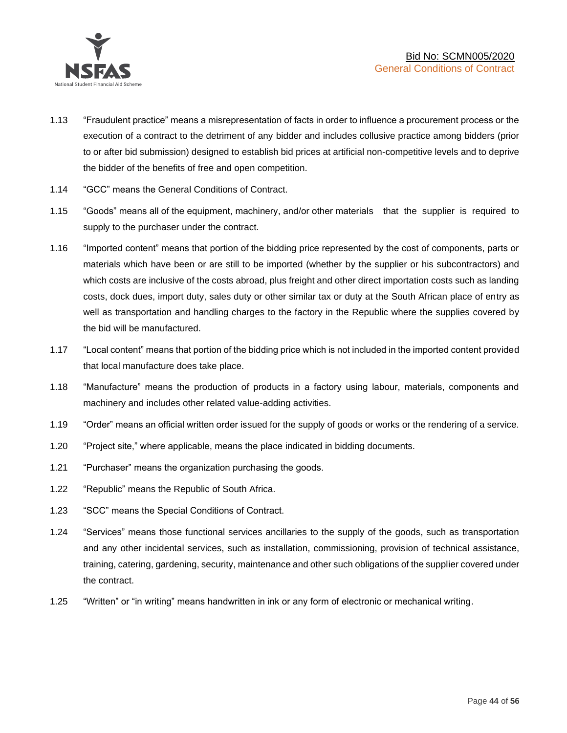1.13 "Fraudulent practice" means a misrepresentation of facts in order to influence a procurement process or the execution of a contract to the detriment of any bidder and includes collusive practice among bidders (prior to or after bid submission) designed to establish bid prices at artificial non-competitive levels and to deprive the bidder of the benefits of free and open competition.

1.14 "GCC" means the General Conditions of Contract.

1.15 "Goods" means all of the equipment, machinery, and/or other materials that the supplier is required to supply to the purchaser under the contract.

1.16 "Imported content" means that portion of the bidding price represented by the cost of components, parts or materials which have been or are still to be imported (whether by the supplier or his subcontractors) and which costs are inclusive of the costs abroad, plus freight and other direct importation costs such as landing costs, dock dues, import duty, sales duty or other similar tax or duty at the South African place of entry as well as transportation and handling charges to the factory in the Republic where the supplies covered by the bid will be manufactured.

1.17 "Local content" means that portion of the bidding price which is not included in the imported content provided that local manufacture does take place.

1.18 "Manufacture" means the production of products in a factory using labour, materials, components and machinery and includes other related value-adding activities.

1.19 "Order" means an official written order issued for the supply of goods or works or the rendering of a service.

1.20 "Project site," where applicable, means the place indicated in bidding documents.

1.21 "Purchaser" means the organization purchasing the goods.

1.22 "Republic" means the Republic of South Africa.

1.23 "SCC" means the Special Conditions of Contract.

1.24 "Services" means those functional services ancillaries to the supply of the goods, such as transportation and any other incidental services, such as installation, commissioning, provision of technical assistance, training, catering, gardening, security, maintenance and other such obligations of the supplier covered under the contract.

1.25 "Written" or "in writing" means handwritten in ink or any form of electronic or mechanical writing.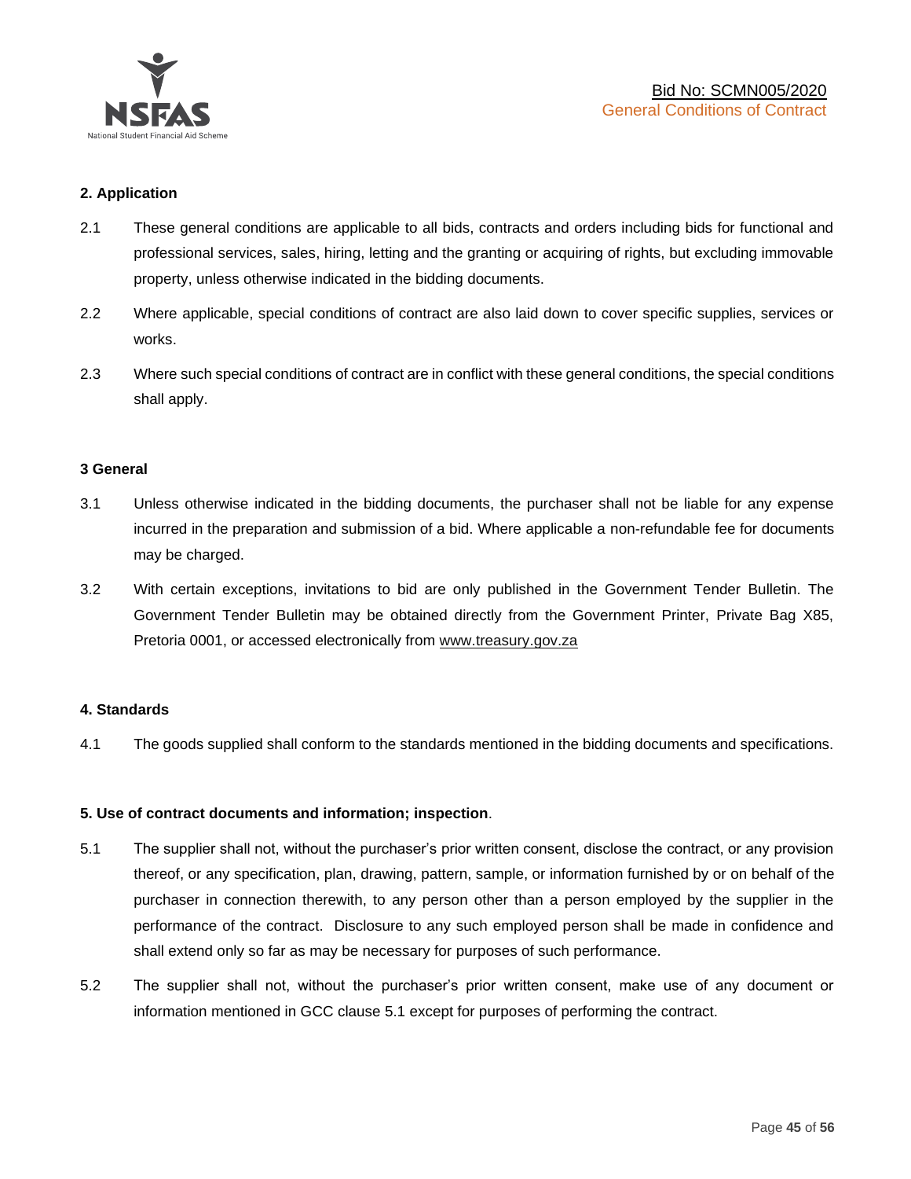## 2. Application

2.1 These general conditions are applicable to all bids, contracts and orders including bids for functional and professional services, sales, hiring, letting and the granting or acquiring of rights, but excluding immovable property, unless otherwise indicated in the bidding documents.

2.2 Where applicable, special conditions of contract are also laid down to cover specific supplies, services or works.

2.3 Where such special conditions of contract are in conflict with these general conditions, the special conditions shall apply.

## 3 General

3.1 Unless otherwise indicated in the bidding documents, the purchaser shall not be liable for any expense incurred in the preparation and submission of a bid. Where applicable a non-refundable fee for documents may be charged.

3.2 With certain exceptions, invitations to bid are only published in the Government Tender Bulletin. The Government Tender Bulletin may be obtained directly from the Government Printer, Private Bag X85, Pretoria 0001, or accessed electronically from www.treasury.gov.za

## 4. Standards

4.1 The goods supplied shall conform to the standards mentioned in the bidding documents and specifications.

## 5. Use of contract documents and information; inspection.

5.1 The supplier shall not, without the purchaser's prior written consent, disclose the contract, or any provision thereof, or any specification, plan, drawing, pattern, sample, or information furnished by or on behalf of the purchaser in connection therewith, to any person other than a person employed by the supplier in the performance of the contract. Disclosure to any such employed person shall be made in confidence and shall extend only so far as may be necessary for purposes of such performance.

5.2 The supplier shall not, without the purchaser's prior written consent, make use of any document or information mentioned in GCC clause 5.1 except for purposes of performing the contract.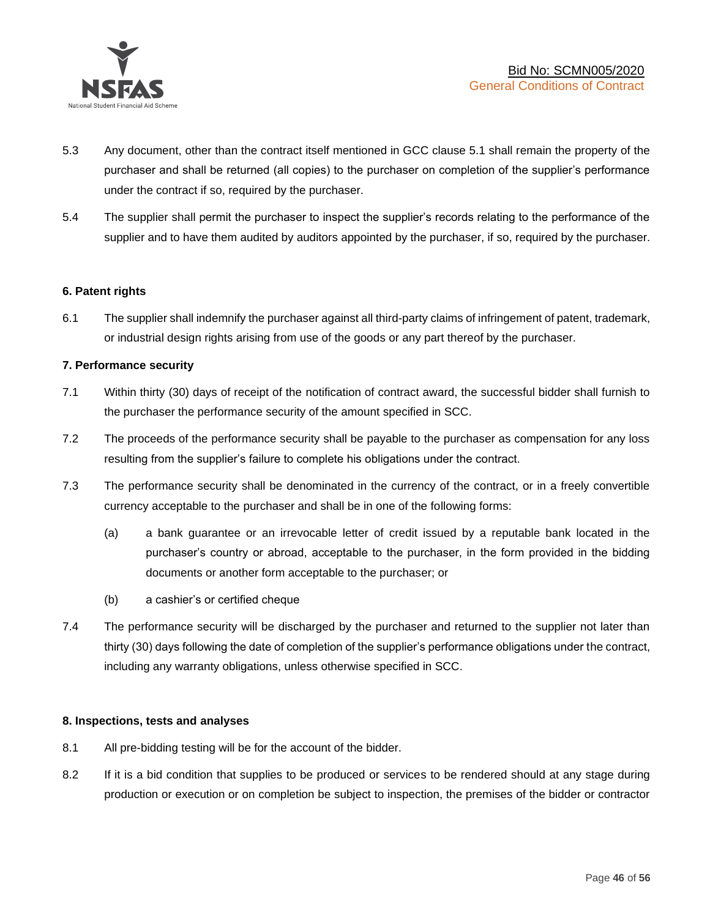5.3 Any document, other than the contract itself mentioned in GCC clause 5.1 shall remain the property of the purchaser and shall be returned (all copies) to the purchaser on completion of the supplier's performance under the contract if so, required by the purchaser.

5.4 The supplier shall permit the purchaser to inspect the supplier's records relating to the performance of the supplier and to have them audited by auditors appointed by the purchaser, if so, required by the purchaser.

**6. Patent rights**

6.1 The supplier shall indemnify the purchaser against all third-party claims of infringement of patent, trademark, or industrial design rights arising from use of the goods or any part thereof by the purchaser.

**7. Performance security**

7.1 Within thirty (30) days of receipt of the notification of contract award, the successful bidder shall furnish to the purchaser the performance security of the amount specified in SCC.

7.2 The proceeds of the performance security shall be payable to the purchaser as compensation for any loss resulting from the supplier's failure to complete his obligations under the contract.

7.3 The performance security shall be denominated in the currency of the contract, or in a freely convertible currency acceptable to the purchaser and shall be in one of the following forms:

(a) a bank guarantee or an irrevocable letter of credit issued by a reputable bank located in the purchaser's country or abroad, acceptable to the purchaser, in the form provided in the bidding documents or another form acceptable to the purchaser; or

(b) a cashier's or certified cheque

7.4 The performance security will be discharged by the purchaser and returned to the supplier not later than thirty (30) days following the date of completion of the supplier's performance obligations under the contract, including any warranty obligations, unless otherwise specified in SCC.

**8. Inspections, tests and analyses**

8.1 All pre-bidding testing will be for the account of the bidder.

8.2 If it is a bid condition that supplies to be produced or services to be rendered should at any stage during production or execution or on completion be subject to inspection, the premises of the bidder or contractor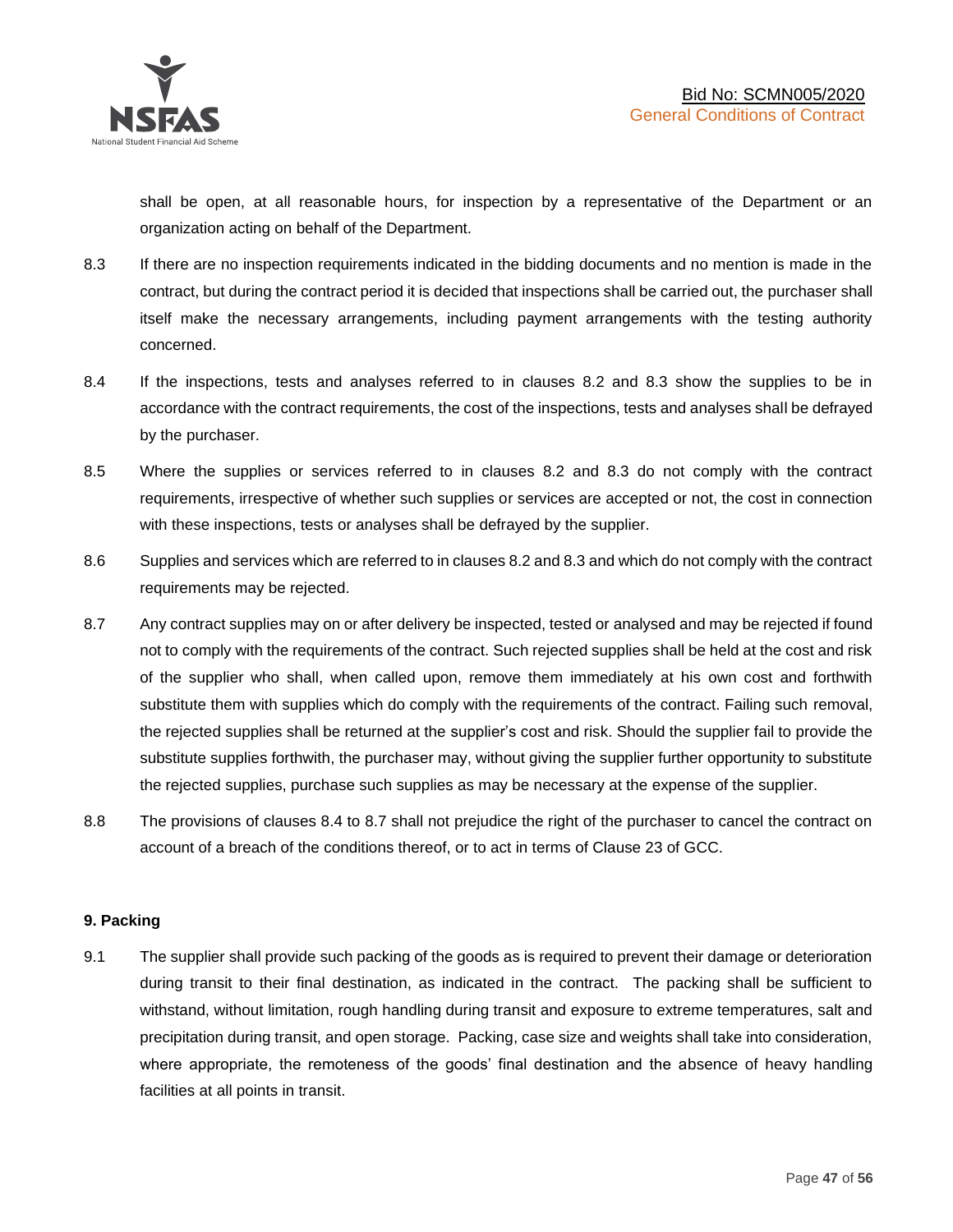shall be open, at all reasonable hours, for inspection by a representative of the Department or an organization acting on behalf of the Department.

8.3 If there are no inspection requirements indicated in the bidding documents and no mention is made in the contract, but during the contract period it is decided that inspections shall be carried out, the purchaser shall itself make the necessary arrangements, including payment arrangements with the testing authority concerned.

8.4 If the inspections, tests and analyses referred to in clauses 8.2 and 8.3 show the supplies to be in accordance with the contract requirements, the cost of the inspections, tests and analyses shall be defrayed by the purchaser.

8.5 Where the supplies or services referred to in clauses 8.2 and 8.3 do not comply with the contract requirements, irrespective of whether such supplies or services are accepted or not, the cost in connection with these inspections, tests or analyses shall be defrayed by the supplier.

8.6 Supplies and services which are referred to in clauses 8.2 and 8.3 and which do not comply with the contract requirements may be rejected.

8.7 Any contract supplies may on or after delivery be inspected, tested or analysed and may be rejected if found not to comply with the requirements of the contract. Such rejected supplies shall be held at the cost and risk of the supplier who shall, when called upon, remove them immediately at his own cost and forthwith substitute them with supplies which do comply with the requirements of the contract. Failing such removal, the rejected supplies shall be returned at the supplier's cost and risk. Should the supplier fail to provide the substitute supplies forthwith, the purchaser may, without giving the supplier further opportunity to substitute the rejected supplies, purchase such supplies as may be necessary at the expense of the supplier.

8.8 The provisions of clauses 8.4 to 8.7 shall not prejudice the right of the purchaser to cancel the contract on account of a breach of the conditions thereof, or to act in terms of Clause 23 of GCC.

**9. Packing**

9.1 The supplier shall provide such packing of the goods as is required to prevent their damage or deterioration during transit to their final destination, as indicated in the contract. The packing shall be sufficient to withstand, without limitation, rough handling during transit and exposure to extreme temperatures, salt and precipitation during transit, and open storage. Packing, case size and weights shall take into consideration, where appropriate, the remoteness of the goods' final destination and the absence of heavy handling facilities at all points in transit.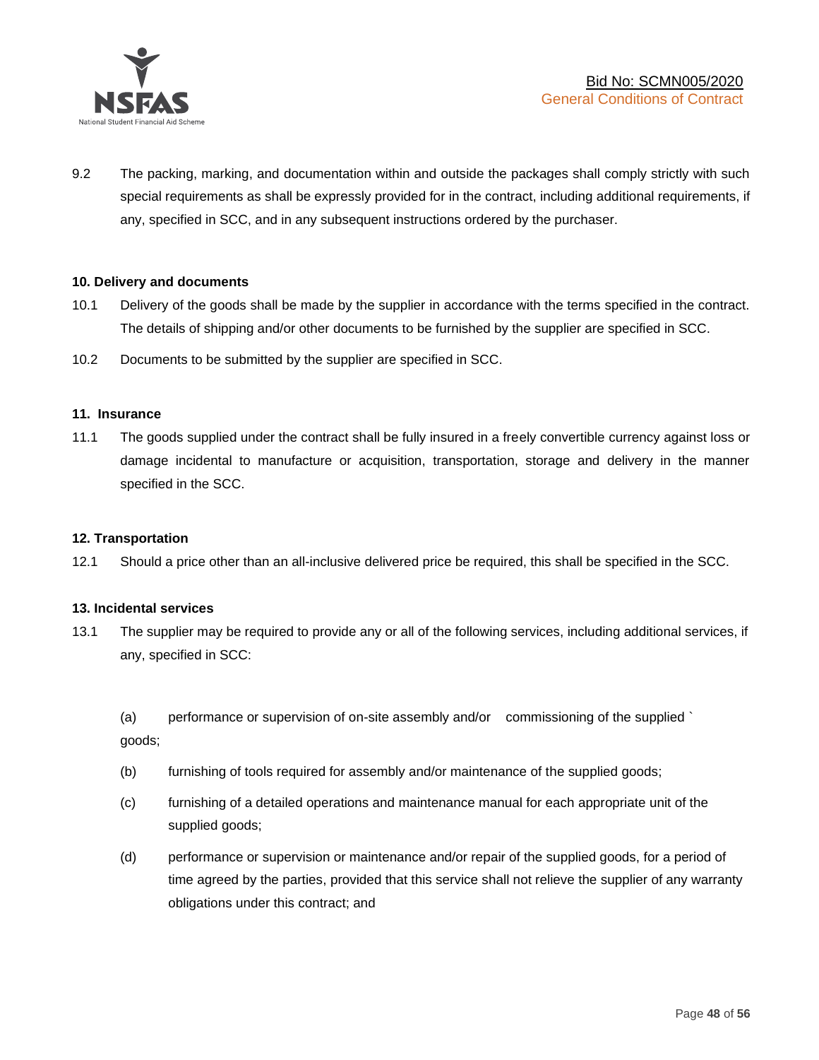9.2 The packing, marking, and documentation within and outside the packages shall comply strictly with such special requirements as shall be expressly provided for in the contract, including additional requirements, if any, specified in SCC, and in any subsequent instructions ordered by the purchaser.

**10. Delivery and documents**

10.1 Delivery of the goods shall be made by the supplier in accordance with the terms specified in the contract. The details of shipping and/or other documents to be furnished by the supplier are specified in SCC.

10.2 Documents to be submitted by the supplier are specified in SCC.

**11. Insurance**

11.1 The goods supplied under the contract shall be fully insured in a freely convertible currency against loss or damage incidental to manufacture or acquisition, transportation, storage and delivery in the manner specified in the SCC.

**12. Transportation**

12.1 Should a price other than an all-inclusive delivered price be required, this shall be specified in the SCC.

**13. Incidental services**

13.1 The supplier may be required to provide any or all of the following services, including additional services, if any, specified in SCC:

(a) performance or supervision of on-site assembly and/or commissioning of the supplied ` goods;

(b) furnishing of tools required for assembly and/or maintenance of the supplied goods;

(c) furnishing of a detailed operations and maintenance manual for each appropriate unit of the supplied goods;

(d) performance or supervision or maintenance and/or repair of the supplied goods, for a period of time agreed by the parties, provided that this service shall not relieve the supplier of any warranty obligations under this contract; and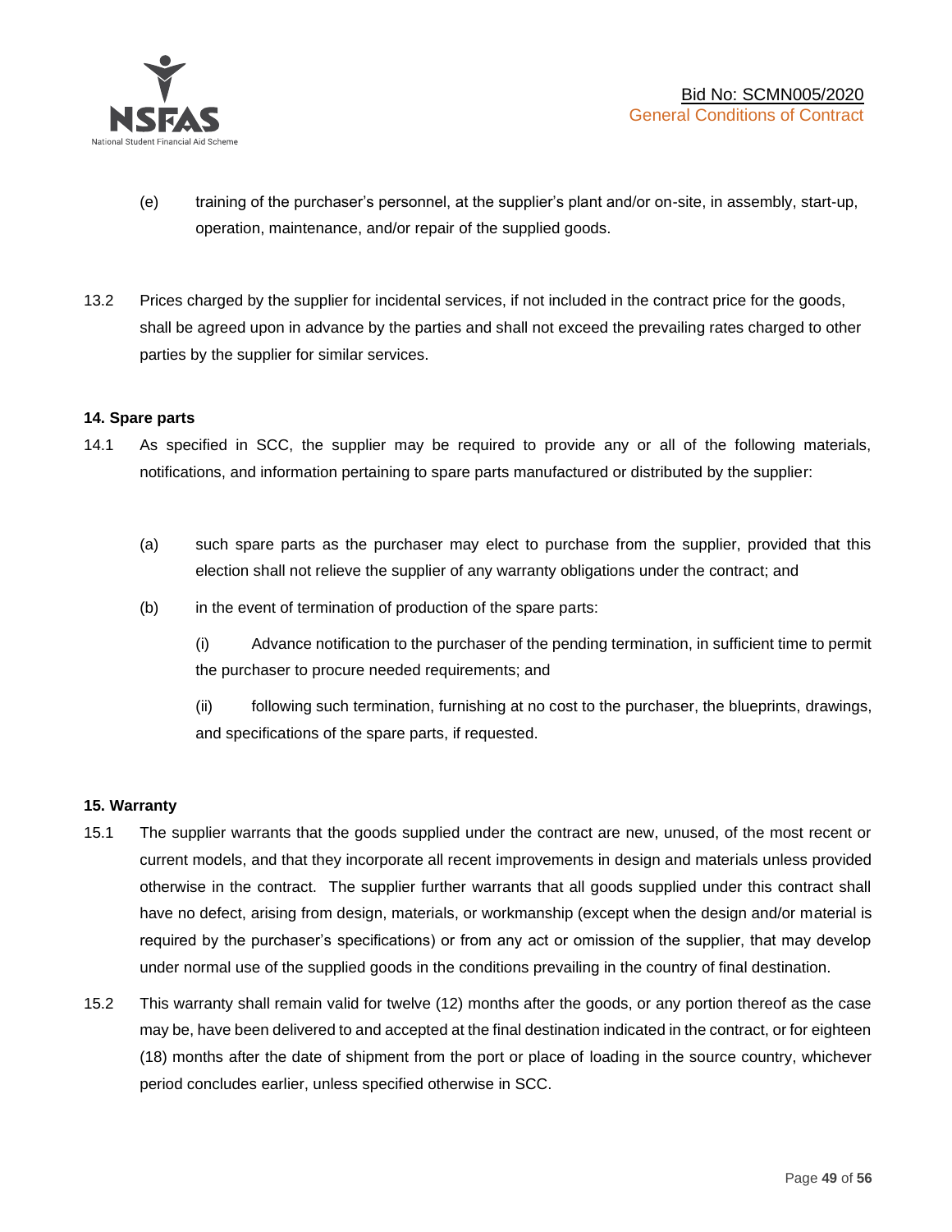(e) training of the purchaser's personnel, at the supplier's plant and/or on-site, in assembly, start-up, operation, maintenance, and/or repair of the supplied goods.

13.2 Prices charged by the supplier for incidental services, if not included in the contract price for the goods, shall be agreed upon in advance by the parties and shall not exceed the prevailing rates charged to other parties by the supplier for similar services.

**14. Spare parts**

14.1 As specified in SCC, the supplier may be required to provide any or all of the following materials, notifications, and information pertaining to spare parts manufactured or distributed by the supplier:

(a) such spare parts as the purchaser may elect to purchase from the supplier, provided that this election shall not relieve the supplier of any warranty obligations under the contract; and

(b) in the event of termination of production of the spare parts:

(i) Advance notification to the purchaser of the pending termination, in sufficient time to permit the purchaser to procure needed requirements; and

(ii) following such termination, furnishing at no cost to the purchaser, the blueprints, drawings, and specifications of the spare parts, if requested.

**15. Warranty**

15.1 The supplier warrants that the goods supplied under the contract are new, unused, of the most recent or current models, and that they incorporate all recent improvements in design and materials unless provided otherwise in the contract. The supplier further warrants that all goods supplied under this contract shall have no defect, arising from design, materials, or workmanship (except when the design and/or material is required by the purchaser's specifications) or from any act or omission of the supplier, that may develop under normal use of the supplied goods in the conditions prevailing in the country of final destination.

15.2 This warranty shall remain valid for twelve (12) months after the goods, or any portion thereof as the case may be, have been delivered to and accepted at the final destination indicated in the contract, or for eighteen (18) months after the date of shipment from the port or place of loading in the source country, whichever period concludes earlier, unless specified otherwise in SCC.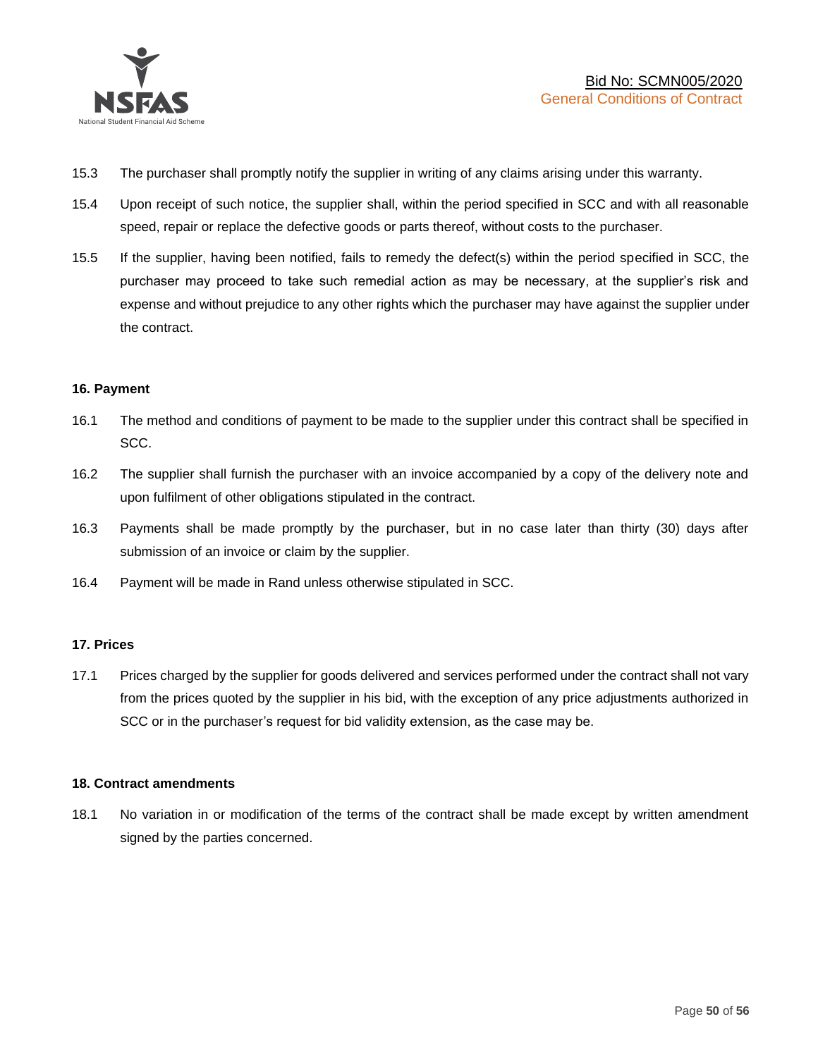15.3 The purchaser shall promptly notify the supplier in writing of any claims arising under this warranty.

15.4 Upon receipt of such notice, the supplier shall, within the period specified in SCC and with all reasonable speed, repair or replace the defective goods or parts thereof, without costs to the purchaser.

15.5 If the supplier, having been notified, fails to remedy the defect(s) within the period specified in SCC, the purchaser may proceed to take such remedial action as may be necessary, at the supplier's risk and expense and without prejudice to any other rights which the purchaser may have against the supplier under the contract.

**16. Payment**

16.1 The method and conditions of payment to be made to the supplier under this contract shall be specified in SCC.

16.2 The supplier shall furnish the purchaser with an invoice accompanied by a copy of the delivery note and upon fulfilment of other obligations stipulated in the contract.

16.3 Payments shall be made promptly by the purchaser, but in no case later than thirty (30) days after submission of an invoice or claim by the supplier.

16.4 Payment will be made in Rand unless otherwise stipulated in SCC.

**17. Prices**

17.1 Prices charged by the supplier for goods delivered and services performed under the contract shall not vary from the prices quoted by the supplier in his bid, with the exception of any price adjustments authorized in SCC or in the purchaser's request for bid validity extension, as the case may be.

**18. Contract amendments**

18.1 No variation in or modification of the terms of the contract shall be made except by written amendment signed by the parties concerned.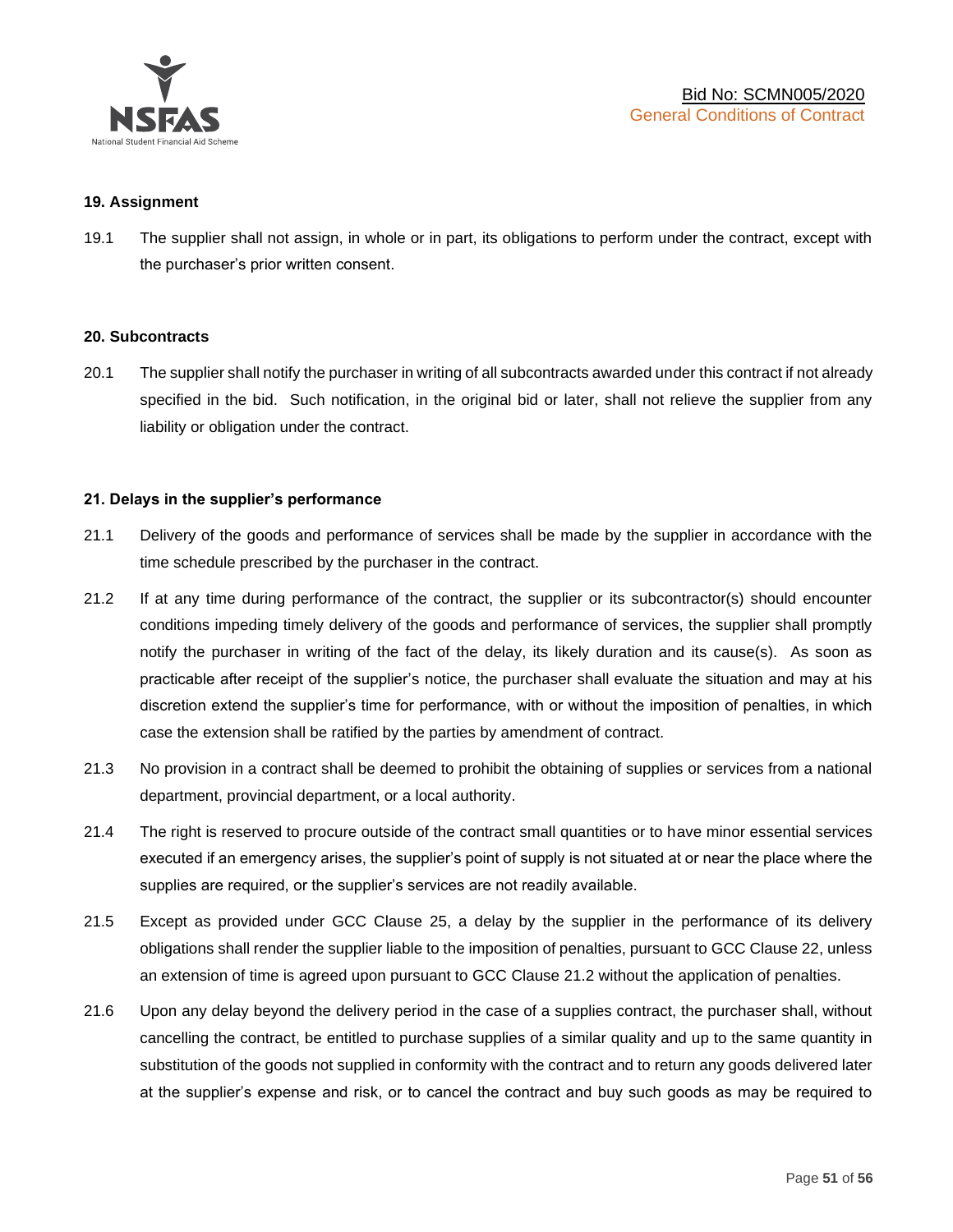### 19. Assignment

19.1 The supplier shall not assign, in whole or in part, its obligations to perform under the contract, except with the purchaser's prior written consent.

### 20. Subcontracts

20.1 The supplier shall notify the purchaser in writing of all subcontracts awarded under this contract if not already specified in the bid. Such notification, in the original bid or later, shall not relieve the supplier from any liability or obligation under the contract.

### 21. Delays in the supplier's performance

21.1 Delivery of the goods and performance of services shall be made by the supplier in accordance with the time schedule prescribed by the purchaser in the contract.

21.2 If at any time during performance of the contract, the supplier or its subcontractor(s) should encounter conditions impeding timely delivery of the goods and performance of services, the supplier shall promptly notify the purchaser in writing of the fact of the delay, its likely duration and its cause(s). As soon as practicable after receipt of the supplier's notice, the purchaser shall evaluate the situation and may at his discretion extend the supplier's time for performance, with or without the imposition of penalties, in which case the extension shall be ratified by the parties by amendment of contract.

21.3 No provision in a contract shall be deemed to prohibit the obtaining of supplies or services from a national department, provincial department, or a local authority.

21.4 The right is reserved to procure outside of the contract small quantities or to have minor essential services executed if an emergency arises, the supplier's point of supply is not situated at or near the place where the supplies are required, or the supplier's services are not readily available.

21.5 Except as provided under GCC Clause 25, a delay by the supplier in the performance of its delivery obligations shall render the supplier liable to the imposition of penalties, pursuant to GCC Clause 22, unless an extension of time is agreed upon pursuant to GCC Clause 21.2 without the application of penalties.

21.6 Upon any delay beyond the delivery period in the case of a supplies contract, the purchaser shall, without cancelling the contract, be entitled to purchase supplies of a similar quality and up to the same quantity in substitution of the goods not supplied in conformity with the contract and to return any goods delivered later at the supplier's expense and risk, or to cancel the contract and buy such goods as may be required to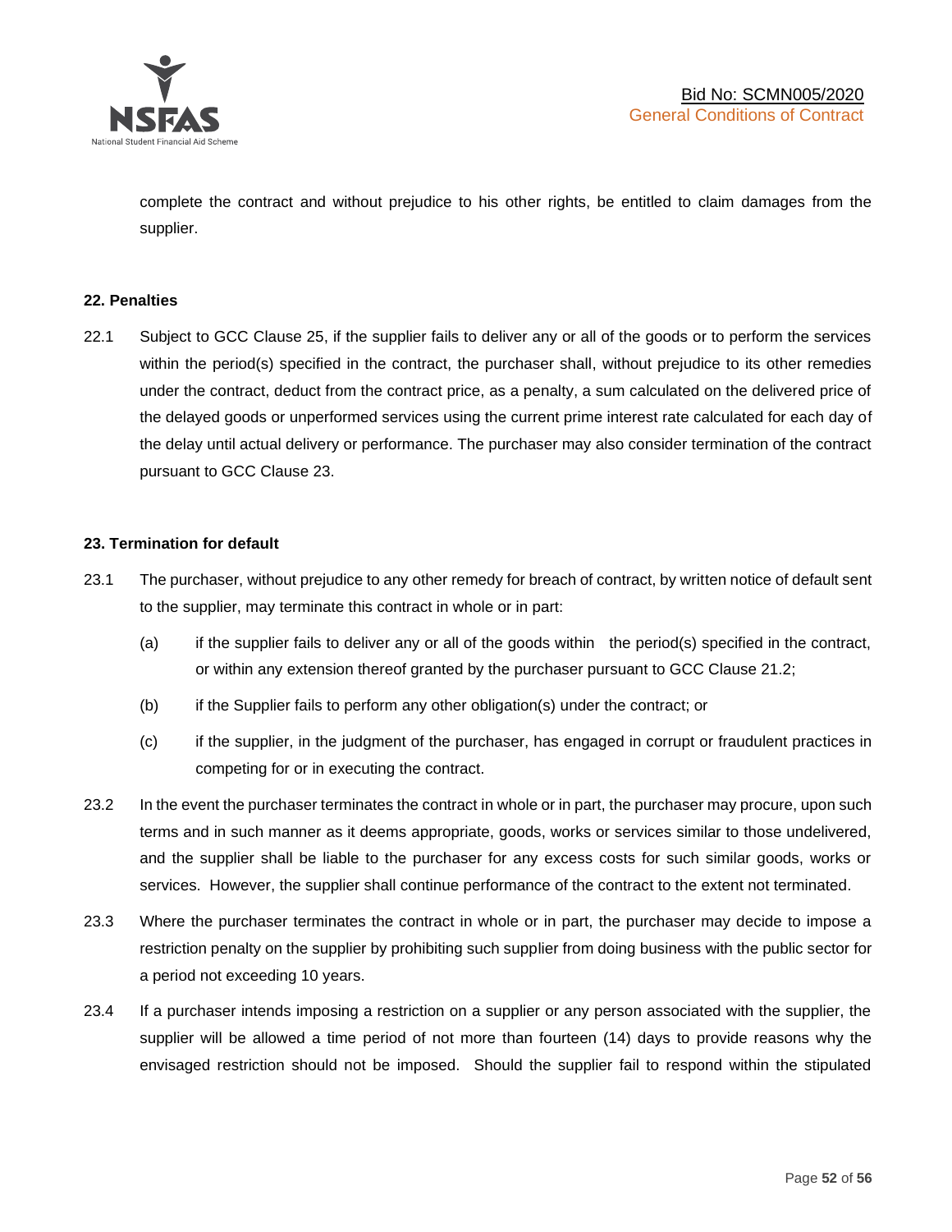complete the contract and without prejudice to his other rights, be entitled to claim damages from the supplier.

**22. Penalties**

22.1 Subject to GCC Clause 25, if the supplier fails to deliver any or all of the goods or to perform the services within the period(s) specified in the contract, the purchaser shall, without prejudice to its other remedies under the contract, deduct from the contract price, as a penalty, a sum calculated on the delivered price of the delayed goods or unperformed services using the current prime interest rate calculated for each day of the delay until actual delivery or performance. The purchaser may also consider termination of the contract pursuant to GCC Clause 23.

**23. Termination for default**

23.1 The purchaser, without prejudice to any other remedy for breach of contract, by written notice of default sent to the supplier, may terminate this contract in whole or in part:

(a) if the supplier fails to deliver any or all of the goods within the period(s) specified in the contract, or within any extension thereof granted by the purchaser pursuant to GCC Clause 21.2;

(b) if the Supplier fails to perform any other obligation(s) under the contract; or

(c) if the supplier, in the judgment of the purchaser, has engaged in corrupt or fraudulent practices in competing for or in executing the contract.

23.2 In the event the purchaser terminates the contract in whole or in part, the purchaser may procure, upon such terms and in such manner as it deems appropriate, goods, works or services similar to those undelivered, and the supplier shall be liable to the purchaser for any excess costs for such similar goods, works or services. However, the supplier shall continue performance of the contract to the extent not terminated.

23.3 Where the purchaser terminates the contract in whole or in part, the purchaser may decide to impose a restriction penalty on the supplier by prohibiting such supplier from doing business with the public sector for a period not exceeding 10 years.

23.4 If a purchaser intends imposing a restriction on a supplier or any person associated with the supplier, the supplier will be allowed a time period of not more than fourteen (14) days to provide reasons why the envisaged restriction should not be imposed. Should the supplier fail to respond within the stipulated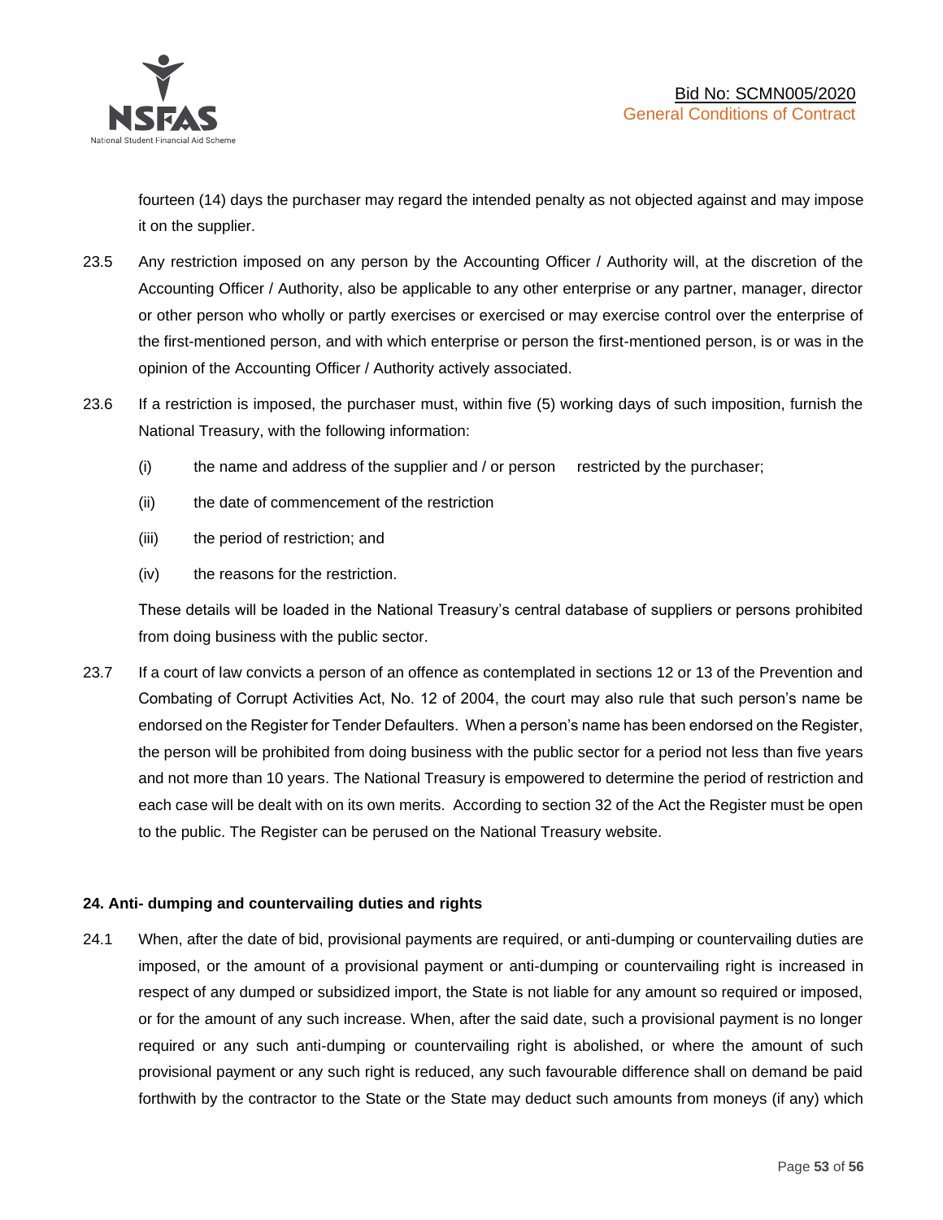fourteen (14) days the purchaser may regard the intended penalty as not objected against and may impose it on the supplier.

23.5 Any restriction imposed on any person by the Accounting Officer / Authority will, at the discretion of the Accounting Officer / Authority, also be applicable to any other enterprise or any partner, manager, director or other person who wholly or partly exercises or exercised or may exercise control over the enterprise of the first-mentioned person, and with which enterprise or person the first-mentioned person, is or was in the opinion of the Accounting Officer / Authority actively associated.

23.6 If a restriction is imposed, the purchaser must, within five (5) working days of such imposition, furnish the National Treasury, with the following information:

(i) the name and address of the supplier and / or person restricted by the purchaser;

(ii) the date of commencement of the restriction

(iii) the period of restriction; and

(iv) the reasons for the restriction.

These details will be loaded in the National Treasury's central database of suppliers or persons prohibited from doing business with the public sector.

23.7 If a court of law convicts a person of an offence as contemplated in sections 12 or 13 of the Prevention and Combating of Corrupt Activities Act, No. 12 of 2004, the court may also rule that such person's name be endorsed on the Register for Tender Defaulters. When a person's name has been endorsed on the Register, the person will be prohibited from doing business with the public sector for a period not less than five years and not more than 10 years. The National Treasury is empowered to determine the period of restriction and each case will be dealt with on its own merits. According to section 32 of the Act the Register must be open to the public. The Register can be perused on the National Treasury website.

**24. Anti- dumping and countervailing duties and rights**

24.1 When, after the date of bid, provisional payments are required, or anti-dumping or countervailing duties are imposed, or the amount of a provisional payment or anti-dumping or countervailing right is increased in respect of any dumped or subsidized import, the State is not liable for any amount so required or imposed, or for the amount of any such increase. When, after the said date, such a provisional payment is no longer required or any such anti-dumping or countervailing right is abolished, or where the amount of such provisional payment or any such right is reduced, any such favourable difference shall on demand be paid forthwith by the contractor to the State or the State may deduct such amounts from moneys (if any) which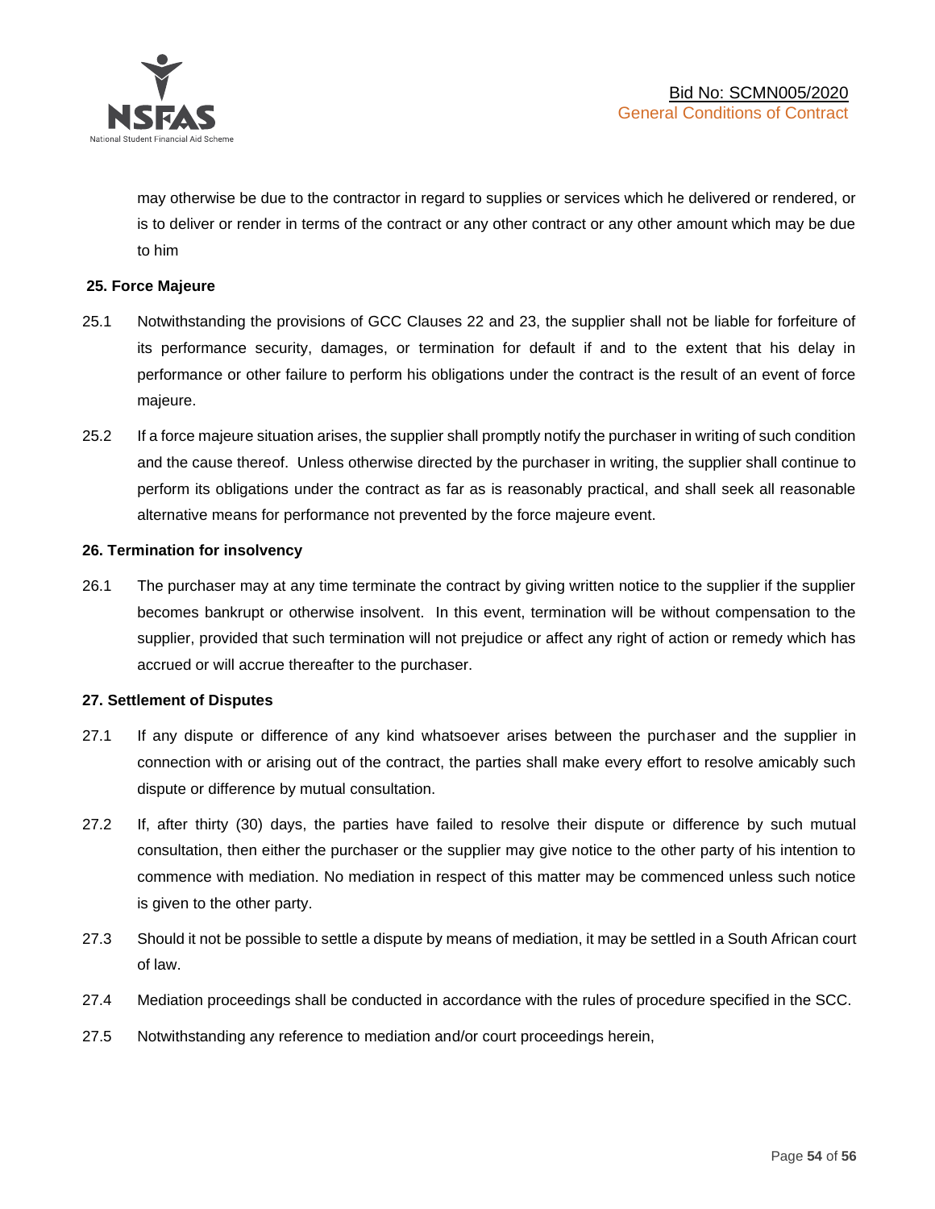may otherwise be due to the contractor in regard to supplies or services which he delivered or rendered, or is to deliver or render in terms of the contract or any other contract or any other amount which may be due to him

**25. Force Majeure**

25.1 Notwithstanding the provisions of GCC Clauses 22 and 23, the supplier shall not be liable for forfeiture of its performance security, damages, or termination for default if and to the extent that his delay in performance or other failure to perform his obligations under the contract is the result of an event of force majeure.

25.2 If a force majeure situation arises, the supplier shall promptly notify the purchaser in writing of such condition and the cause thereof. Unless otherwise directed by the purchaser in writing, the supplier shall continue to perform its obligations under the contract as far as is reasonably practical, and shall seek all reasonable alternative means for performance not prevented by the force majeure event.

**26. Termination for insolvency**

26.1 The purchaser may at any time terminate the contract by giving written notice to the supplier if the supplier becomes bankrupt or otherwise insolvent. In this event, termination will be without compensation to the supplier, provided that such termination will not prejudice or affect any right of action or remedy which has accrued or will accrue thereafter to the purchaser.

**27. Settlement of Disputes**

27.1 If any dispute or difference of any kind whatsoever arises between the purchaser and the supplier in connection with or arising out of the contract, the parties shall make every effort to resolve amicably such dispute or difference by mutual consultation.

27.2 If, after thirty (30) days, the parties have failed to resolve their dispute or difference by such mutual consultation, then either the purchaser or the supplier may give notice to the other party of his intention to commence with mediation. No mediation in respect of this matter may be commenced unless such notice is given to the other party.

27.3 Should it not be possible to settle a dispute by means of mediation, it may be settled in a South African court of law.

27.4 Mediation proceedings shall be conducted in accordance with the rules of procedure specified in the SCC.

27.5 Notwithstanding any reference to mediation and/or court proceedings herein,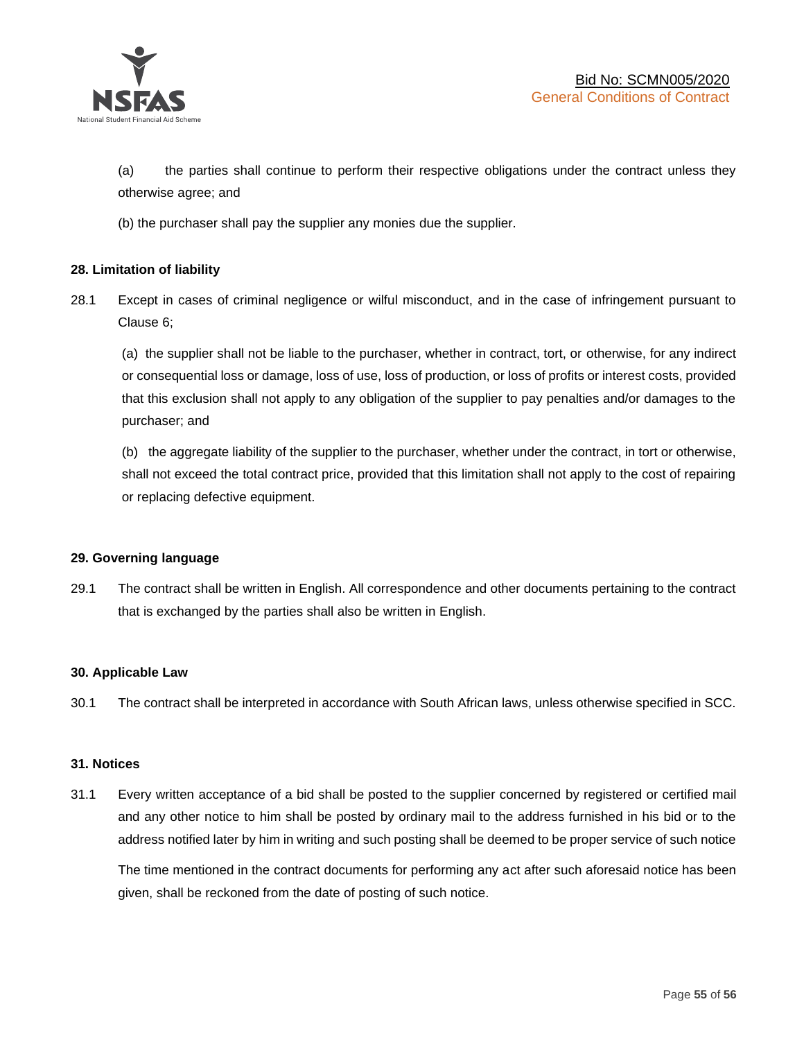(a) the parties shall continue to perform their respective obligations under the contract unless they otherwise agree; and

(b) the purchaser shall pay the supplier any monies due the supplier.

**28. Limitation of liability**

28.1 Except in cases of criminal negligence or wilful misconduct, and in the case of infringement pursuant to Clause 6;

(a) the supplier shall not be liable to the purchaser, whether in contract, tort, or otherwise, for any indirect or consequential loss or damage, loss of use, loss of production, or loss of profits or interest costs, provided that this exclusion shall not apply to any obligation of the supplier to pay penalties and/or damages to the purchaser; and

(b) the aggregate liability of the supplier to the purchaser, whether under the contract, in tort or otherwise, shall not exceed the total contract price, provided that this limitation shall not apply to the cost of repairing or replacing defective equipment.

**29. Governing language**

29.1 The contract shall be written in English. All correspondence and other documents pertaining to the contract that is exchanged by the parties shall also be written in English.

**30. Applicable Law**

30.1 The contract shall be interpreted in accordance with South African laws, unless otherwise specified in SCC.

**31. Notices**

31.1 Every written acceptance of a bid shall be posted to the supplier concerned by registered or certified mail and any other notice to him shall be posted by ordinary mail to the address furnished in his bid or to the address notified later by him in writing and such posting shall be deemed to be proper service of such notice

The time mentioned in the contract documents for performing any act after such aforesaid notice has been given, shall be reckoned from the date of posting of such notice.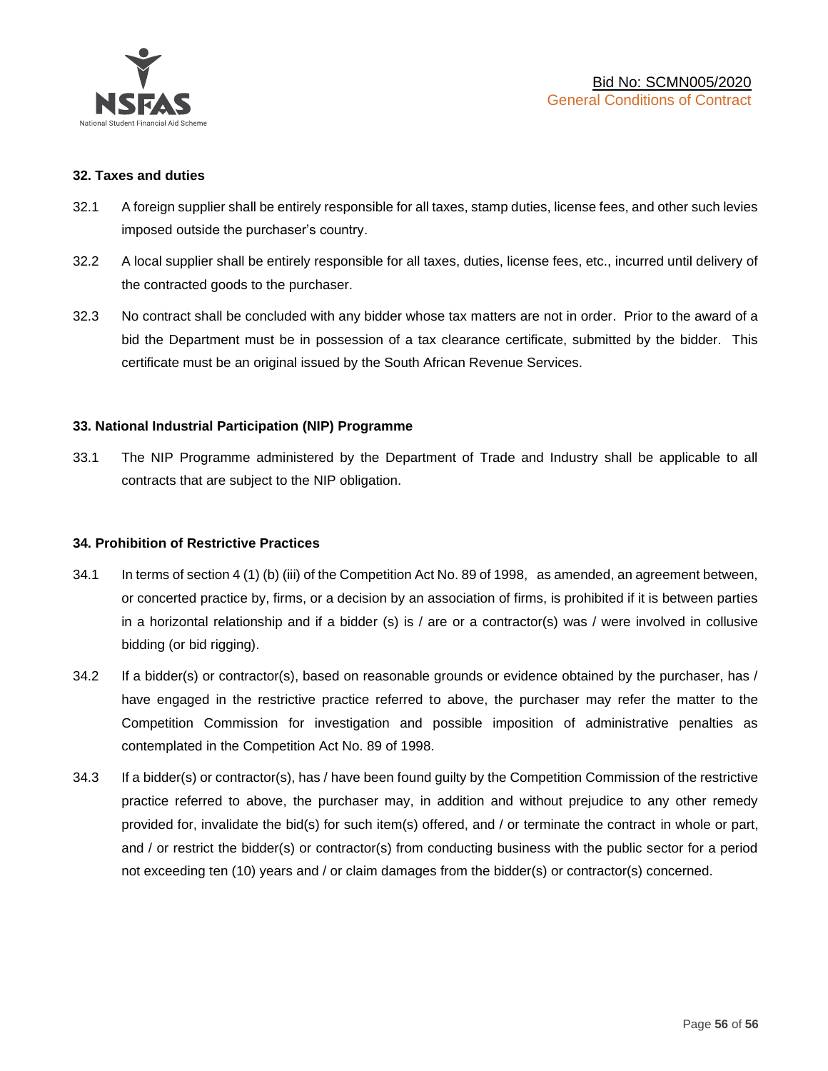### 32. Taxes and duties

32.1 A foreign supplier shall be entirely responsible for all taxes, stamp duties, license fees, and other such levies imposed outside the purchaser's country.

32.2 A local supplier shall be entirely responsible for all taxes, duties, license fees, etc., incurred until delivery of the contracted goods to the purchaser.

32.3 No contract shall be concluded with any bidder whose tax matters are not in order. Prior to the award of a bid the Department must be in possession of a tax clearance certificate, submitted by the bidder. This certificate must be an original issued by the South African Revenue Services.

### 33. National Industrial Participation (NIP) Programme

33.1 The NIP Programme administered by the Department of Trade and Industry shall be applicable to all contracts that are subject to the NIP obligation.

### 34. Prohibition of Restrictive Practices

34.1 In terms of section 4 (1) (b) (iii) of the Competition Act No. 89 of 1998, as amended, an agreement between, or concerted practice by, firms, or a decision by an association of firms, is prohibited if it is between parties in a horizontal relationship and if a bidder (s) is / are or a contractor(s) was / were involved in collusive bidding (or bid rigging).

34.2 If a bidder(s) or contractor(s), based on reasonable grounds or evidence obtained by the purchaser, has / have engaged in the restrictive practice referred to above, the purchaser may refer the matter to the Competition Commission for investigation and possible imposition of administrative penalties as contemplated in the Competition Act No. 89 of 1998.

34.3 If a bidder(s) or contractor(s), has / have been found guilty by the Competition Commission of the restrictive practice referred to above, the purchaser may, in addition and without prejudice to any other remedy provided for, invalidate the bid(s) for such item(s) offered, and / or terminate the contract in whole or part, and / or restrict the bidder(s) or contractor(s) from conducting business with the public sector for a period not exceeding ten (10) years and / or claim damages from the bidder(s) or contractor(s) concerned.